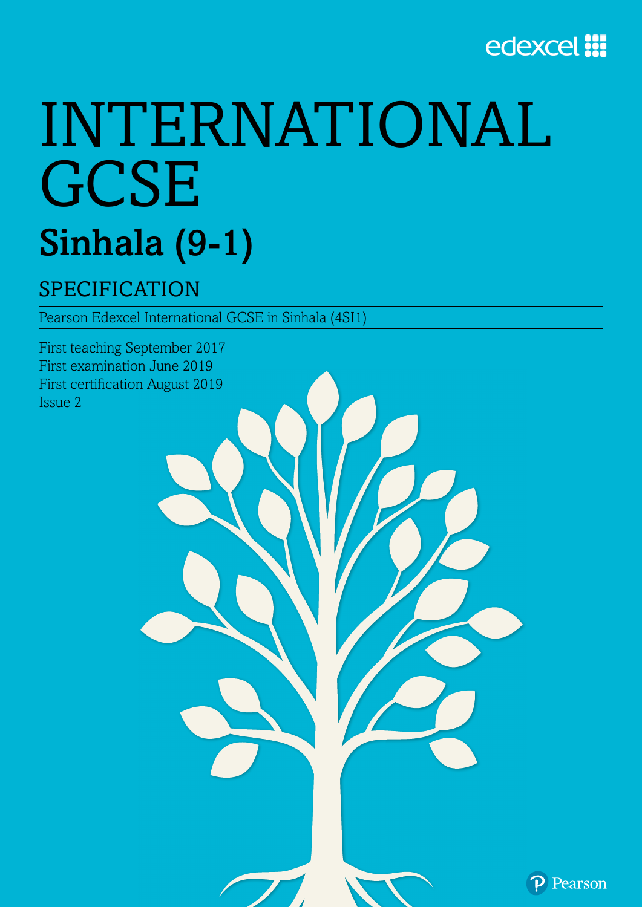edexcel

# INTERNATIONAL GCSE

## Sinhala (9-1)

### SPECIFICATION

Pearson Edexcel International GCSE in Sinhala (4SI1)

First teaching September 2017
First examination June 2019
First certification August 2019
Issue 2

Pearson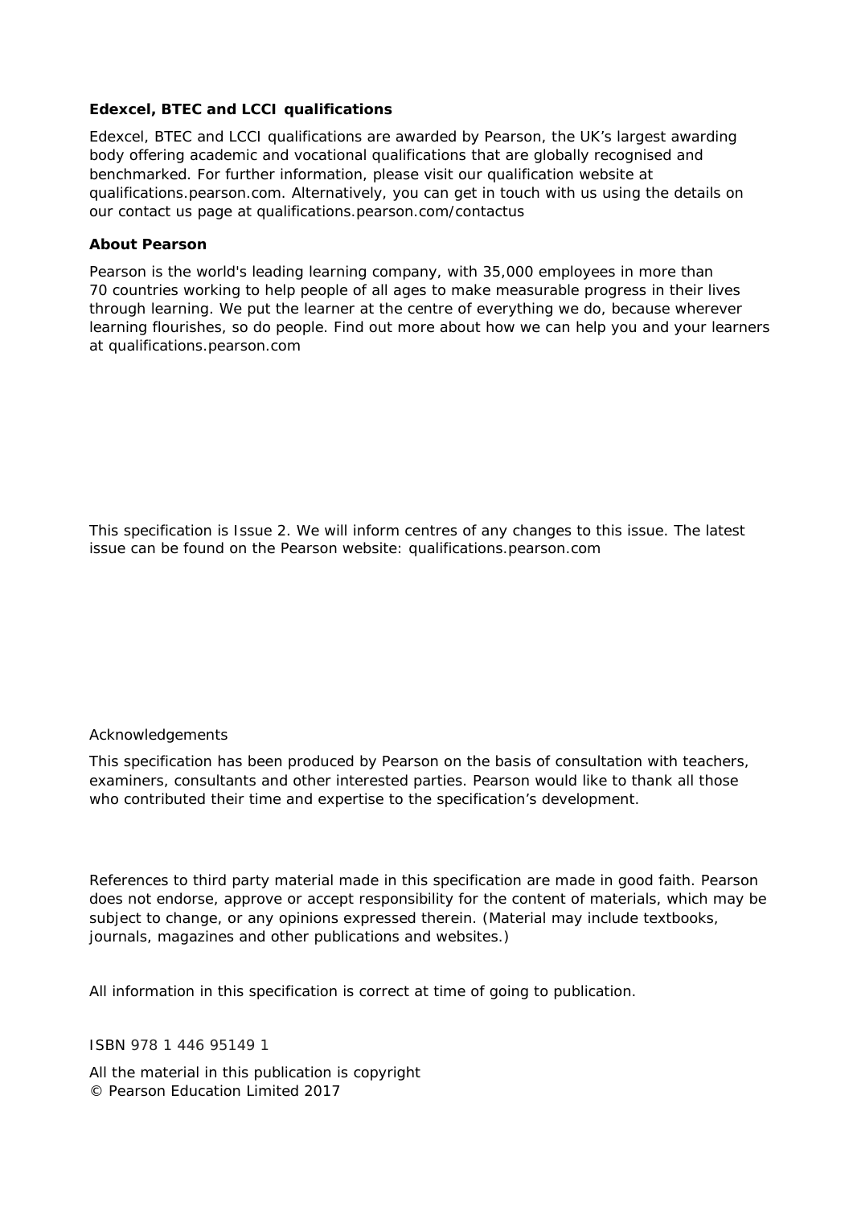**Edexcel, BTEC and LCCI qualifications**

Edexcel, BTEC and LCCI qualifications are awarded by Pearson, the UK's largest awarding body offering academic and vocational qualifications that are globally recognised and benchmarked. For further information, please visit our qualification website at qualifications.pearson.com. Alternatively, you can get in touch with us using the details on our contact us page at qualifications.pearson.com/contactus

**About Pearson**

Pearson is the world's leading learning company, with 35,000 employees in more than 70 countries working to help people of all ages to make measurable progress in their lives through learning. We put the learner at the centre of everything we do, because wherever learning flourishes, so do people. Find out more about how we can help you and your learners at qualifications.pearson.com

This specification is Issue 2. We will inform centres of any changes to this issue. The latest issue can be found on the Pearson website: qualifications.pearson.com

Acknowledgements

This specification has been produced by Pearson on the basis of consultation with teachers, examiners, consultants and other interested parties. Pearson would like to thank all those who contributed their time and expertise to the specification's development.

References to third party material made in this specification are made in good faith. Pearson does not endorse, approve or accept responsibility for the content of materials, which may be subject to change, or any opinions expressed therein. (Material may include textbooks, journals, magazines and other publications and websites.)

All information in this specification is correct at time of going to publication.

ISBN 978 1 446 95149 1

All the material in this publication is copyright
© Pearson Education Limited 2017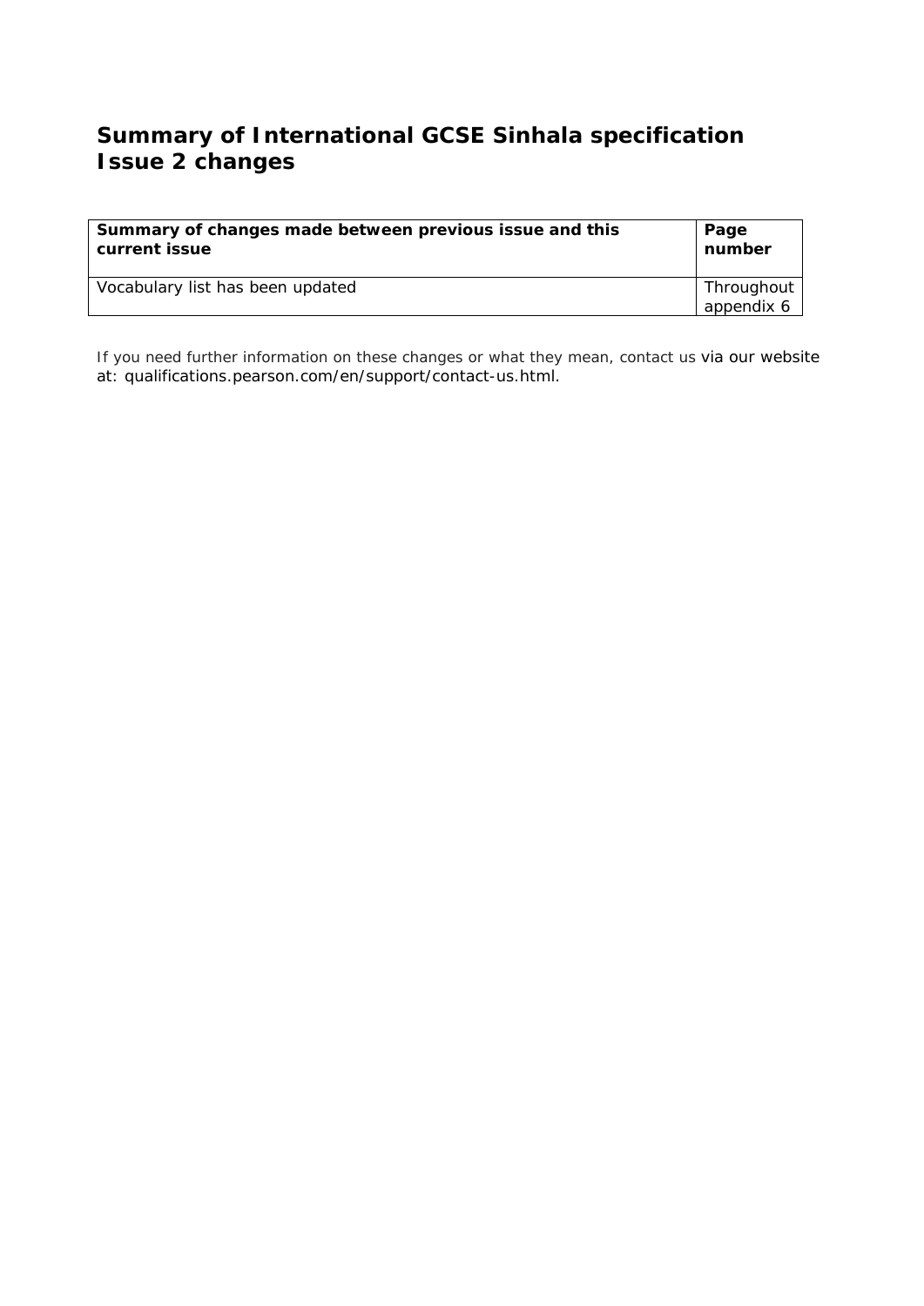# Summary of International GCSE Sinhala specification Issue 2 changes

| Summary of changes made between previous issue and this current issue | Page number |
| --- | --- |
| Vocabulary list has been updated | Throughout appendix 6 |

If you need further information on these changes or what they mean, contact us via our website at: qualifications.pearson.com/en/support/contact-us.html.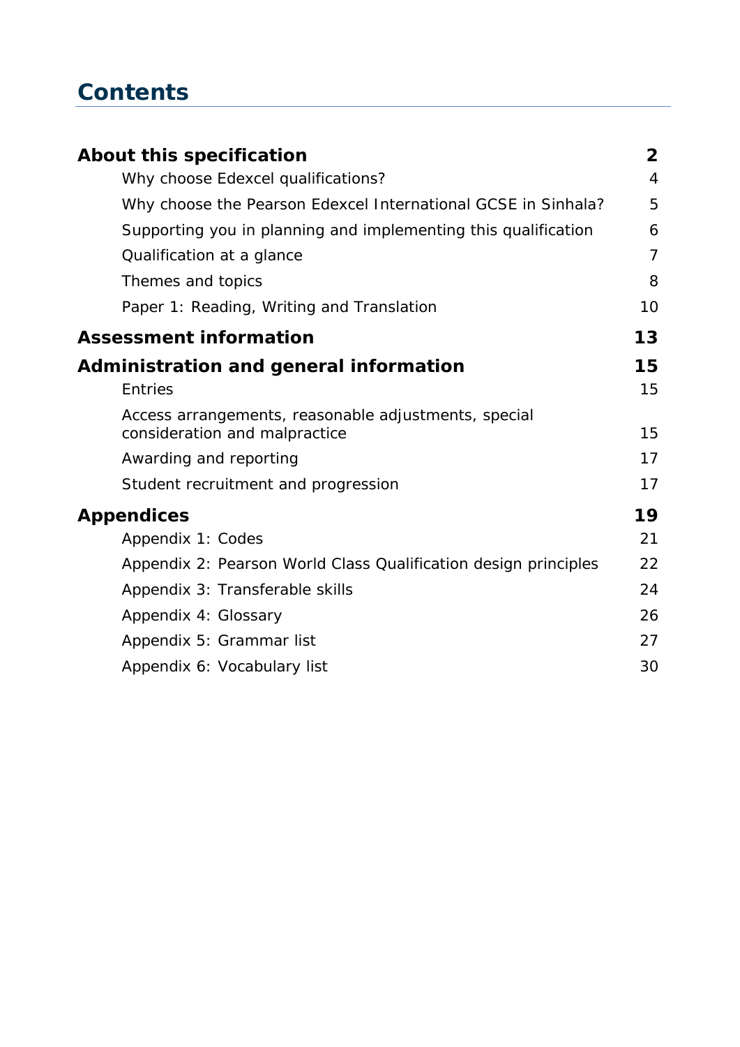# Contents

| | |
|---|---|
| **About this specification** | **2** |
| Why choose Edexcel qualifications? | 4 |
| Why choose the Pearson Edexcel International GCSE in Sinhala? | 5 |
| Supporting you in planning and implementing this qualification | 6 |
| Qualification at a glance | 7 |
| Themes and topics | 8 |
| Paper 1: Reading, Writing and Translation | 10 |
| **Assessment information** | **13** |
| **Administration and general information** | **15** |
| Entries | 15 |
| Access arrangements, reasonable adjustments, special consideration and malpractice | 15 |
| Awarding and reporting | 17 |
| Student recruitment and progression | 17 |
| **Appendices** | **19** |
| Appendix 1: Codes | 21 |
| Appendix 2: Pearson World Class Qualification design principles | 22 |
| Appendix 3: Transferable skills | 24 |
| Appendix 4: Glossary | 26 |
| Appendix 5: Grammar list | 27 |
| Appendix 6: Vocabulary list | 30 |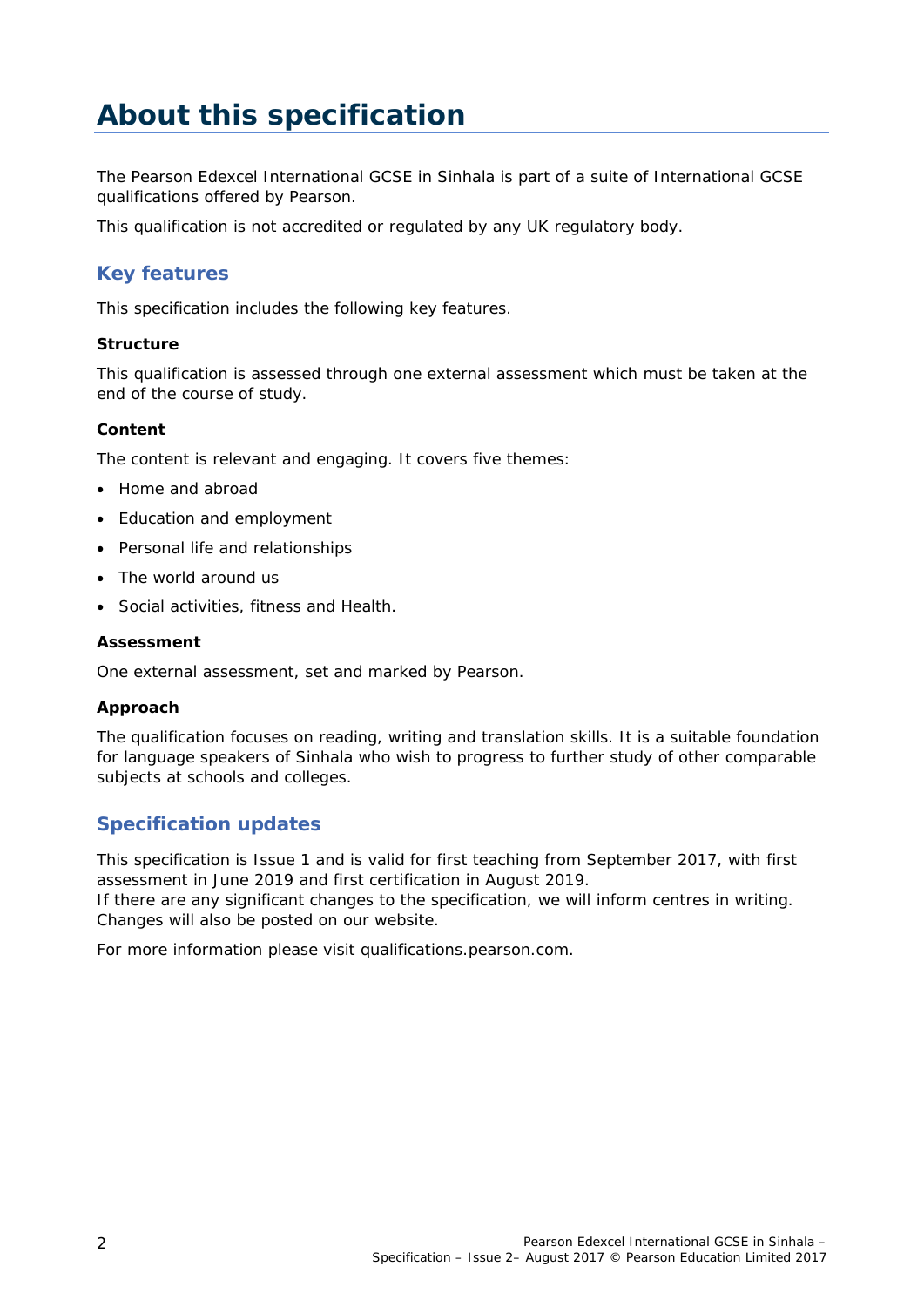# About this specification

The Pearson Edexcel International GCSE in Sinhala is part of a suite of International GCSE qualifications offered by Pearson.

This qualification is not accredited or regulated by any UK regulatory body.

## Key features

This specification includes the following key features.

**Structure**

This qualification is assessed through one external assessment which must be taken at the end of the course of study.

**Content**

The content is relevant and engaging. It covers five themes:

- Home and abroad
- Education and employment
- Personal life and relationships
- The world around us
- Social activities, fitness and Health.

**Assessment**

One external assessment, set and marked by Pearson.

**Approach**

The qualification focuses on reading, writing and translation skills. It is a suitable foundation for language speakers of Sinhala who wish to progress to further study of other comparable subjects at schools and colleges.

## Specification updates

This specification is Issue 1 and is valid for first teaching from September 2017, with first assessment in June 2019 and first certification in August 2019.
If there are any significant changes to the specification, we will inform centres in writing. Changes will also be posted on our website.

For more information please visit qualifications.pearson.com.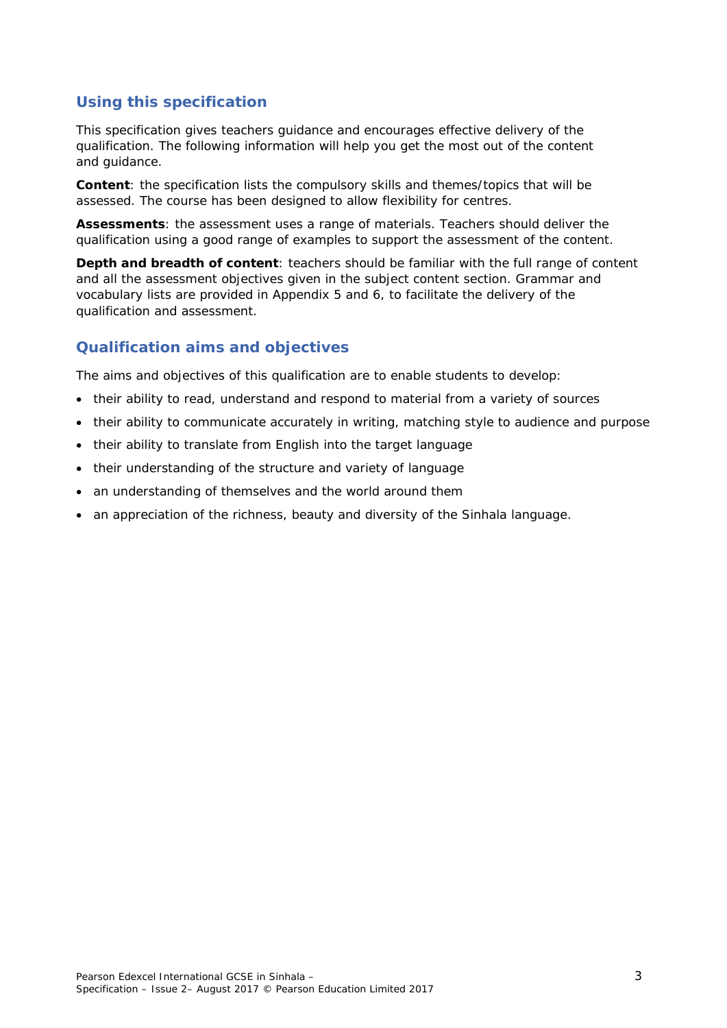## Using this specification

This specification gives teachers guidance and encourages effective delivery of the qualification. The following information will help you get the most out of the content and guidance.

**Content**: the specification lists the compulsory skills and themes/topics that will be assessed. The course has been designed to allow flexibility for centres.

**Assessments**: the assessment uses a range of materials. Teachers should deliver the qualification using a good range of examples to support the assessment of the content.

**Depth and breadth of content**: teachers should be familiar with the full range of content and all the assessment objectives given in the subject content section. Grammar and vocabulary lists are provided in Appendix 5 and 6, to facilitate the delivery of the qualification and assessment.

## Qualification aims and objectives

The aims and objectives of this qualification are to enable students to develop:

- their ability to read, understand and respond to material from a variety of sources
- their ability to communicate accurately in writing, matching style to audience and purpose
- their ability to translate from English into the target language
- their understanding of the structure and variety of language
- an understanding of themselves and the world around them
- an appreciation of the richness, beauty and diversity of the Sinhala language.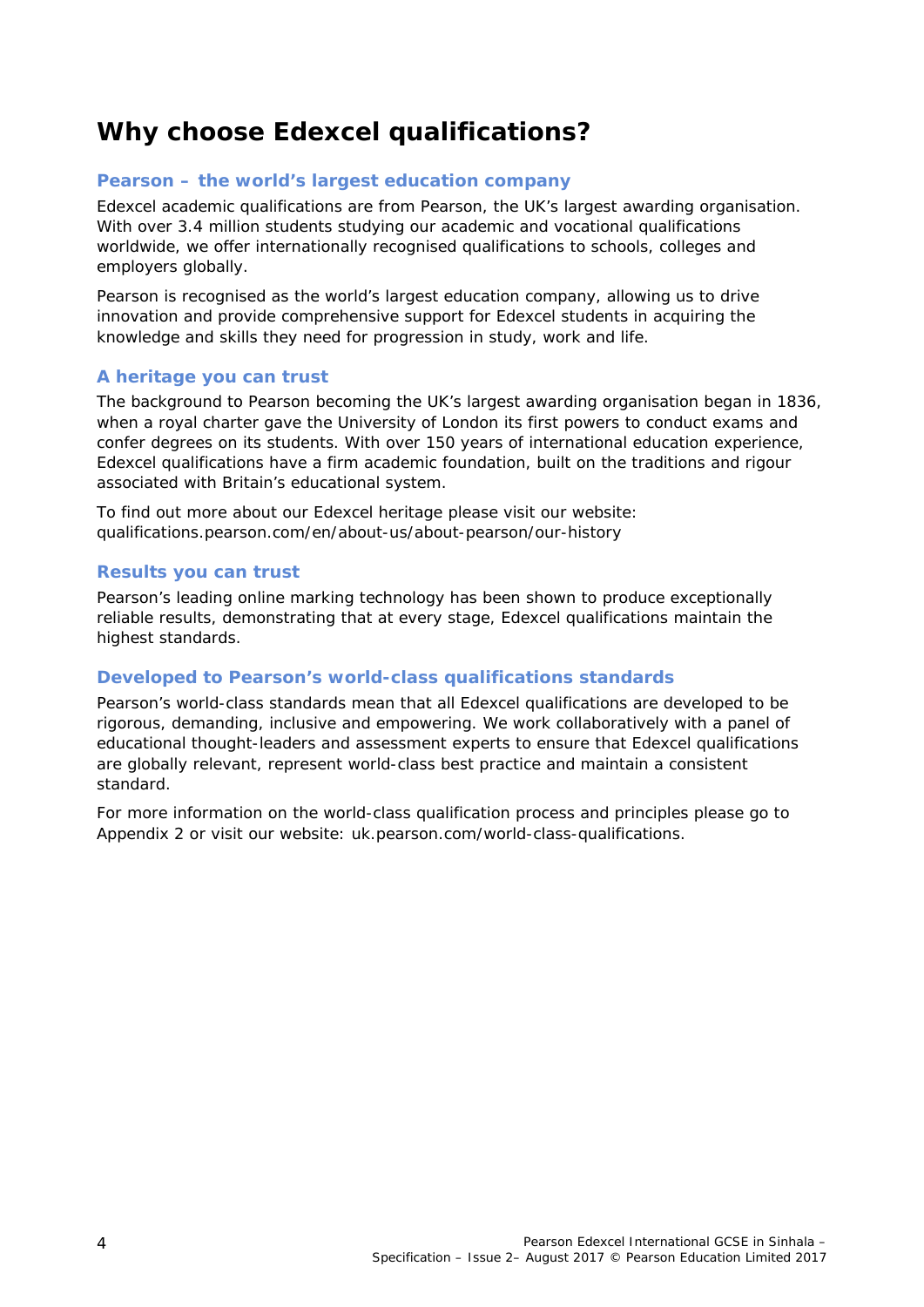# Why choose Edexcel qualifications?

## Pearson – the world's largest education company

Edexcel academic qualifications are from Pearson, the UK's largest awarding organisation. With over 3.4 million students studying our academic and vocational qualifications worldwide, we offer internationally recognised qualifications to schools, colleges and employers globally.

Pearson is recognised as the world's largest education company, allowing us to drive innovation and provide comprehensive support for Edexcel students in acquiring the knowledge and skills they need for progression in study, work and life.

## A heritage you can trust

The background to Pearson becoming the UK's largest awarding organisation began in 1836, when a royal charter gave the University of London its first powers to conduct exams and confer degrees on its students. With over 150 years of international education experience, Edexcel qualifications have a firm academic foundation, built on the traditions and rigour associated with Britain's educational system.

To find out more about our Edexcel heritage please visit our website: qualifications.pearson.com/en/about-us/about-pearson/our-history

## Results you can trust

Pearson's leading online marking technology has been shown to produce exceptionally reliable results, demonstrating that at every stage, Edexcel qualifications maintain the highest standards.

## Developed to Pearson's world-class qualifications standards

Pearson's world-class standards mean that all Edexcel qualifications are developed to be rigorous, demanding, inclusive and empowering. We work collaboratively with a panel of educational thought-leaders and assessment experts to ensure that Edexcel qualifications are globally relevant, represent world-class best practice and maintain a consistent standard.

For more information on the world-class qualification process and principles please go to Appendix 2 or visit our website: uk.pearson.com/world-class-qualifications.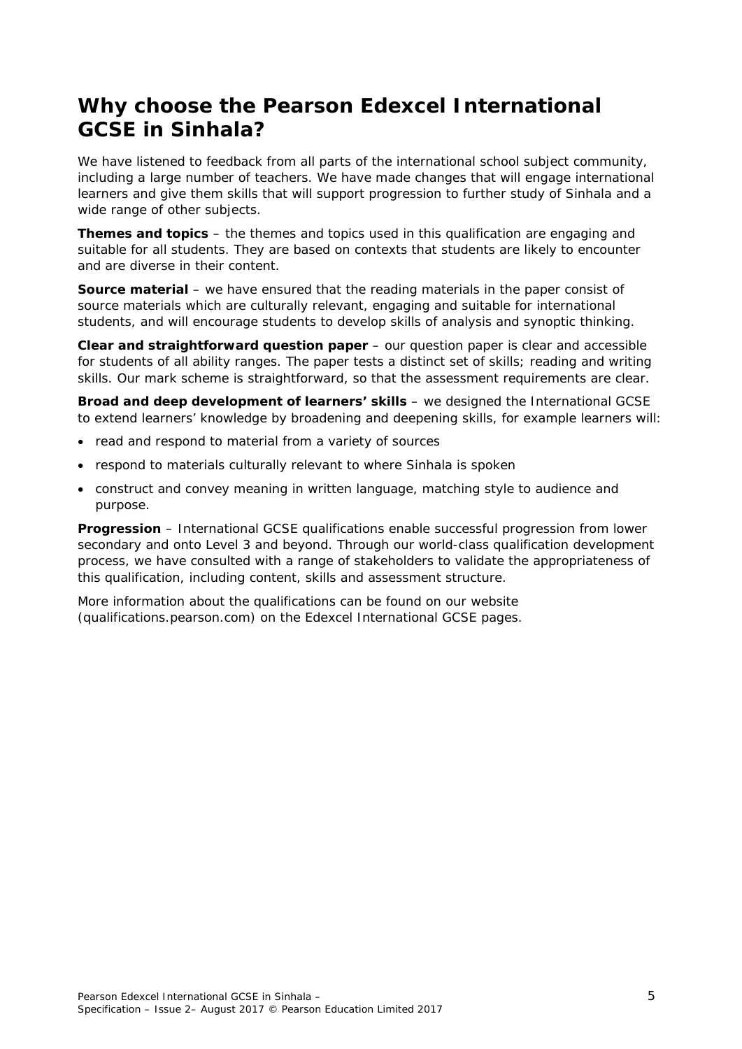# Why choose the Pearson Edexcel International GCSE in Sinhala?

We have listened to feedback from all parts of the international school subject community, including a large number of teachers. We have made changes that will engage international learners and give them skills that will support progression to further study of Sinhala and a wide range of other subjects.

**Themes and topics** – the themes and topics used in this qualification are engaging and suitable for all students. They are based on contexts that students are likely to encounter and are diverse in their content.

**Source material** – we have ensured that the reading materials in the paper consist of source materials which are culturally relevant, engaging and suitable for international students, and will encourage students to develop skills of analysis and synoptic thinking.

**Clear and straightforward question paper** – our question paper is clear and accessible for students of all ability ranges. The paper tests a distinct set of skills; reading and writing skills. Our mark scheme is straightforward, so that the assessment requirements are clear.

**Broad and deep development of learners' skills** – we designed the International GCSE to extend learners' knowledge by broadening and deepening skills, for example learners will:

- read and respond to material from a variety of sources
- respond to materials culturally relevant to where Sinhala is spoken
- construct and convey meaning in written language, matching style to audience and purpose.

**Progression** – International GCSE qualifications enable successful progression from lower secondary and onto Level 3 and beyond. Through our world-class qualification development process, we have consulted with a range of stakeholders to validate the appropriateness of this qualification, including content, skills and assessment structure.

More information about the qualifications can be found on our website (qualifications.pearson.com) on the Edexcel International GCSE pages.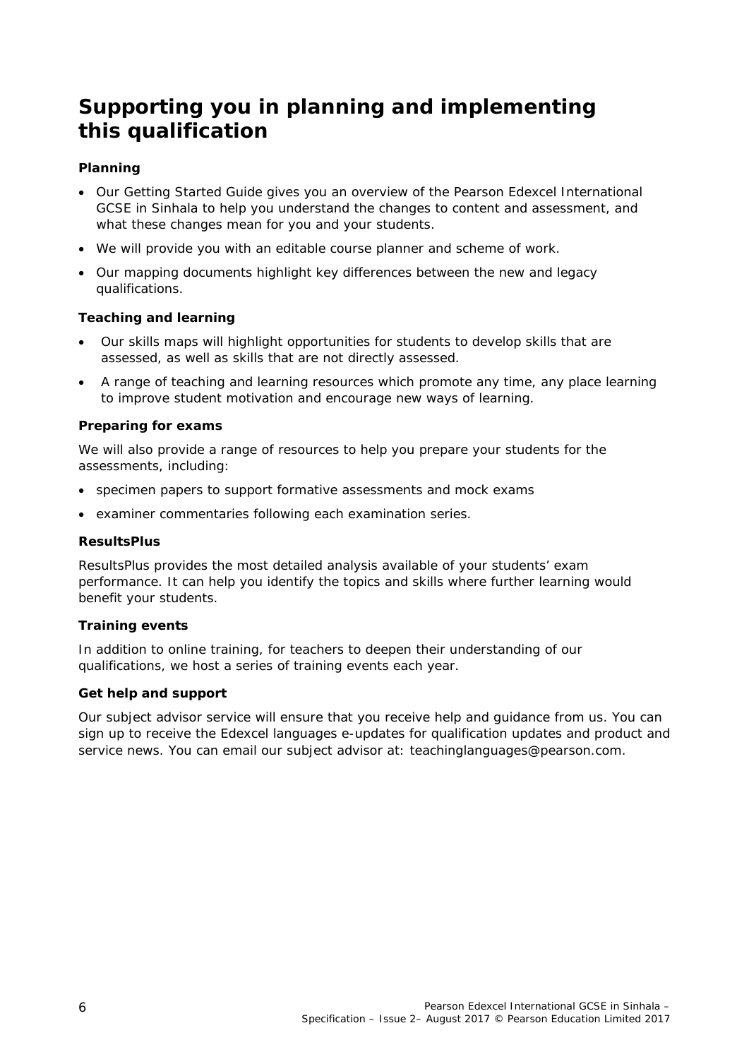# Supporting you in planning and implementing this qualification

### Planning

- Our Getting Started Guide gives you an overview of the Pearson Edexcel International GCSE in Sinhala to help you understand the changes to content and assessment, and what these changes mean for you and your students.
- We will provide you with an editable course planner and scheme of work.
- Our mapping documents highlight key differences between the new and legacy qualifications.

### Teaching and learning

- Our skills maps will highlight opportunities for students to develop skills that are assessed, as well as skills that are not directly assessed.
- A range of teaching and learning resources which promote any time, any place learning to improve student motivation and encourage new ways of learning.

### Preparing for exams

We will also provide a range of resources to help you prepare your students for the assessments, including:

- specimen papers to support formative assessments and mock exams
- examiner commentaries following each examination series.

### ResultsPlus

ResultsPlus provides the most detailed analysis available of your students' exam performance. It can help you identify the topics and skills where further learning would benefit your students.

### Training events

In addition to online training, for teachers to deepen their understanding of our qualifications, we host a series of training events each year.

### Get help and support

Our subject advisor service will ensure that you receive help and guidance from us. You can sign up to receive the Edexcel languages e-updates for qualification updates and product and service news. You can email our subject advisor at: teachinglanguages@pearson.com.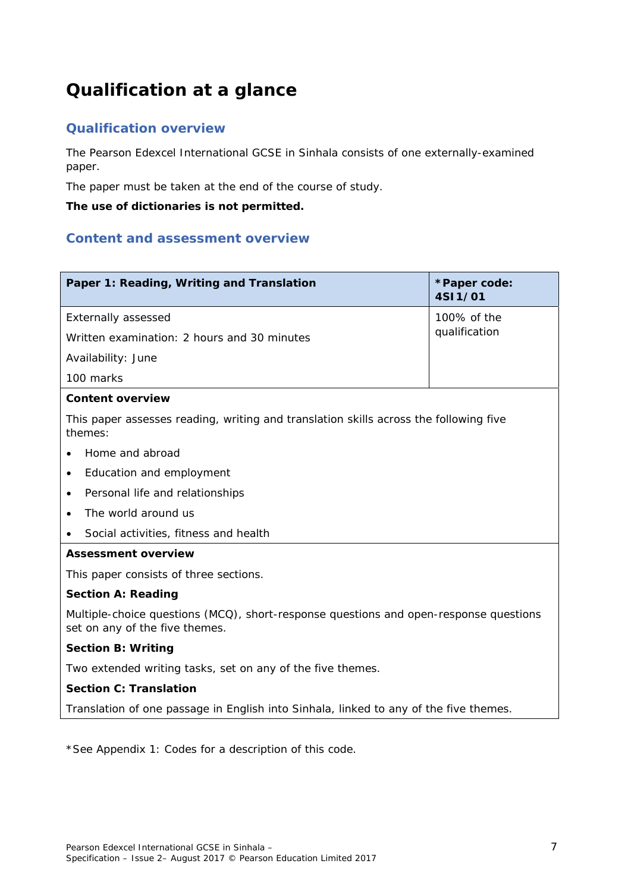# Qualification at a glance

## Qualification overview

The Pearson Edexcel International GCSE in Sinhala consists of one externally-examined paper.

The paper must be taken at the end of the course of study.

**The use of dictionaries is not permitted.**

## Content and assessment overview

| **Paper 1: Reading, Writing and Translation** | ***Paper code: 4SI1/01** |
|---|---|
| Externally assessed<br>Written examination: 2 hours and 30 minutes<br>Availability: June<br>100 marks | 100% of the qualification |
| **Content overview**<br>This paper assesses reading, writing and translation skills across the following five themes:<br>• Home and abroad<br>• Education and employment<br>• Personal life and relationships<br>• The world around us<br>• Social activities, fitness and health | |
| **Assessment overview**<br>This paper consists of three sections.<br>**Section A: Reading**<br>Multiple-choice questions (MCQ), short-response questions and open-response questions set on any of the five themes.<br>**Section B: Writing**<br>Two extended writing tasks, set on any of the five themes.<br>**Section C: Translation**<br>Translation of one passage in English into Sinhala, linked to any of the five themes. | |

*See Appendix 1: Codes for a description of this code.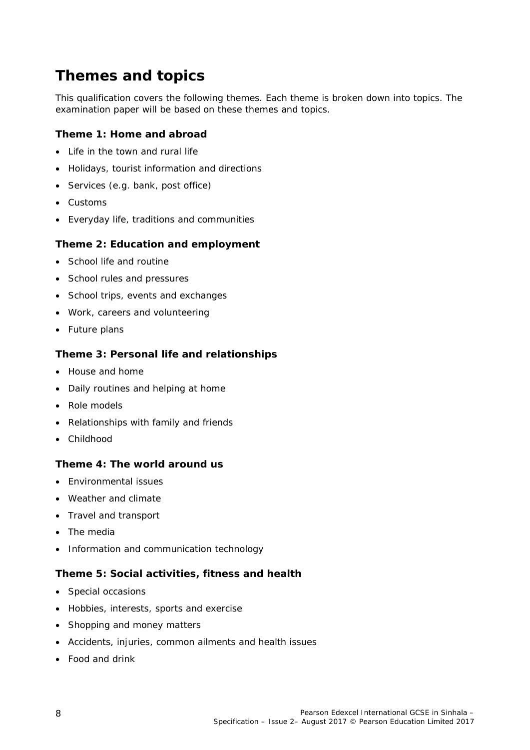## Themes and topics

This qualification covers the following themes. Each theme is broken down into topics. The examination paper will be based on these themes and topics.

### Theme 1: Home and abroad

- Life in the town and rural life
- Holidays, tourist information and directions
- Services (e.g. bank, post office)
- Customs
- Everyday life, traditions and communities

### Theme 2: Education and employment

- School life and routine
- School rules and pressures
- School trips, events and exchanges
- Work, careers and volunteering
- Future plans

### Theme 3: Personal life and relationships

- House and home
- Daily routines and helping at home
- Role models
- Relationships with family and friends
- Childhood

### Theme 4: The world around us

- Environmental issues
- Weather and climate
- Travel and transport
- The media
- Information and communication technology

### Theme 5: Social activities, fitness and health

- Special occasions
- Hobbies, interests, sports and exercise
- Shopping and money matters
- Accidents, injuries, common ailments and health issues
- Food and drink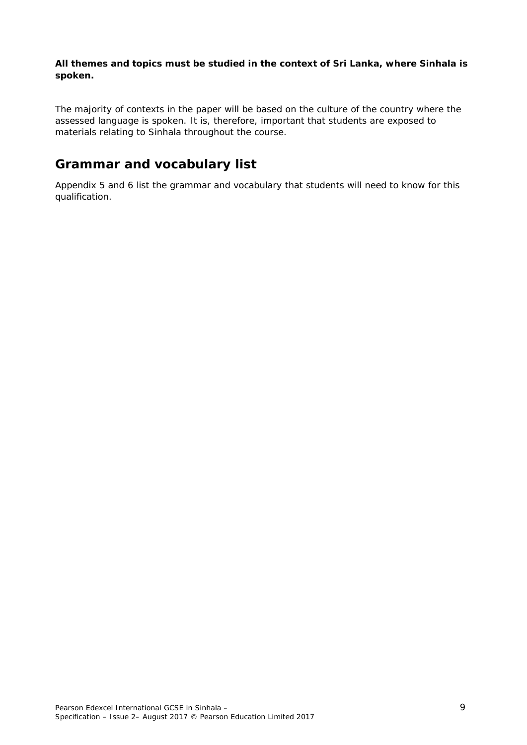**All themes and topics must be studied in the context of Sri Lanka, where Sinhala is spoken.**

The majority of contexts in the paper will be based on the culture of the country where the assessed language is spoken. It is, therefore, important that students are exposed to materials relating to Sinhala throughout the course.

## Grammar and vocabulary list

Appendix 5 and 6 list the grammar and vocabulary that students will need to know for this qualification.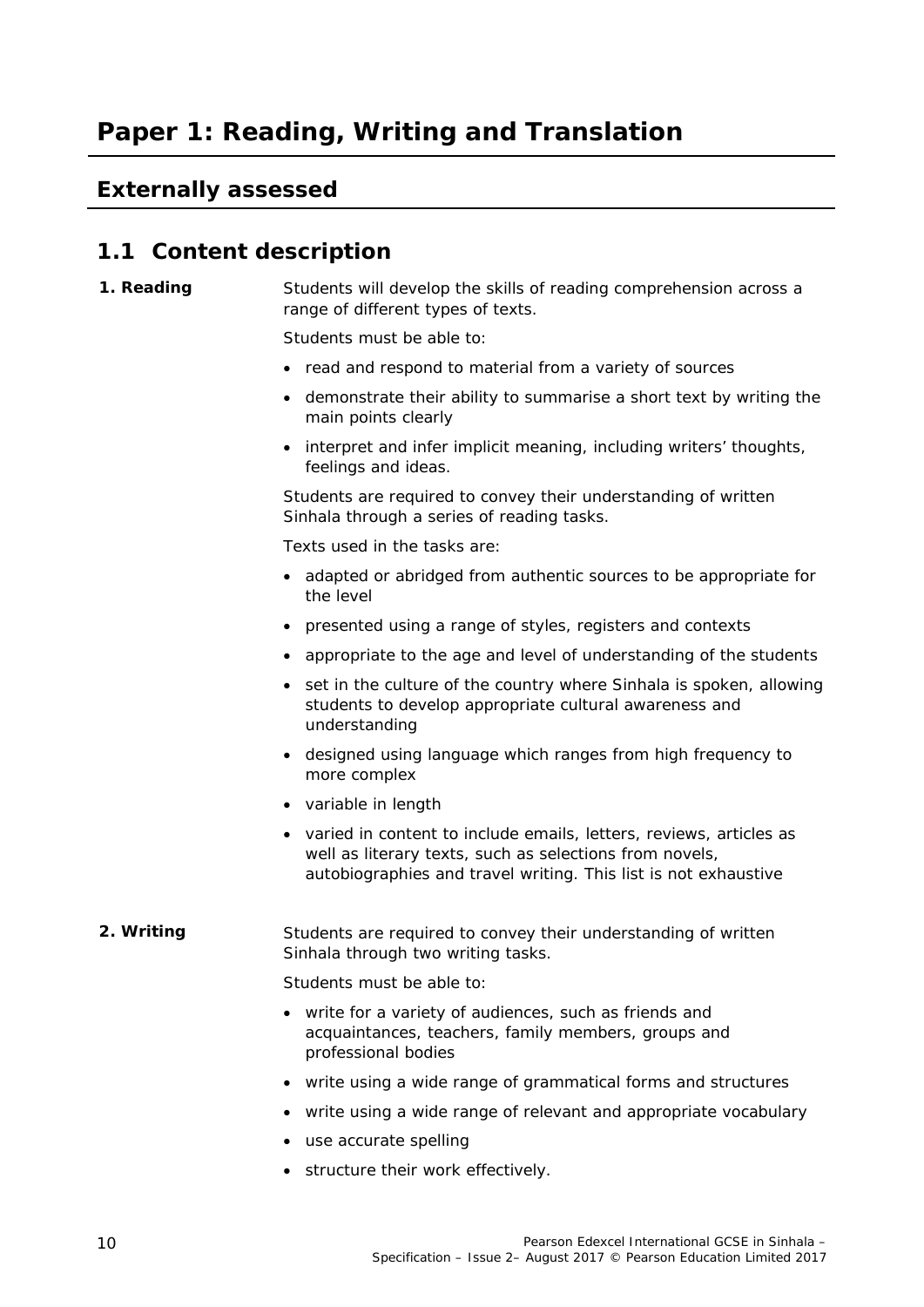# Paper 1: Reading, Writing and Translation

## Externally assessed

## 1.1 Content description

**1. Reading**

Students will develop the skills of reading comprehension across a range of different types of texts.

Students must be able to:

- read and respond to material from a variety of sources
- demonstrate their ability to summarise a short text by writing the main points clearly
- interpret and infer implicit meaning, including writers' thoughts, feelings and ideas.

Students are required to convey their understanding of written Sinhala through a series of reading tasks.

Texts used in the tasks are:

- adapted or abridged from authentic sources to be appropriate for the level
- presented using a range of styles, registers and contexts
- appropriate to the age and level of understanding of the students
- set in the culture of the country where Sinhala is spoken, allowing students to develop appropriate cultural awareness and understanding
- designed using language which ranges from high frequency to more complex
- variable in length
- varied in content to include emails, letters, reviews, articles as well as literary texts, such as selections from novels, autobiographies and travel writing. This list is not exhaustive

**2. Writing**

Students are required to convey their understanding of written Sinhala through two writing tasks.

Students must be able to:

- write for a variety of audiences, such as friends and acquaintances, teachers, family members, groups and professional bodies
- write using a wide range of grammatical forms and structures
- write using a wide range of relevant and appropriate vocabulary
- use accurate spelling
- structure their work effectively.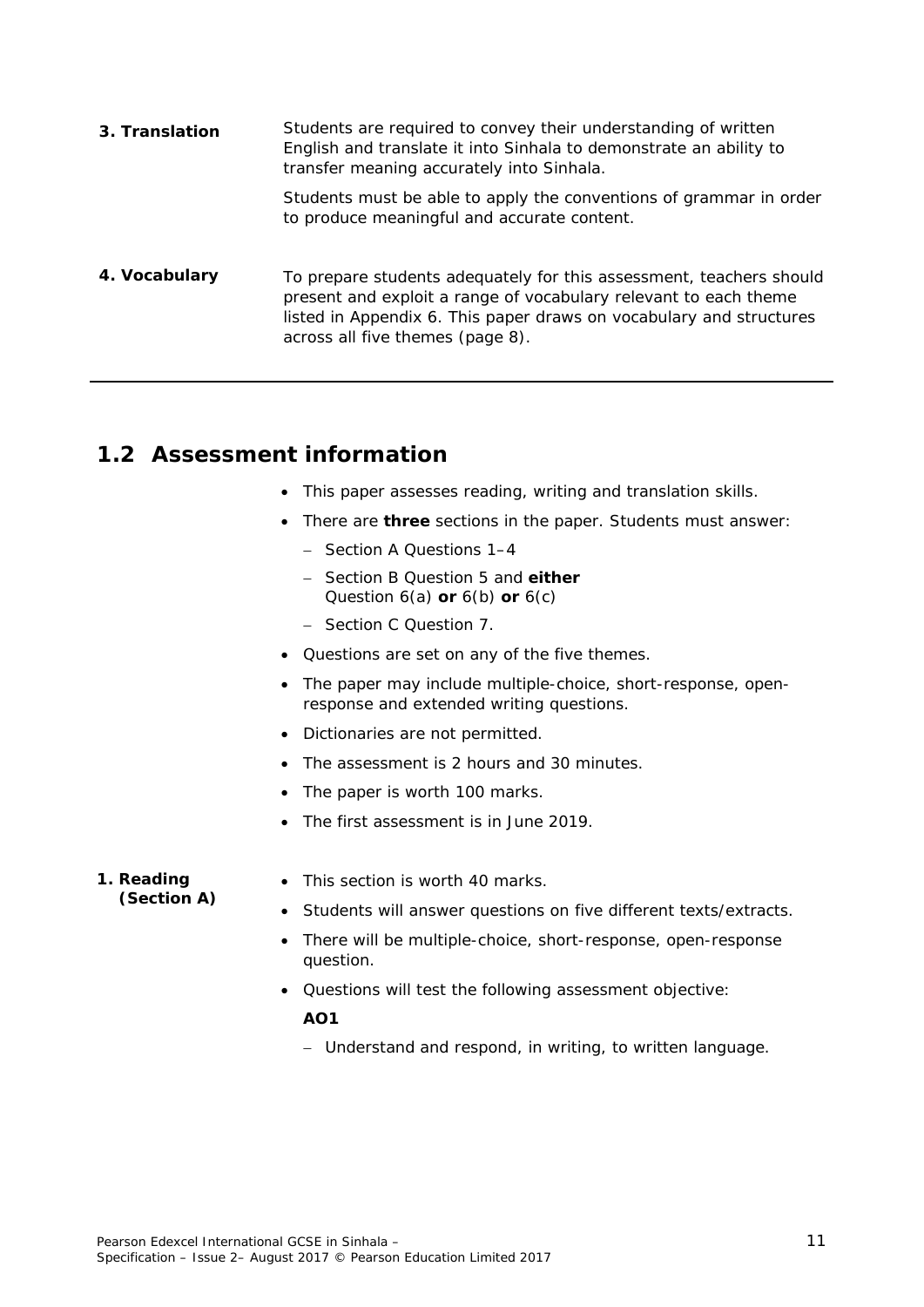**3. Translation**

Students are required to convey their understanding of written English and translate it into Sinhala to demonstrate an ability to transfer meaning accurately into Sinhala.

Students must be able to apply the conventions of grammar in order to produce meaningful and accurate content.

**4. Vocabulary**

To prepare students adequately for this assessment, teachers should present and exploit a range of vocabulary relevant to each theme listed in Appendix 6. This paper draws on vocabulary and structures across all five themes (page 8).

## 1.2 Assessment information

- This paper assesses reading, writing and translation skills.
- There are **three** sections in the paper. Students must answer:
  - Section A Questions 1–4
  - Section B Question 5 and **either** Question 6(a) **or** 6(b) **or** 6(c)
  - Section C Question 7.
- Questions are set on any of the five themes.
- The paper may include multiple-choice, short-response, open-response and extended writing questions.
- Dictionaries are not permitted.
- The assessment is 2 hours and 30 minutes.
- The paper is worth 100 marks.
- The first assessment is in June 2019.

**1. Reading (Section A)**

- This section is worth 40 marks.
- Students will answer questions on five different texts/extracts.
- There will be multiple-choice, short-response, open-response question.
- Questions will test the following assessment objective:

  **AO1**

  - Understand and respond, in writing, to written language.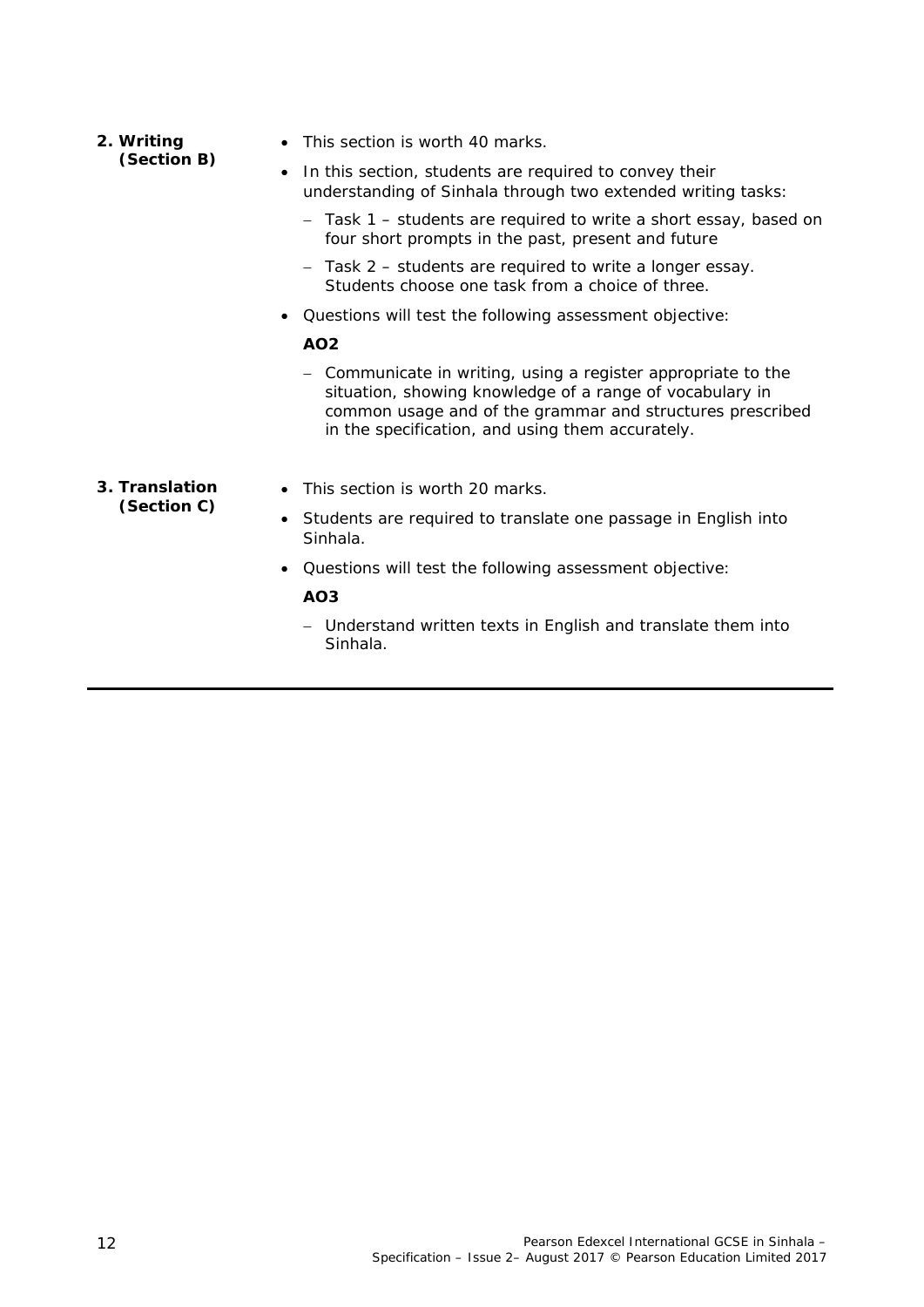**2. Writing (Section B)**

- This section is worth 40 marks.
- In this section, students are required to convey their understanding of Sinhala through two extended writing tasks:
  - Task 1 – students are required to write a short essay, based on four short prompts in the past, present and future
  - Task 2 – students are required to write a longer essay. Students choose one task from a choice of three.
- Questions will test the following assessment objective:

  **AO2**

  - Communicate in writing, using a register appropriate to the situation, showing knowledge of a range of vocabulary in common usage and of the grammar and structures prescribed in the specification, and using them accurately.

**3. Translation (Section C)**

- This section is worth 20 marks.
- Students are required to translate one passage in English into Sinhala.
- Questions will test the following assessment objective:

  **AO3**

  - Understand written texts in English and translate them into Sinhala.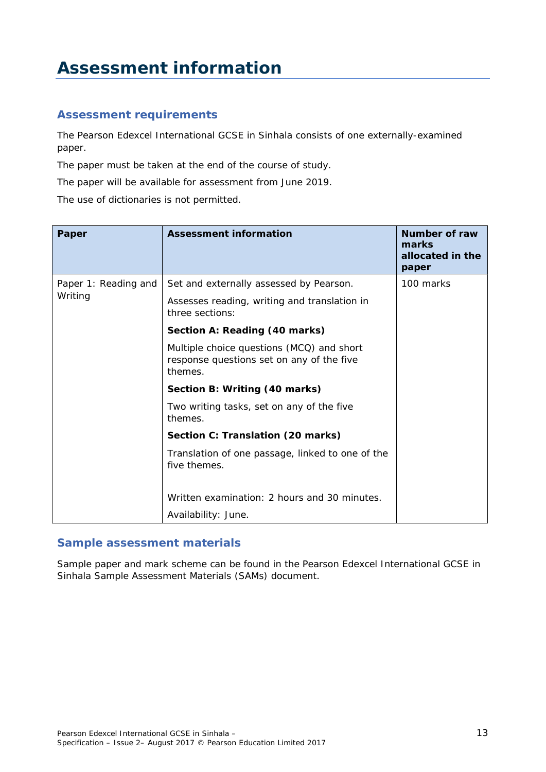# Assessment information

## Assessment requirements

The Pearson Edexcel International GCSE in Sinhala consists of one externally-examined paper.

The paper must be taken at the end of the course of study.

The paper will be available for assessment from June 2019.

The use of dictionaries is not permitted.

| Paper | Assessment information | Number of raw marks allocated in the paper |
|---|---|---|
| Paper 1: Reading and Writing | Set and externally assessed by Pearson.<br><br>Assesses reading, writing and translation in three sections:<br><br>**Section A: Reading (40 marks)**<br><br>Multiple choice questions (MCQ) and short response questions set on any of the five themes.<br><br>**Section B: Writing (40 marks)**<br><br>Two writing tasks, set on any of the five themes.<br><br>**Section C: Translation (20 marks)**<br><br>Translation of one passage, linked to one of the five themes.<br><br>Written examination: 2 hours and 30 minutes.<br><br>Availability: June. | 100 marks |

## Sample assessment materials

Sample paper and mark scheme can be found in the Pearson Edexcel International GCSE in Sinhala Sample Assessment Materials (SAMs) document.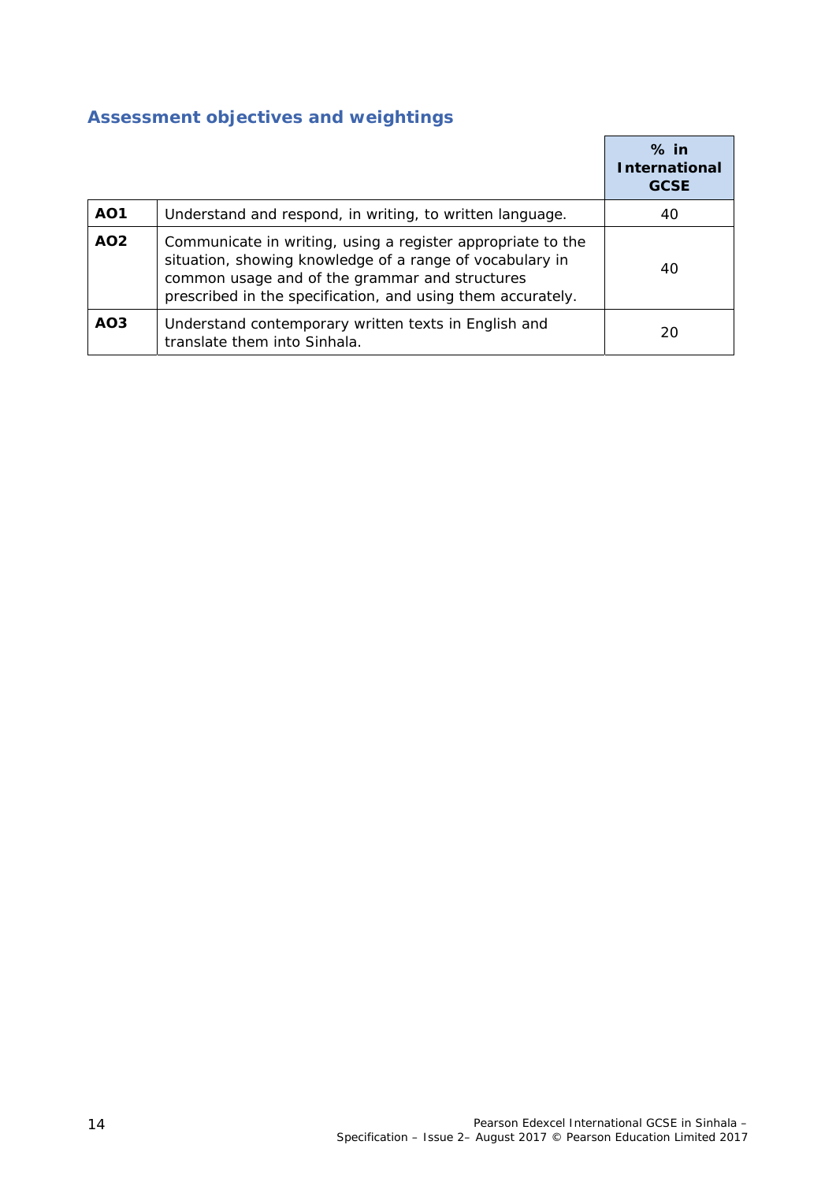## Assessment objectives and weightings

| | | % in International GCSE |
|---|---|---|
| **AO1** | Understand and respond, in writing, to written language. | 40 |
| **AO2** | Communicate in writing, using a register appropriate to the situation, showing knowledge of a range of vocabulary in common usage and of the grammar and structures prescribed in the specification, and using them accurately. | 40 |
| **AO3** | Understand contemporary written texts in English and translate them into Sinhala. | 20 |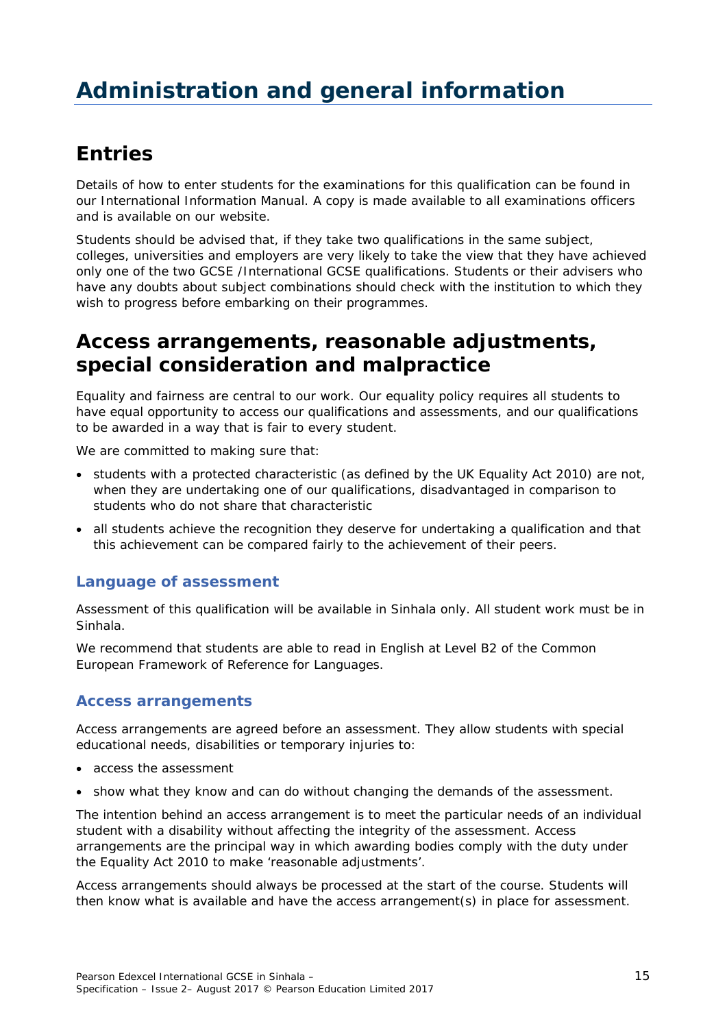# Administration and general information

## Entries

Details of how to enter students for the examinations for this qualification can be found in our International Information Manual. A copy is made available to all examinations officers and is available on our website.

Students should be advised that, if they take two qualifications in the same subject, colleges, universities and employers are very likely to take the view that they have achieved only one of the two GCSE /International GCSE qualifications. Students or their advisers who have any doubts about subject combinations should check with the institution to which they wish to progress before embarking on their programmes.

## Access arrangements, reasonable adjustments, special consideration and malpractice

Equality and fairness are central to our work. Our equality policy requires all students to have equal opportunity to access our qualifications and assessments, and our qualifications to be awarded in a way that is fair to every student.

We are committed to making sure that:

- students with a protected characteristic (as defined by the UK Equality Act 2010) are not, when they are undertaking one of our qualifications, disadvantaged in comparison to students who do not share that characteristic
- all students achieve the recognition they deserve for undertaking a qualification and that this achievement can be compared fairly to the achievement of their peers.

### Language of assessment

Assessment of this qualification will be available in Sinhala only. All student work must be in Sinhala.

We recommend that students are able to read in English at Level B2 of the Common European Framework of Reference for Languages.

### Access arrangements

Access arrangements are agreed before an assessment. They allow students with special educational needs, disabilities or temporary injuries to:

- access the assessment
- show what they know and can do without changing the demands of the assessment.

The intention behind an access arrangement is to meet the particular needs of an individual student with a disability without affecting the integrity of the assessment. Access arrangements are the principal way in which awarding bodies comply with the duty under the Equality Act 2010 to make 'reasonable adjustments'.

Access arrangements should always be processed at the start of the course. Students will then know what is available and have the access arrangement(s) in place for assessment.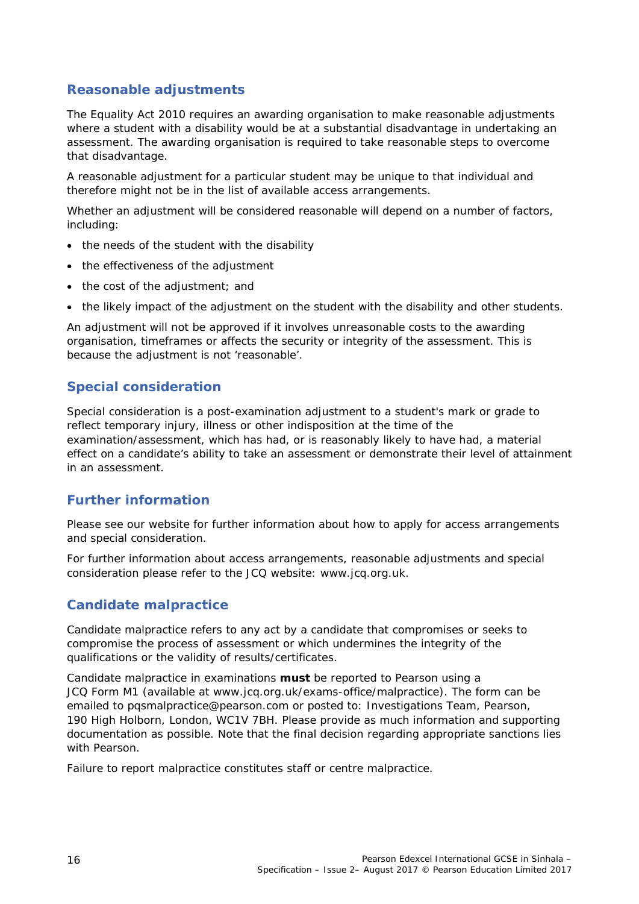## Reasonable adjustments

The Equality Act 2010 requires an awarding organisation to make reasonable adjustments where a student with a disability would be at a substantial disadvantage in undertaking an assessment. The awarding organisation is required to take reasonable steps to overcome that disadvantage.

A reasonable adjustment for a particular student may be unique to that individual and therefore might not be in the list of available access arrangements.

Whether an adjustment will be considered reasonable will depend on a number of factors, including:

- the needs of the student with the disability
- the effectiveness of the adjustment
- the cost of the adjustment; and
- the likely impact of the adjustment on the student with the disability and other students.

An adjustment will not be approved if it involves unreasonable costs to the awarding organisation, timeframes or affects the security or integrity of the assessment. This is because the adjustment is not 'reasonable'.

## Special consideration

Special consideration is a post-examination adjustment to a student's mark or grade to reflect temporary injury, illness or other indisposition at the time of the examination/assessment, which has had, or is reasonably likely to have had, a material effect on a candidate's ability to take an assessment or demonstrate their level of attainment in an assessment.

## Further information

Please see our website for further information about how to apply for access arrangements and special consideration.

For further information about access arrangements, reasonable adjustments and special consideration please refer to the JCQ website: www.jcq.org.uk.

## Candidate malpractice

Candidate malpractice refers to any act by a candidate that compromises or seeks to compromise the process of assessment or which undermines the integrity of the qualifications or the validity of results/certificates.

Candidate malpractice in examinations **must** be reported to Pearson using a JCQ Form M1 (available at www.jcq.org.uk/exams-office/malpractice). The form can be emailed to pqsmalpractice@pearson.com or posted to: Investigations Team, Pearson, 190 High Holborn, London, WC1V 7BH. Please provide as much information and supporting documentation as possible. Note that the final decision regarding appropriate sanctions lies with Pearson.

Failure to report malpractice constitutes staff or centre malpractice.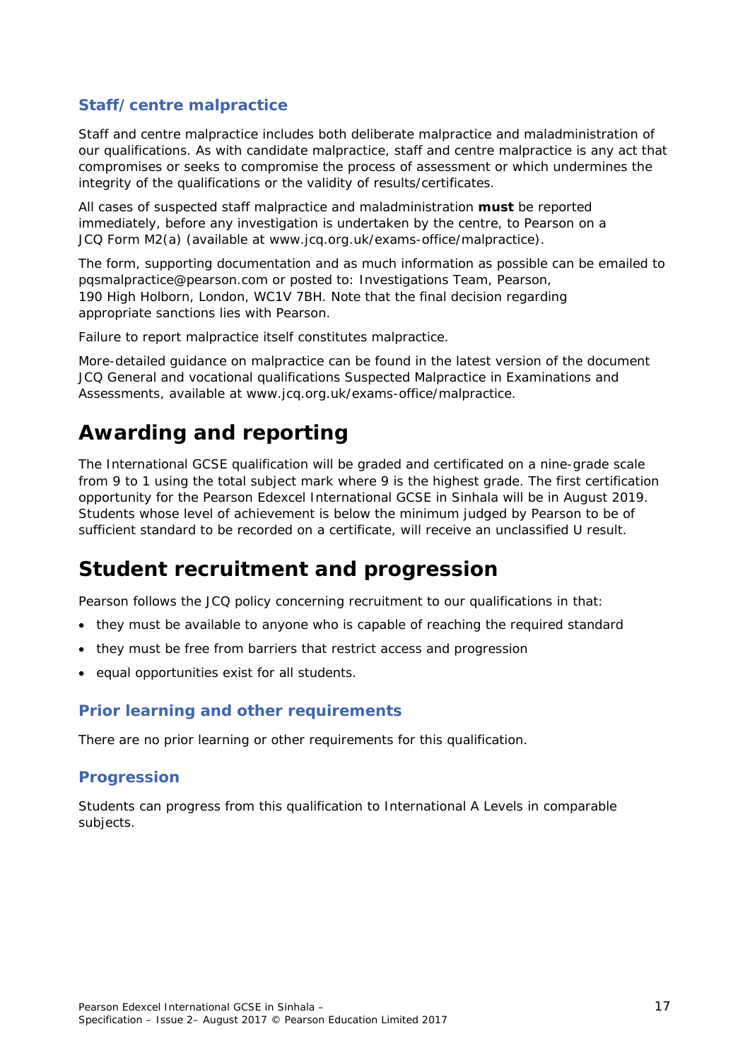### Staff/centre malpractice

Staff and centre malpractice includes both deliberate malpractice and maladministration of our qualifications. As with candidate malpractice, staff and centre malpractice is any act that compromises or seeks to compromise the process of assessment or which undermines the integrity of the qualifications or the validity of results/certificates.

All cases of suspected staff malpractice and maladministration **must** be reported immediately, before any investigation is undertaken by the centre, to Pearson on a JCQ Form M2(a) (available at www.jcq.org.uk/exams-office/malpractice).

The form, supporting documentation and as much information as possible can be emailed to pqsmalpractice@pearson.com or posted to: Investigations Team, Pearson, 190 High Holborn, London, WC1V 7BH. Note that the final decision regarding appropriate sanctions lies with Pearson.

Failure to report malpractice itself constitutes malpractice.

More-detailed guidance on malpractice can be found in the latest version of the document *JCQ General and vocational qualifications Suspected Malpractice in Examinations and Assessments*, available at www.jcq.org.uk/exams-office/malpractice.

## Awarding and reporting

The International GCSE qualification will be graded and certificated on a nine-grade scale from 9 to 1 using the total subject mark where 9 is the highest grade. The first certification opportunity for the Pearson Edexcel International GCSE in Sinhala will be in August 2019. Students whose level of achievement is below the minimum judged by Pearson to be of sufficient standard to be recorded on a certificate, will receive an unclassified U result.

## Student recruitment and progression

Pearson follows the JCQ policy concerning recruitment to our qualifications in that:

- they must be available to anyone who is capable of reaching the required standard
- they must be free from barriers that restrict access and progression
- equal opportunities exist for all students.

### Prior learning and other requirements

There are no prior learning or other requirements for this qualification.

### Progression

Students can progress from this qualification to International A Levels in comparable subjects.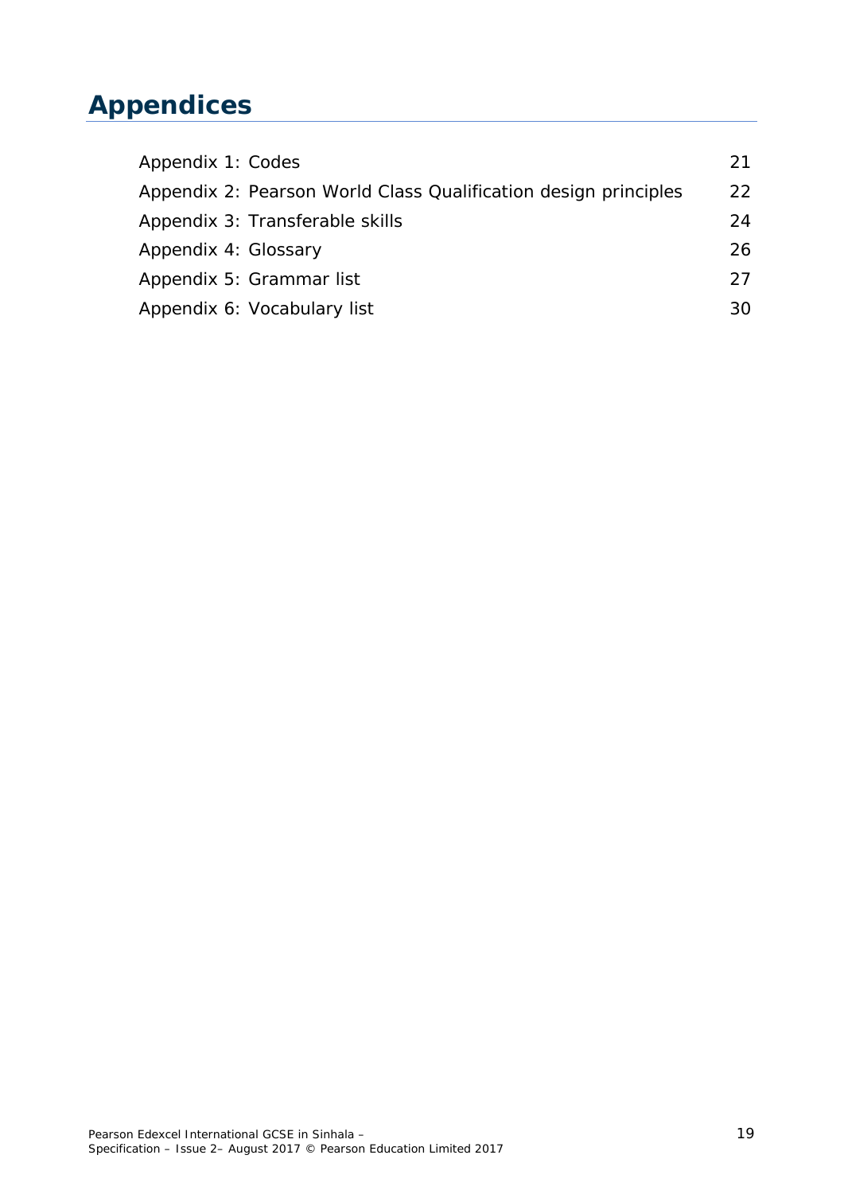# Appendices

| | |
|---|---|
| Appendix 1: Codes | 21 |
| Appendix 2: Pearson World Class Qualification design principles | 22 |
| Appendix 3: Transferable skills | 24 |
| Appendix 4: Glossary | 26 |
| Appendix 5: Grammar list | 27 |
| Appendix 6: Vocabulary list | 30 |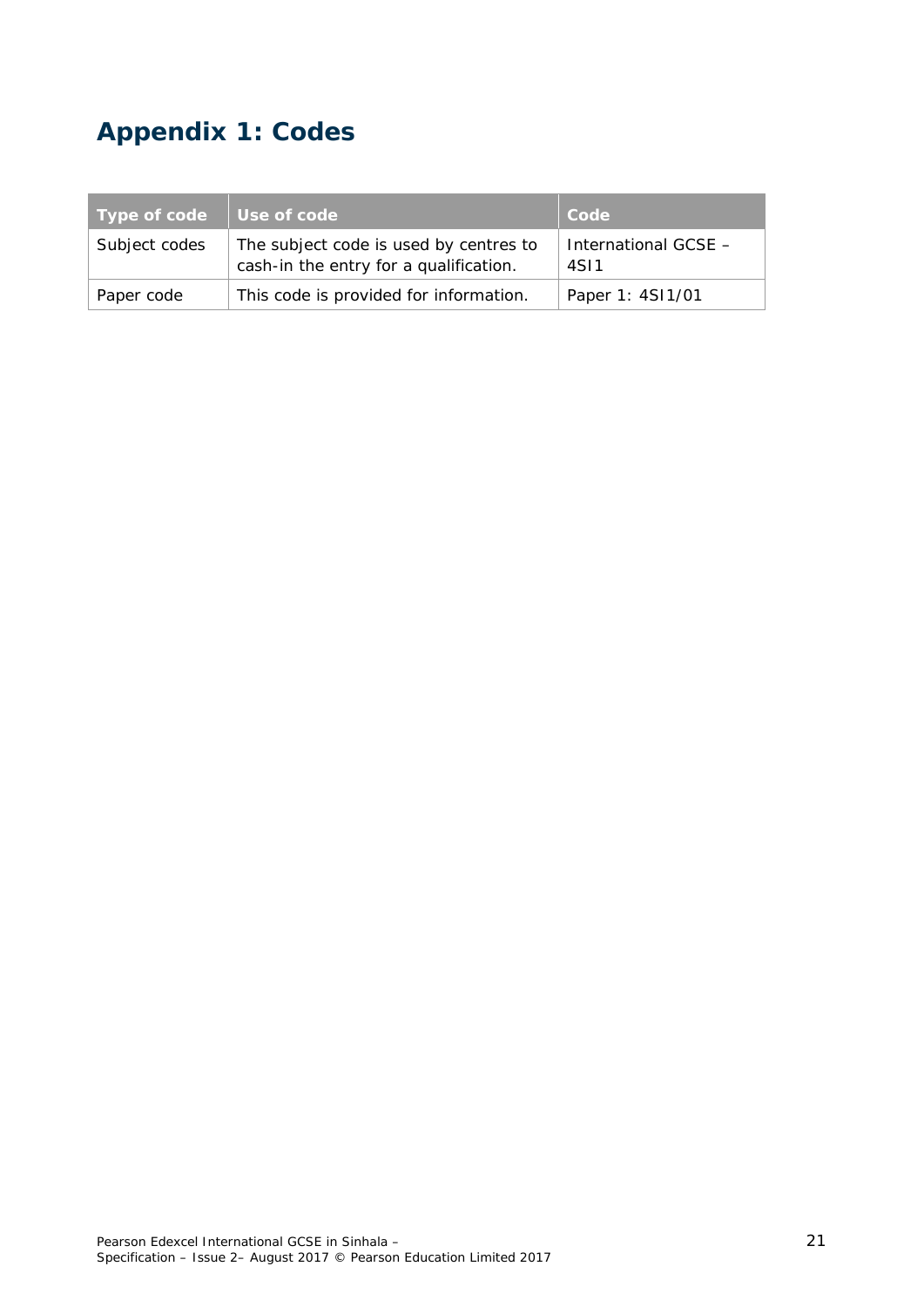# Appendix 1: Codes

| Type of code | Use of code | Code |
|---|---|---|
| Subject codes | The subject code is used by centres to cash-in the entry for a qualification. | International GCSE – 4SI1 |
| Paper code | This code is provided for information. | Paper 1: 4SI1/01 |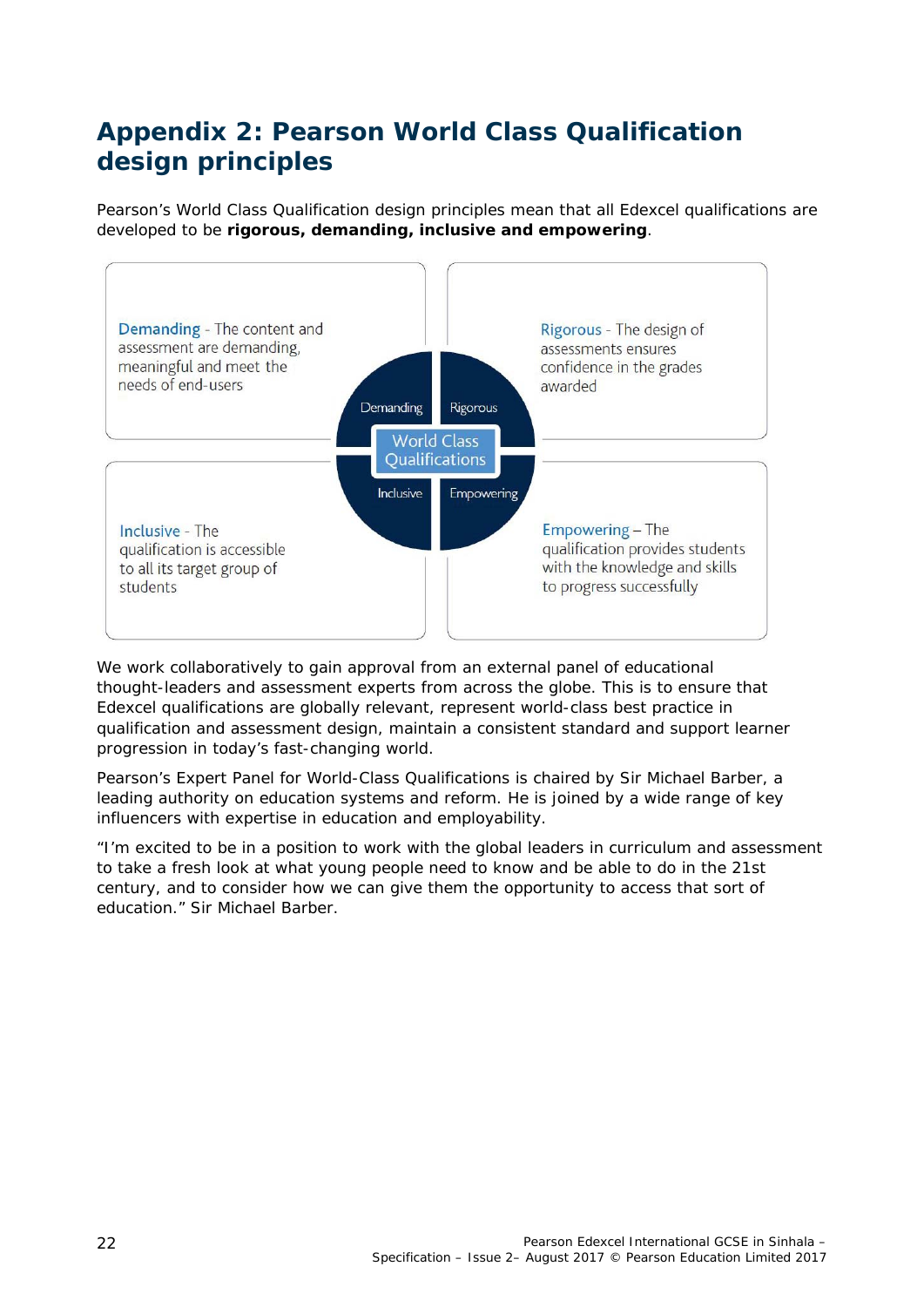# Appendix 2: Pearson World Class Qualification design principles

Pearson's World Class Qualification design principles mean that all Edexcel qualifications are developed to be **rigorous, demanding, inclusive and empowering**.

**Demanding** - The content and assessment are demanding, meaningful and meet the needs of end-users

**Rigorous** - The design of assessments ensures confidence in the grades awarded

**Inclusive** - The qualification is accessible to all its target group of students

**Empowering** – The qualification provides students with the knowledge and skills to progress successfully

We work collaboratively to gain approval from an external panel of educational thought-leaders and assessment experts from across the globe. This is to ensure that Edexcel qualifications are globally relevant, represent world-class best practice in qualification and assessment design, maintain a consistent standard and support learner progression in today's fast-changing world.

Pearson's Expert Panel for World-Class Qualifications is chaired by Sir Michael Barber, a leading authority on education systems and reform. He is joined by a wide range of key influencers with expertise in education and employability.

"I'm excited to be in a position to work with the global leaders in curriculum and assessment to take a fresh look at what young people need to know and be able to do in the 21st century, and to consider how we can give them the opportunity to access that sort of education." Sir Michael Barber.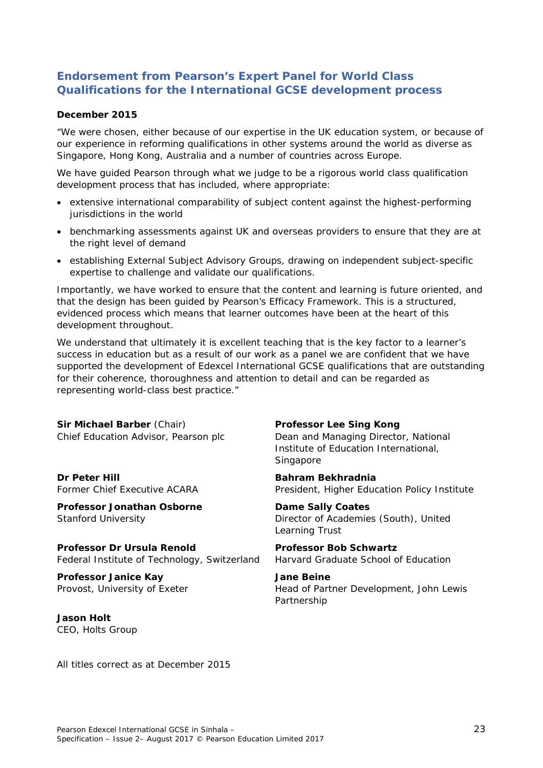## Endorsement from Pearson's Expert Panel for World Class Qualifications for the International GCSE development process

**December 2015**

"We were chosen, either because of our expertise in the UK education system, or because of our experience in reforming qualifications in other systems around the world as diverse as Singapore, Hong Kong, Australia and a number of countries across Europe.

We have guided Pearson through what we judge to be a rigorous world class qualification development process that has included, where appropriate:

- extensive international comparability of subject content against the highest-performing jurisdictions in the world
- benchmarking assessments against UK and overseas providers to ensure that they are at the right level of demand
- establishing External Subject Advisory Groups, drawing on independent subject-specific expertise to challenge and validate our qualifications.

Importantly, we have worked to ensure that the content and learning is future oriented, and that the design has been guided by Pearson's Efficacy Framework. This is a structured, evidenced process which means that learner outcomes have been at the heart of this development throughout.

We understand that ultimately it is excellent teaching that is the key factor to a learner's success in education but as a result of our work as a panel we are confident that we have supported the development of Edexcel International GCSE qualifications that are outstanding for their coherence, thoroughness and attention to detail and can be regarded as representing world-class best practice."

**Sir Michael Barber** (Chair)
Chief Education Advisor, Pearson plc

**Dr Peter Hill**
Former Chief Executive ACARA

**Professor Jonathan Osborne**
Stanford University

**Professor Dr Ursula Renold**
Federal Institute of Technology, Switzerland

**Professor Janice Kay**
Provost, University of Exeter

**Jason Holt**
CEO, Holts Group

**Professor Lee Sing Kong**
Dean and Managing Director, National Institute of Education International, Singapore

**Bahram Bekhradnia**
President, Higher Education Policy Institute

**Dame Sally Coates**
Director of Academies (South), United Learning Trust

**Professor Bob Schwartz**
Harvard Graduate School of Education

**Jane Beine**
Head of Partner Development, John Lewis Partnership

All titles correct as at December 2015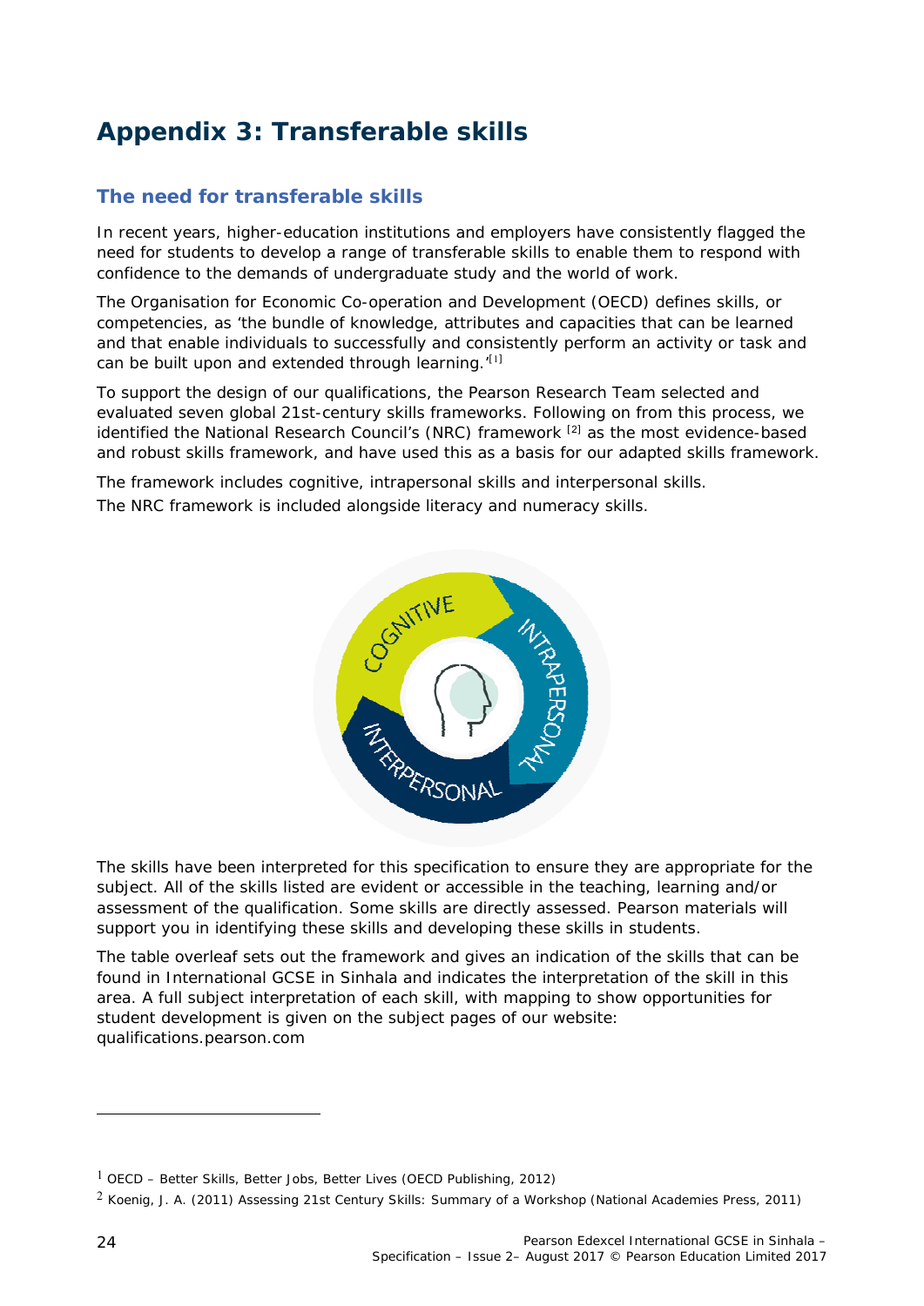# Appendix 3: Transferable skills

## The need for transferable skills

In recent years, higher-education institutions and employers have consistently flagged the need for students to develop a range of transferable skills to enable them to respond with confidence to the demands of undergraduate study and the world of work.

The Organisation for Economic Co-operation and Development (OECD) defines skills, or competencies, as 'the bundle of knowledge, attributes and capacities that can be learned and that enable individuals to successfully and consistently perform an activity or task and can be built upon and extended through learning.'[1]

To support the design of our qualifications, the Pearson Research Team selected and evaluated seven global 21st-century skills frameworks. Following on from this process, we identified the National Research Council's (NRC) framework [2] as the most evidence-based and robust skills framework, and have used this as a basis for our adapted skills framework.

The framework includes cognitive, intrapersonal skills and interpersonal skills.

The NRC framework is included alongside literacy and numeracy skills.

The skills have been interpreted for this specification to ensure they are appropriate for the subject. All of the skills listed are evident or accessible in the teaching, learning and/or assessment of the qualification. Some skills are directly assessed. Pearson materials will support you in identifying these skills and developing these skills in students.

The table overleaf sets out the framework and gives an indication of the skills that can be found in International GCSE in Sinhala and indicates the interpretation of the skill in this area. A full subject interpretation of each skill, with mapping to show opportunities for student development is given on the subject pages of our website: qualifications.pearson.com

---

[1] OECD – Better Skills, Better Jobs, Better Lives (OECD Publishing, 2012)

[2] Koenig, J. A. (2011) Assessing 21st Century Skills: Summary of a Workshop (National Academies Press, 2011)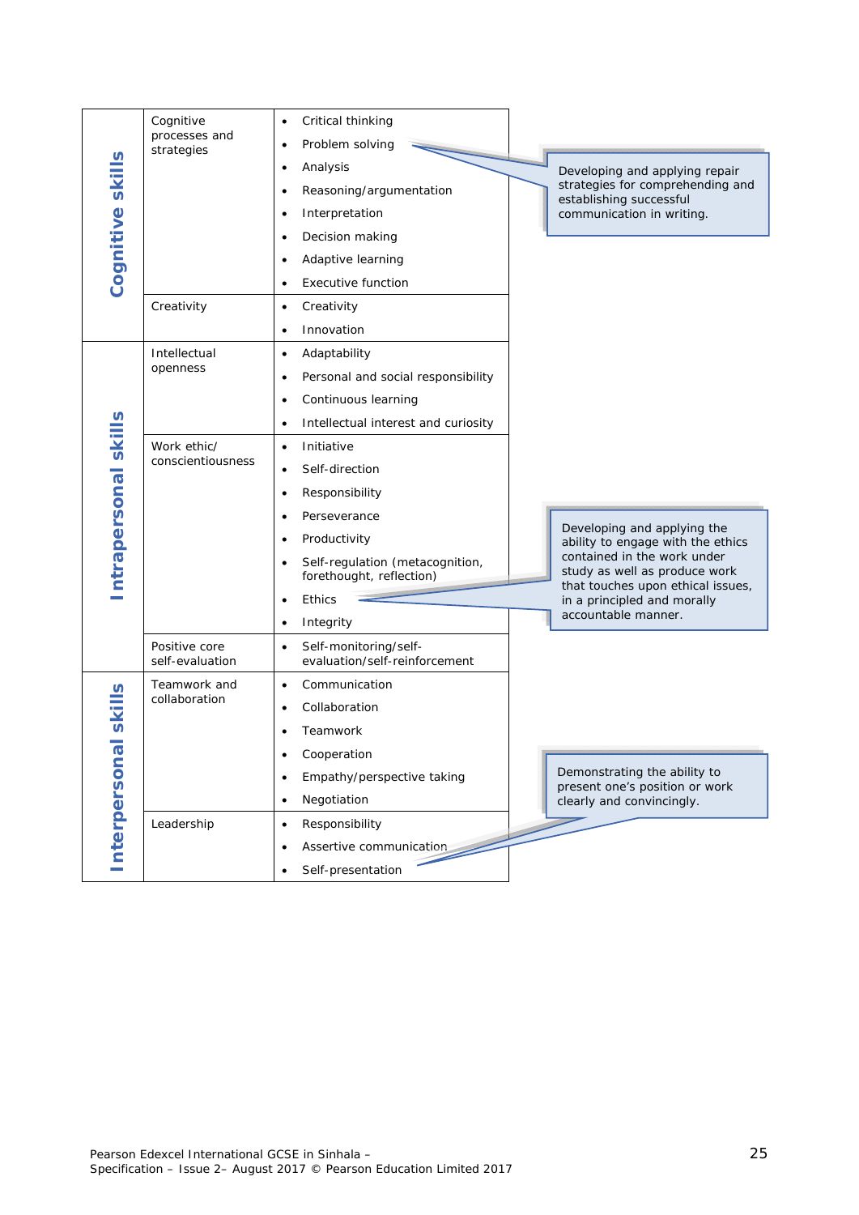| | | |
|---|---|---|
| **Cognitive skills** | Cognitive processes and strategies | • Critical thinking<br>• Problem solving<br>• Analysis<br>• Reasoning/argumentation<br>• Interpretation<br>• Decision making<br>• Adaptive learning<br>• Executive function |
| | Creativity | • Creativity<br>• Innovation |
| **Intrapersonal skills** | Intellectual openness | • Adaptability<br>• Personal and social responsibility<br>• Continuous learning<br>• Intellectual interest and curiosity |
| | Work ethic/ conscientiousness | • Initiative<br>• Self-direction<br>• Responsibility<br>• Perseverance<br>• Productivity<br>• Self-regulation (metacognition, forethought, reflection)<br>• Ethics<br>• Integrity |
| | Positive core self-evaluation | • Self-monitoring/self-evaluation/self-reinforcement |
| **Interpersonal skills** | Teamwork and collaboration | • Communication<br>• Collaboration<br>• Teamwork<br>• Cooperation<br>• Empathy/perspective taking<br>• Negotiation |
| | Leadership | • Responsibility<br>• Assertive communication<br>• Self-presentation |

Problem solving: Developing and applying repair strategies for comprehending and establishing successful communication in writing.

Ethics: Developing and applying the ability to engage with the ethics contained in the work under study as well as produce work that touches upon ethical issues, in a principled and morally accountable manner.

Assertive communication / Self-presentation: Demonstrating the ability to present one's position or work clearly and convincingly.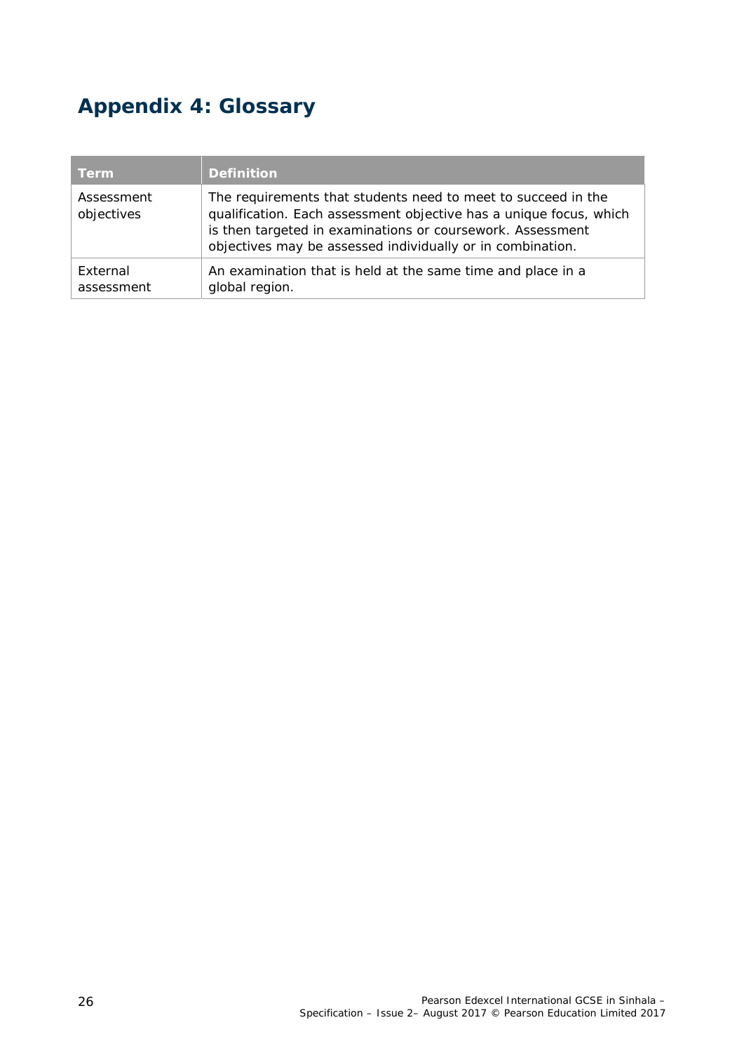# Appendix 4: Glossary

| Term | Definition |
|---|---|
| Assessment objectives | The requirements that students need to meet to succeed in the qualification. Each assessment objective has a unique focus, which is then targeted in examinations or coursework. Assessment objectives may be assessed individually or in combination. |
| External assessment | An examination that is held at the same time and place in a global region. |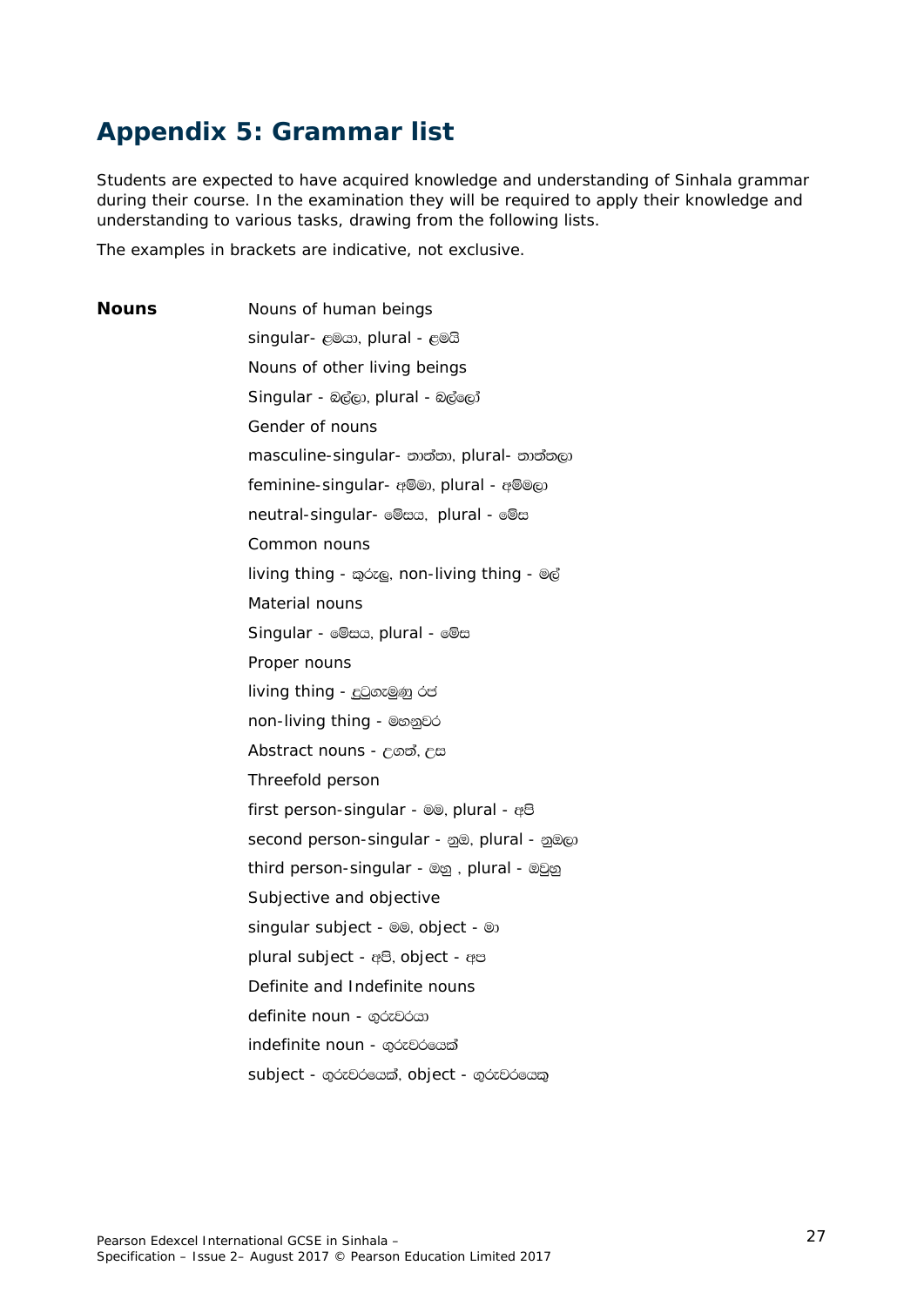# Appendix 5: Grammar list

Students are expected to have acquired knowledge and understanding of Sinhala grammar during their course. In the examination they will be required to apply their knowledge and understanding to various tasks, drawing from the following lists.

The examples in brackets are indicative, not exclusive.

| | |
|---|---|
| **Nouns** | Nouns of human beings |
| | singular- ළමයා, plural - ළමයි |
| | Nouns of other living beings |
| | Singular - බල්ලා, plural - බල්ලෝ |
| | Gender of nouns |
| | masculine-singular- තාත්තා, plural- තාත්තලා |
| | feminine-singular- අම්මා, plural - අම්මලා |
| | neutral-singular- මේසය, plural - මේස |
| | Common nouns |
| | living thing - කුරුලු, non-living thing - මල් |
| | Material nouns |
| | Singular - මේසය, plural - මේස |
| | Proper nouns |
| | living thing - දුටුගැමුණු රජ |
| | non-living thing - මහනුවර |
| | Abstract nouns - උගත්, උස |
| | Threefold person |
| | first person-singular - මම, plural - අපි |
| | second person-singular - නුඹ, plural - නුඹලා |
| | third person-singular - ඔහු , plural - ඔවුහු |
| | Subjective and objective |
| | singular subject - මම, object - මා |
| | plural subject - අපි, object - අප |
| | Definite and Indefinite nouns |
| | definite noun - ගුරුවරයා |
| | indefinite noun - ගුරුවරයෙක් |
| | subject - ගුරුවරයෙක්, object - ගුරුවරයෙකු |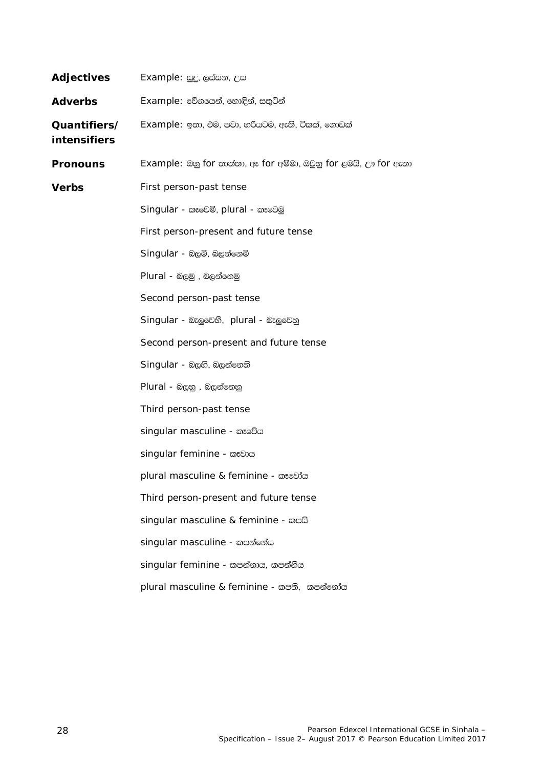| | |
|---|---|
| **Adjectives** | Example: සුදු, ලස්සන, උස |
| **Adverbs** | Example: වේගයෙන්, හොඳින්, සතුටින් |
| **Quantifiers/ intensifiers** | Example: ඉතා, එම, පවා, හරියටම, ඇති, ටිකක්, ගොඩක් |
| **Pronouns** | Example: ඔහු for තාත්තා, ඈ for අම්මා, ඔවුහු for ළමයි, උා for ඇතා |
| **Verbs** | First person-past tense |
| | Singular - කෑවෙමි, plural - කෑවෙමු |
| | First person-present and future tense |
| | Singular - බලමි, බලන්නෙමි |
| | Plural - බලමු , බලන්නෙමු |
| | Second person-past tense |
| | Singular - බැලුවෙහි,  plural - බැලුවෙහු |
| | Second person-present and future tense |
| | Singular - බලහි, බලන්නෙහි |
| | Plural - බලහු , බලන්නෙහු |
| | Third person-past tense |
| | singular masculine - කෑවේය |
| | singular feminine - කෑවාය |
| | plural masculine & feminine - කෑවෝය |
| | Third person-present and future tense |
| | singular masculine & feminine - කපයි |
| | singular masculine - කපන්නේය |
| | singular feminine - කපන්නාය, කපන්නීය |
| | plural masculine & feminine - කපති,  කපන්නෝය |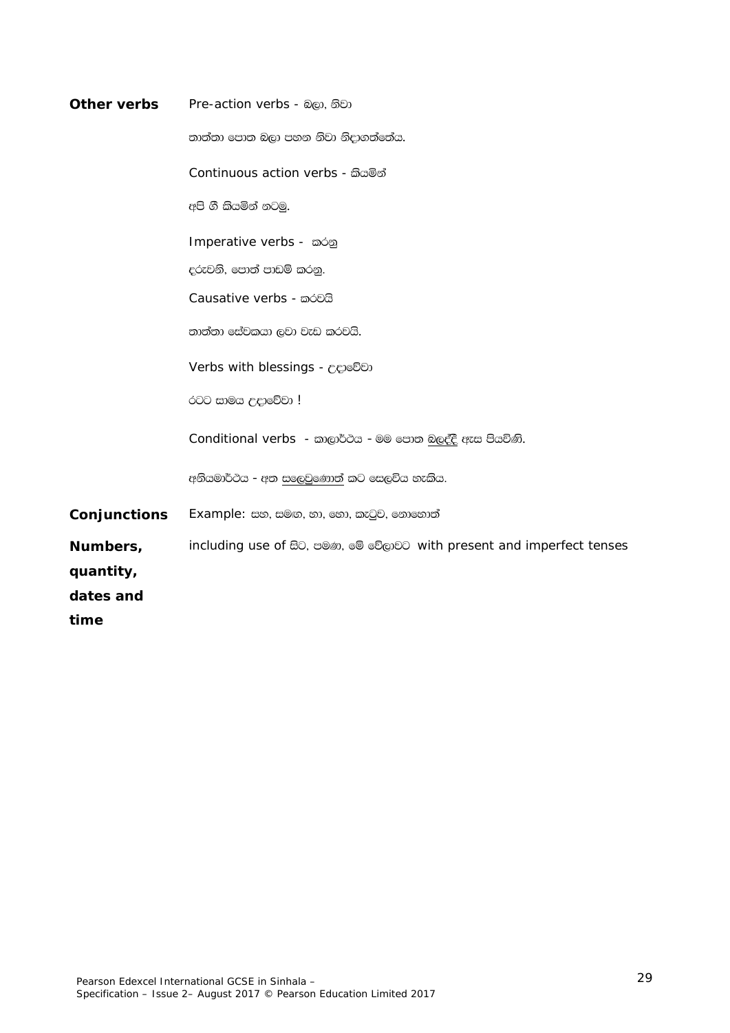| | |
|---|---|
| **Other verbs** | Pre-action verbs - බලා, නිවා |
| | තාත්තා පොත බලා පහන නිවා නිදාගත්තේය. |
| | Continuous action verbs - කියමින් |
| | අපි ගී කියමින් නටමු. |
| | Imperative verbs - කරනු |
| | දරුවනි, පොත් පාඩම් කරනු. |
| | Causative verbs - කරවයි |
| | තාත්තා සේවකයා ලවා වැඩ කරවයි. |
| | Verbs with blessings - උදාවේවා |
| | රටට සාමය උදාවේවා ! |
| | Conditional verbs - කාලාර්ථය - මම පොත <u>බලද්දී</u> ඇස පියවිණි. |
| | අනියමාර්ථය - අත <u>සලෙවුණොත්</u> කට සෙලවිය හැකිය. |
| **Conjunctions** | Example: සහ, සමඟ, හා, හෝ, කැටුව, නොහොත් |
| **Numbers, quantity, dates and time** | including use of සිට, පමණ, මේ වේලාවට with present and imperfect tenses |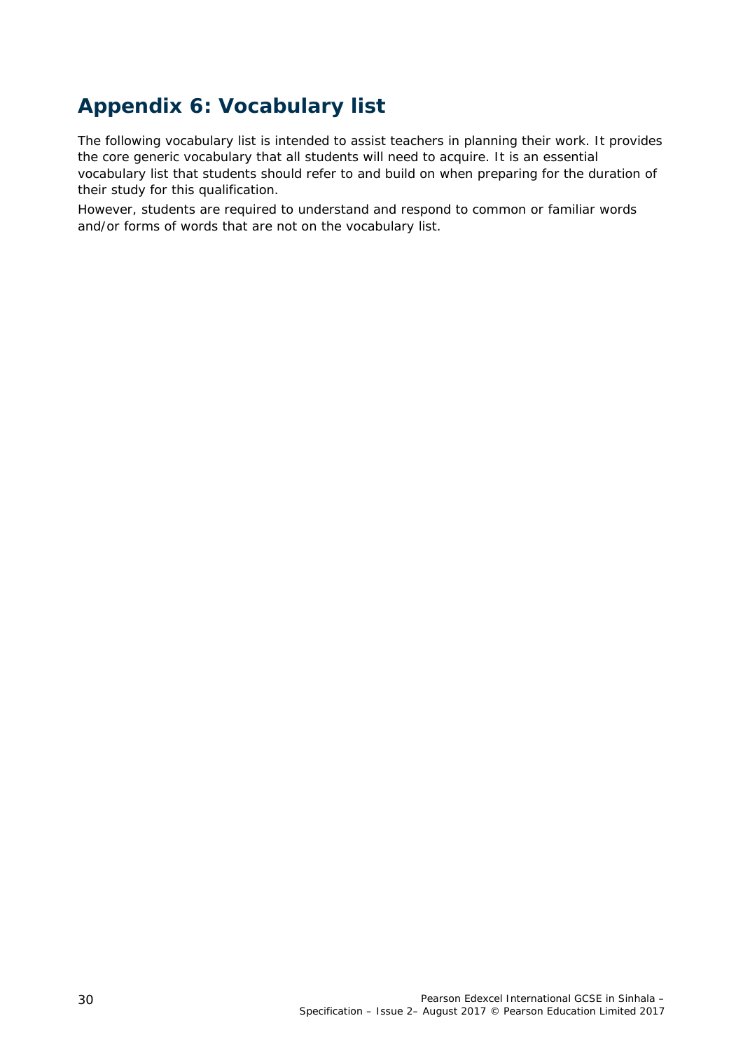# Appendix 6: Vocabulary list

The following vocabulary list is intended to assist teachers in planning their work. It provides the core generic vocabulary that all students will need to acquire. It is an essential vocabulary list that students should refer to and build on when preparing for the duration of their study for this qualification.

However, students are required to understand and respond to common or familiar words and/or forms of words that are not on the vocabulary list.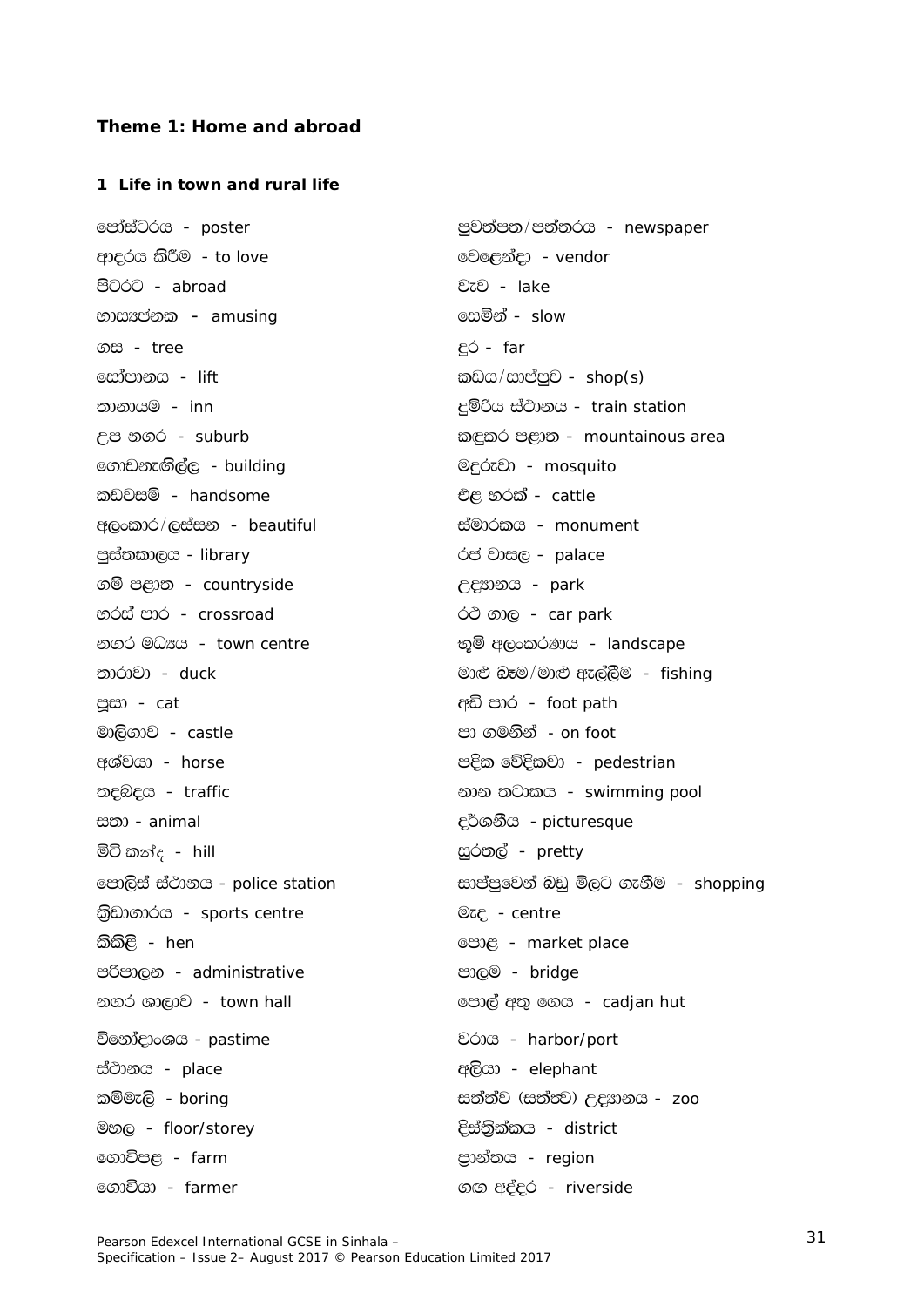## Theme 1: Home and abroad

### 1 Life in town and rural life

පෝස්ටරය - poster
ආදරය කිරීම - to love
පිටරට - abroad
හාස්‍යජනක - amusing
ගස - tree
සෝපානය - lift
තානායම - inn
උප නගර - suburb
ගොඩනැගිල්ල - building
කඩවසම් - handsome
අලංකාර/ලස්සන - beautiful
පුස්තකාලය - library
ගම් පළාත - countryside
හරස් පාර - crossroad
නගර මධ්‍යය - town centre
තාරාවා - duck
පූසා - cat
මාලිගාව - castle
අශ්වයා - horse
තදබදය - traffic
සතා - animal
මිටි කන්ද - hill
පොලිස් ස්ථානය - police station
ක්‍රීඩාගාරය - sports centre
කිකිළි - hen
පරිපාලන - administrative
නගර ශාලාව - town hall
විනෝදාංශය - pastime
ස්ථානය - place
කම්මැලි - boring
මහල - floor/storey
ගොවිපළ - farm
ගොවියා - farmer
පුවත්පත/පත්තරය - newspaper
වෙළෙන්දා - vendor
වැව - lake
සෙමින් - slow
දුර - far
කඩය/සාප්පුව - shop(s)
දුම්රිය ස්ථානය - train station
කඳුකර පළාත - mountainous area
මදුරුවා - mosquito
එළ හරක් - cattle
ස්මාරකය - monument
රජ වාසල - palace
උද්‍යානය - park
රථ ගාල - car park
භූමි අලංකරණය - landscape
මාළු බෑම/මාළු ඇල්ලීම - fishing
අඩි පාර - foot path
පා ගමනින් - on foot
පදික වේදිකාව - pedestrian
නාන තටාකය - swimming pool
දර්ශනීය - picturesque
සුරතල් - pretty
සාප්පුවෙන් බඩු මිලට ගැනීම - shopping
මැද - centre
පොළ - market place
පාලම - bridge
පොල් අතු ගෙය - cadjan hut
වරාය - harbor/port
අලියා - elephant
සත්ත්ව (සත්තු) උද්‍යානය - zoo
දිස්ත්‍රික්කය - district
ප්‍රාන්තය - region
ගඟ අද්දර - riverside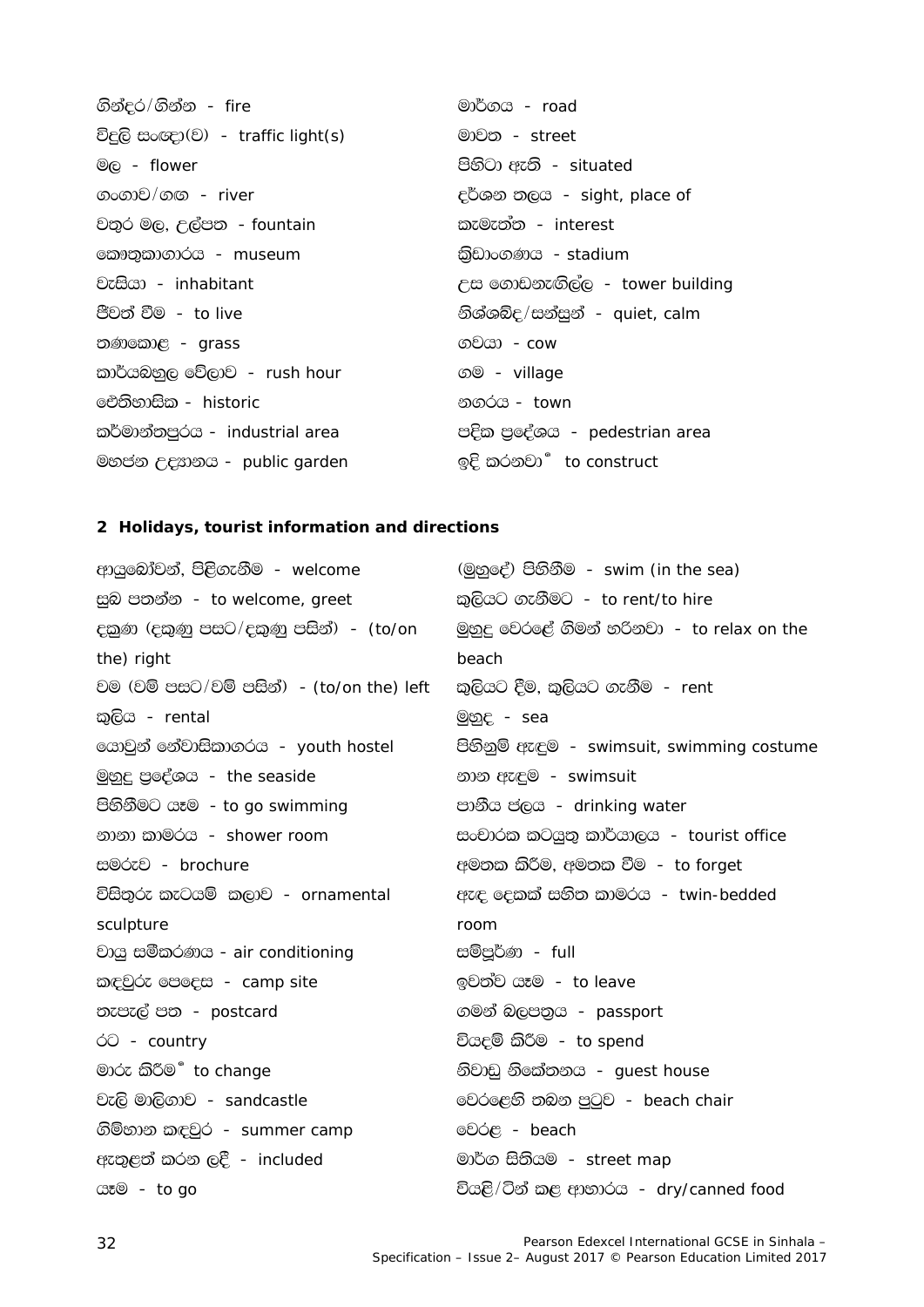ගින්දර/ගින්න - fire

විදුලි සංඥා(ව) - traffic light(s)

මල - flower

ගංගාව/ගඟ - river

වතුර මල, උල්පත - fountain

කෞතුකාගාරය - museum

වැසියා - inhabitant

ජීවත් වීම - to live

තණකොළ - grass

කාර්යබහුල වේලාව - rush hour

ඓතිහාසික - historic

කර්මාන්තපුරය - industrial area

මහජන උද්‍යානය - public garden

මාර්ගය - road

මාවත - street

පිහිටා ඇති - situated

දර්ශන තලය - sight, place of

කැමැත්ත - interest

ක්‍රීඩාංගණය - stadium

උස ගොඩනැගිල්ල - tower building

නිශ්ශබ්ද/සන්සුන් - quiet, calm

ගවයා - cow

ගම - village

නගරය - town

පදික ප්‍රදේශය - pedestrian area

ඉදි කරනවා ‑ to construct

## 2 Holidays, tourist information and directions

ආයුබෝවන්, පිළිගැනීම - welcome

සුබ පතන්න - to welcome, greet

දකුණ (දකුණු පසට/දකුණු පසින්) - (to/on the) right

වම (වම් පසට/වම් පසින්) - (to/on the) left

කුලිය - rental

යොවුන් නේවාසිකාගාරය - youth hostel

මුහුදු ප්‍රදේශය - the seaside

පිහිනීමට යෑම - to go swimming

නානා කාමරය - shower room

සමරුව - brochure

විසිතුරු කැටයම් කලාව - ornamental sculpture

වායු සමීකරණය - air conditioning

කඳවුරු පෙදෙස - camp site

තැපැල් පත - postcard

රට - country

මාරු කිරීම ‑ to change

වැලි මාලිගාව - sandcastle

ගිම්හාන කඳවුර - summer camp

ඇතුළත් කරන ලදී - included

යෑම - to go

(මුහුදේ) පිහිනීම - swim (in the sea)

කුලියට ගැනීමට - to rent/to hire

මුහුදු වෙරළේ ගිමන් හරිනවා - to relax on the beach

කුලියට දීම, කුලියට ගැනීම - rent

මුහුද - sea

පිහිනුම් ඇඳුම - swimsuit, swimming costume

නාන ඇඳුම - swimsuit

පානීය ජලය - drinking water

සංචාරක කටයුතු කාර්යාලය - tourist office

අමතක කිරීම, අමතක වීම - to forget

ඇඳ දෙකක් සහිත කාමරය - twin-bedded room

සම්පූර්ණ - full

ඉවත්ව යෑම - to leave

ගමන් බලපත්‍රය - passport

වියදම් කිරීම - to spend

නිවාඩු නිකේතනය - guest house

වෙරළෙහි තබන පුටුව - beach chair

වෙරළ - beach

මාර්ග සිතියම - street map

වියළි/ටින් කළ ආහාරය - dry/canned food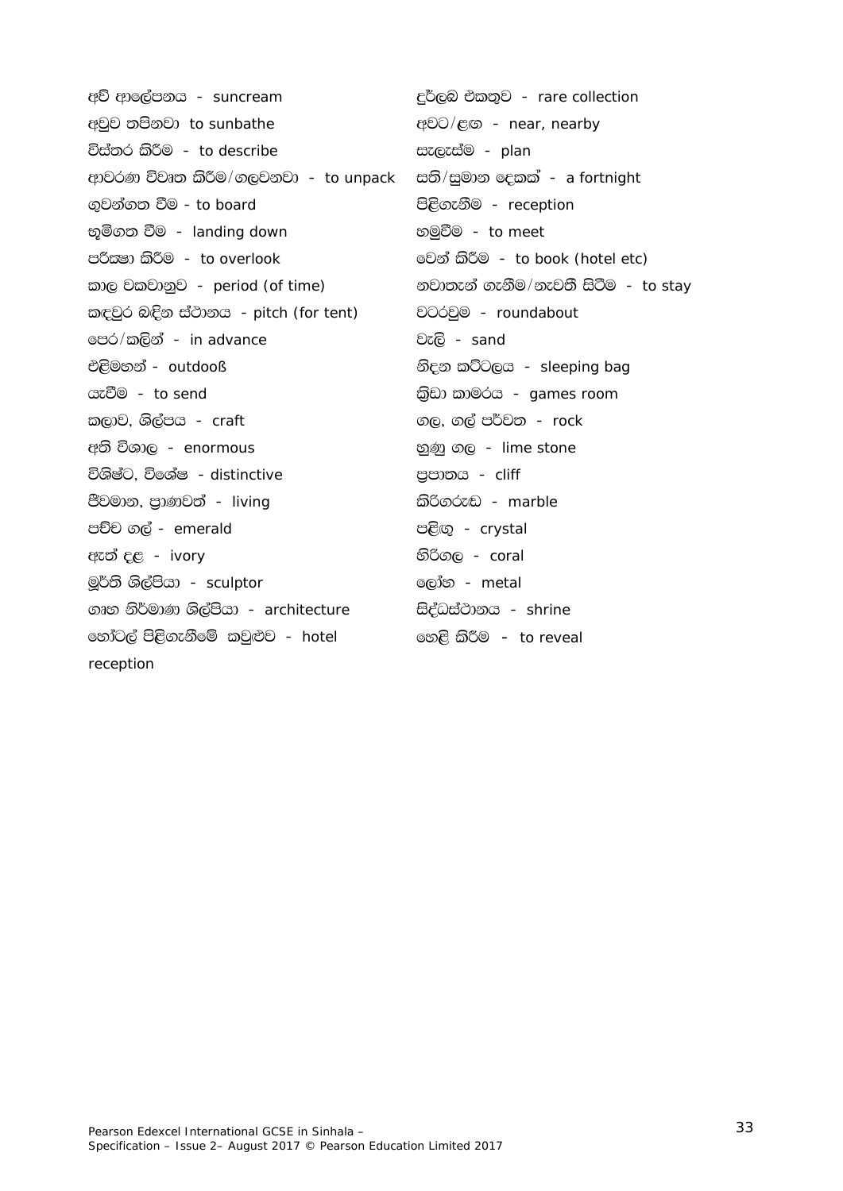අව් ආලේපනය - suncream

අවුව තපිනවා to sunbathe

විස්තර කිරීම - to describe

ආවරණ විවෘත කිරීම/ගලවනවා - to unpack

ගුවන්ගත වීම - to board

භූමිගත වීම - landing down

පරීක්ෂා කිරීම - to overlook

කාල වකවානුව - period (of time)

කඳවුර බඳින ස්ථානය - pitch (for tent)

පෙර/කලින් - in advance

එළිමහන් - outdooß

යැවීම - to send

කලාව, ශිල්පය - craft

අති විශාල - enormous

විශිෂ්ට, විශේෂ - distinctive

ජීවමාන, ප්‍රාණවත් - living

පච්ච ගල් - emerald

ඇත් දළ - ivory

මූර්ති ශිල්පියා - sculptor

ගෘහ නිර්මාණ ශිල්පියා - architecture

හෝටල් පිළිගැනීමේ කවුළුව - hotel reception

දුර්ලභ එකතුව - rare collection

අවට/ළඟ - near, nearby

සැලැස්ම - plan

සති/සුමාන දෙකක් - a fortnight

පිළිගැනීම - reception

හමුවීම - to meet

වෙන් කිරීම - to book (hotel etc)

නවාතැන් ගැනීම/නැවතී සිටීම - to stay

වටරවුම - roundabout

වැලි - sand

නිදන කට්ටලය - sleeping bag

ක්‍රීඩා කාමරය - games room

ගල, ගල් පර්වත - rock

හුණු ගල - lime stone

ප්‍රපාතය - cliff

කිරිගරුඬ - marble

පළිඟු - crystal

හිරිගල - coral

ලෝහ - metal

සිද්ධස්ථානය - shrine

හෙළි කිරීම - to reveal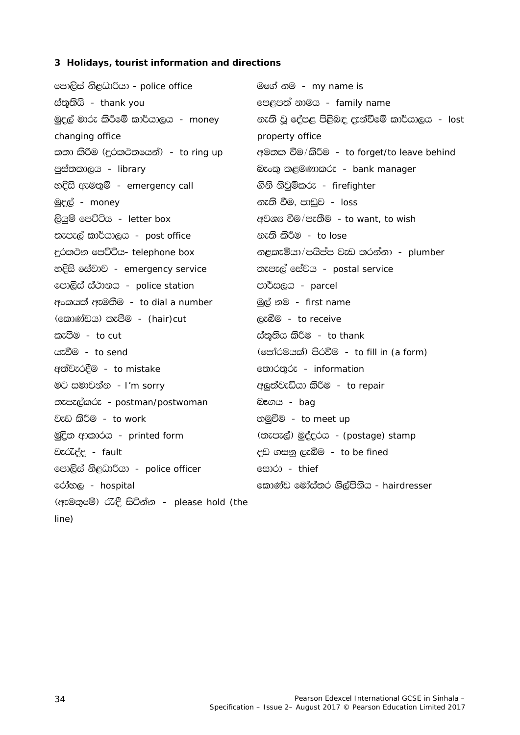### 3 Holidays, tourist information and directions

පොලිස් නිළධාරියා - police office

ස්තූතියි - thank you

මුදල් මාරු කිරීමේ කාර්යාලය - money changing office

කතා කිරීම (දුරකථනයෙන්) - to ring up

පුස්තකාලය - library

හදිසි ඇමතුම් - emergency call

මුදල් - money

ලියුම් පෙට්ටිය - letter box

තැපැල් කාර්යාලය - post office

දුරකථන පෙට්ටිය- telephone box

හදිසි සේවාව - emergency service

පොලිස් ස්ථානය - police station

අංකයක් ඇමතීම - to dial a number

(කොණ්ඩය) කැපීම - (hair)cut

කැපීම - to cut

යැවීම - to send

අත්වැරදීම - to mistake

මට සමාවන්න - I'm sorry

තැපැල්කරු - postman/postwoman

වැඩ කිරීම - to work

මුද්‍රිත ආකාරය - printed form

වැරැද්ද - fault

පොලිස් නිළධාරියා - police officer

රෝහල - hospital

(ඇමතුමේ) රැඳී සිටින්න - please hold (the line)

මගේ නම - my name is

පෙළපත් නාමය - family name

නැති වූ දේපළ පිළිබඳ දැන්වීමේ කාර්යාලය - lost property office

අමතක වීම/කිරීම - to forget/to leave behind

බැංකු කළමණාකරු - bank manager

ගිනි නිවුම්කරු - firefighter

නැති වීම, පාඩුව - loss

අවශ්‍ය වීම/පැතීම - to want, to wish

නැති කිරීම - to lose

නළකැමියා/පයිප්ප වැඩ කරන්නා - plumber

තැපැල් සේවය - postal service

පාර්සලය - parcel

මුල් නම - first name

ලැබීම - to receive

ස්තූතිය කිරීම - to thank

(පෝරමයක්) පිරවීම - to fill in (a form)

තොරතුරු - information

අලුත්වැඩියා කිරීම - to repair

බෑගය - bag

හමුවීම - to meet up

(තැපැල්) මුද්දරය - (postage) stamp

දඩ ගසනු ලැබීම - to be fined

සොරා - thief

කොණ්ඩ මෝස්තර ශිල්පිනිය - hairdresser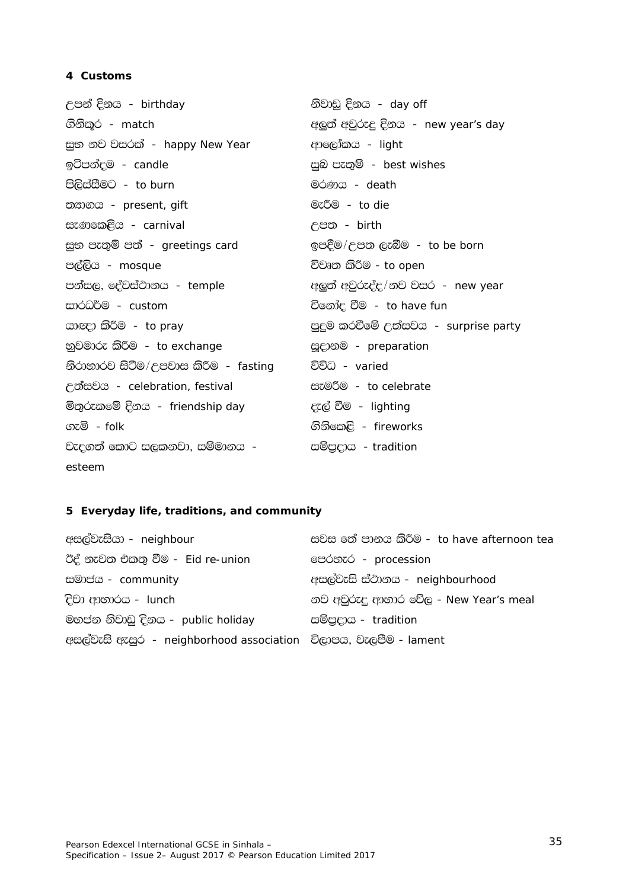**4 Customs**

උපන් දිනය - birthday
ගිනිකූර - match
සුභ නව වසරක් - happy New Year
ඉටිපන්දම - candle
පිලිස්සීමට - to burn
ත්‍යාගය - present, gift
සැණකෙළිය - carnival
සුභ පැතුම් පත් - greetings card
පල්ලිය - mosque
පන්සල, දේවස්ථානය - temple
සාරධර්ම - custom
යාඥා කිරීම - to pray
හුවමාරු කිරීම - to exchange
නිරාහාරව සිටීම/උපවාස කිරීම - fasting
උත්සවය - celebration, festival
මිතුරුකමේ දිනය - friendship day
ගැමි - folk
වැදගත් කොට සලකනවා, සම්මානය - esteem
නිවාඩු දිනය - day off
අලුත් අවුරුදු දිනය - new year's day
ආලෝකය - light
සුබ පැතුම් - best wishes
මරණය - death
මැරීම - to die
උපත - birth
ඉපදීම/උපත ලැබීම - to be born
විවෘත කිරීම - to open
අලුත් අවුරුද්ද/නව වසර - new year
විනෝද වීම - to have fun
පුදුම කරවීමේ උත්සවය - surprise party
සූදානම - preparation
විවිධ - varied
සැමරීම - to celebrate
දැල් වීම - lighting
ගිනිකෙළි - fireworks
සම්ප්‍රදාය - tradition

**5 Everyday life, traditions, and community**

අසල්වැසියා - neighbour
ඊද් නැවත එකතු වීම - Eid re-union
සමාජය - community
දිවා ආහාරය - lunch
මහජන නිවාඩු දිනය - public holiday
අසල්වැසි ඇසුර - neighborhood association
සවස තේ පානය කිරීම - to have afternoon tea
පෙරහැර - procession
අසල්වැසි ස්ථානය - neighbourhood
නව අවුරුදු ආහාර වේල - New Year's meal
සම්ප්‍රදාය - tradition
විලාපය, වැලපීම - lament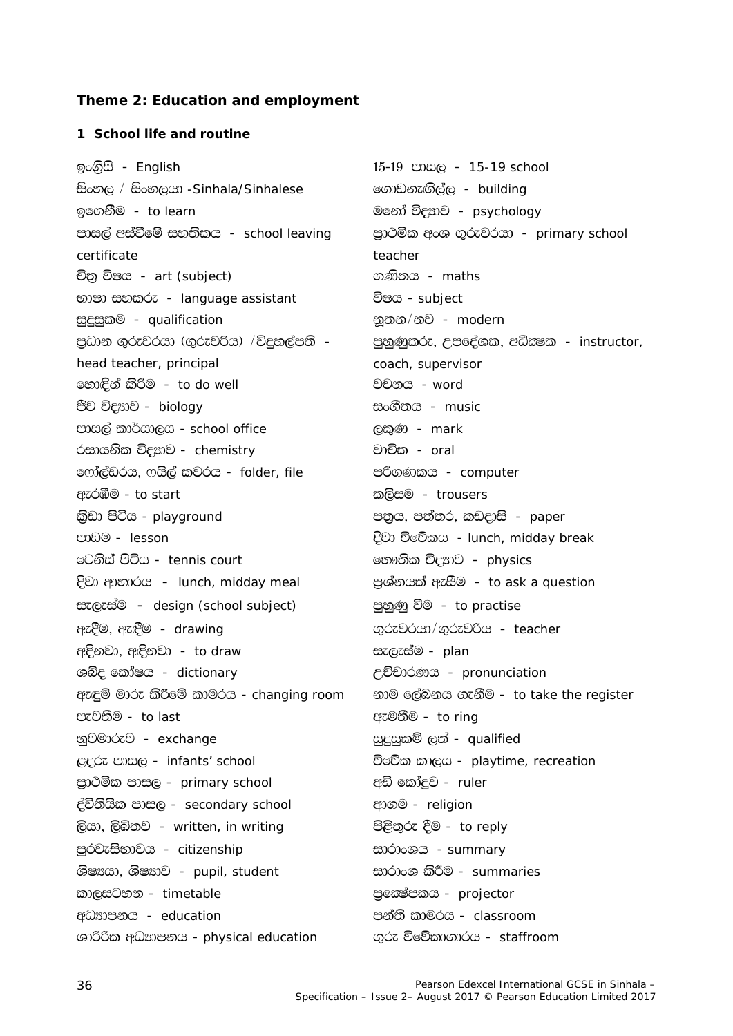## Theme 2: Education and employment

### 1 School life and routine

ඉංග්‍රීසි - English
සිංහල / සිංහලයා -Sinhala/Sinhalese
ඉගෙනීම - to learn
පාසල් අස්වීමේ සහතිකය - school leaving certificate
චිත්‍ර විෂය - art (subject)
භාෂා සහකරු - language assistant
සුදුසුකම - qualification
ප්‍රධාන ගුරුවරයා (ගුරුවරිය) /විදුහල්පති - head teacher, principal
හොඳින් කිරීම - to do well
ජීව විද්‍යාව - biology
පාසල් කාර්යාලය - school office
රසායනික විද්‍යාව - chemistry
ෆෝල්ඩරය, ෆයිල් කවරය - folder, file
ඇරඹීම - to start
ක්‍රීඩා පිටිය - playground
පාඩම - lesson
ටෙනිස් පිටිය - tennis court
දිවා ආහාරය - lunch, midday meal
සැලැස්ම - design (school subject)
ඇඳීම, ඇඳීම - drawing
අඳිනවා, අඳිනවා - to draw
ශබ්ද කෝෂය - dictionary
ඇඳුම් මාරු කිරීමේ කාමරය - changing room
පැවතීම - to last
හුවමාරුව - exchange
ළදරු පාසල - infants' school
ප්‍රාථමික පාසල - primary school
ද්විතියික පාසල - secondary school
ලියා, ලිඛිතව - written, in writing
පුරවැසිභාවය - citizenship
ශිෂ්‍යයා, ශිෂ්‍යාව - pupil, student
කාලසටහන - timetable
අධ්‍යාපනය - education
ශාරීරික අධ්‍යාපනය - physical education
15-19 පාසල - 15-19 school
ගොඩනැගිල්ල - building
මනෝ විද්‍යාව - psychology
ප්‍රාථමික අංශ ගුරුවරයා - primary school teacher
ගණිතය - maths
විෂය - subject
නූතන/නව - modern
පුහුණුකරු, උපදේශක, අධීක්ෂක - instructor, coach, supervisor
වචනය - word
සංගීතය - music
ලකුණ - mark
වාචික - oral
පරිගණකය - computer
කලිසම - trousers
පත්‍රය, පත්තර, කඩදාසි - paper
දිවා විවේකය - lunch, midday break
භෞතික විද්‍යාව - physics
ප්‍රශ්නයක් ඇසීම - to ask a question
පුහුණු වීම - to practise
ගුරුවරයා/ගුරුවරිය - teacher
සැලැස්ම - plan
උච්චාරණය - pronunciation
නාම ලේඛනය ගැනීම - to take the register
ඇමතීම - to ring
සුදුසුකම් ලත් - qualified
විවේක කාලය - playtime, recreation
අඩි කෝදුව - ruler
ආගම - religion
පිළිතුරු දීම - to reply
සාරාංශය - summary
සාරාංශ කිරීම - summaries
ප්‍රක්ෂේපකය - projector
පන්ති කාමරය - classroom
ගුරු විවේකාගාරය - staffroom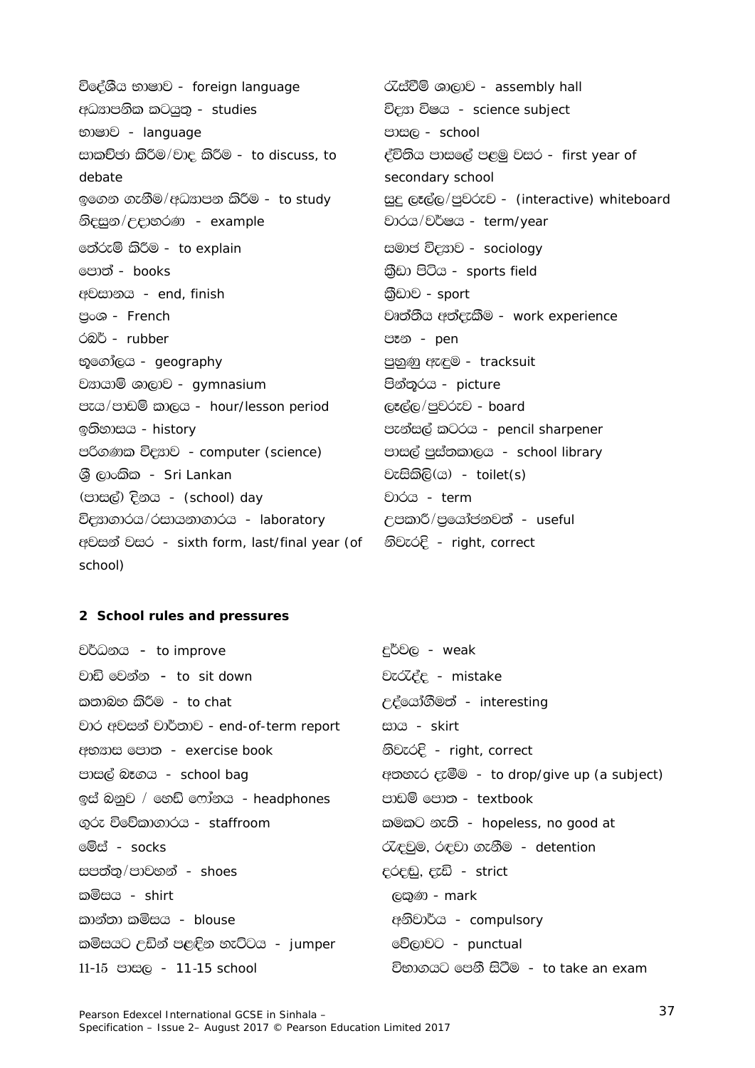විදේශීය භාෂාව - foreign language
අධ්‍යාපනික කටයුතු - studies
භාෂාව - language
සාකච්ඡා කිරීම/වාද කිරීම - to discuss, to debate
ඉගෙන ගැනීම/අධ්‍යාපන කිරීම - to study
නිදසුන/උදාහරණ - example
තේරුම් කිරීම - to explain
පොත් - books
අවසානය - end, finish
ප්‍රංශ - French
රබර් - rubber
භූගෝලය - geography
ව්‍යායාම් ශාලාව - gymnasium
පැය/පාඩම් කාලය - hour/lesson period
ඉතිහාසය - history
පරිගණක විද්‍යාව - computer (science)
ශ්‍රී ලාංකික - Sri Lankan
(පාසල්) දිනය - (school) day
විද්‍යාගාරය/රසායනාගාරය - laboratory
අවසන් වසර - sixth form, last/final year (of school)
රැස්වීම් ශාලාව - assembly hall
විද්‍යා විෂය - science subject
පාසල - school
ද්විතීය පාසලේ පළමු වසර - first year of secondary school
සුදු ලෑල්ල/පුවරුව - (interactive) whiteboard
වාරය/වර්ෂය - term/year
සමාජ විද්‍යාව - sociology
ක්‍රීඩා පිටිය - sports field
ක්‍රීඩාව - sport
වෘත්තීය අත්දැකීම - work experience
පෑන - pen
පුහුණු ඇඳුම - tracksuit
පින්තූරය - picture
ලෑල්ල/පුවරුව - board
පැන්සල් කටරය - pencil sharpener
පාසල් පුස්තකාලය - school library
වැසිකිලි(ය) - toilet(s)
වාරය - term
උපකාරී/ප්‍රයෝජනවත් - useful
නිවැරදි - right, correct

## 2 School rules and pressures

වර්ධනය - to improve
වාඩි වෙන්න - to sit down
කතාබහ කිරීම - to chat
වාර අවසන් වාර්තාව - end-of-term report
අභ්‍යාස පොත - exercise book
පාසල් බෑගය - school bag
ඉස් බනුව / හෙඩ් ෆෝනය - headphones
ගුරු විවේකාගාරය - staffroom
මේස් - socks
සපත්තු/පාවහන් - shoes
කමිසය - shirt
කාන්තා කමිසය - blouse
කමිසයට උඩින් පළඳින හැට්ටය - jumper
11-15 පාසල - 11-15 school
දුර්වල - weak
වැරැද්ද - mistake
උද්යෝගීමත් - interesting
සාය - skirt
නිවැරදි - right, correct
අතහැර දැමීම - to drop/give up (a subject)
පාඩම් පොත - textbook
කමකට නැති - hopeless, no good at
රැඳවුම, රඳවා ගැනීම - detention
දරදඬු, දැඩි - strict
ලකුණ - mark
අනිවාර්ය - compulsory
වේලාවට - punctual
විභාගයට පෙනී සිටීම - to take an exam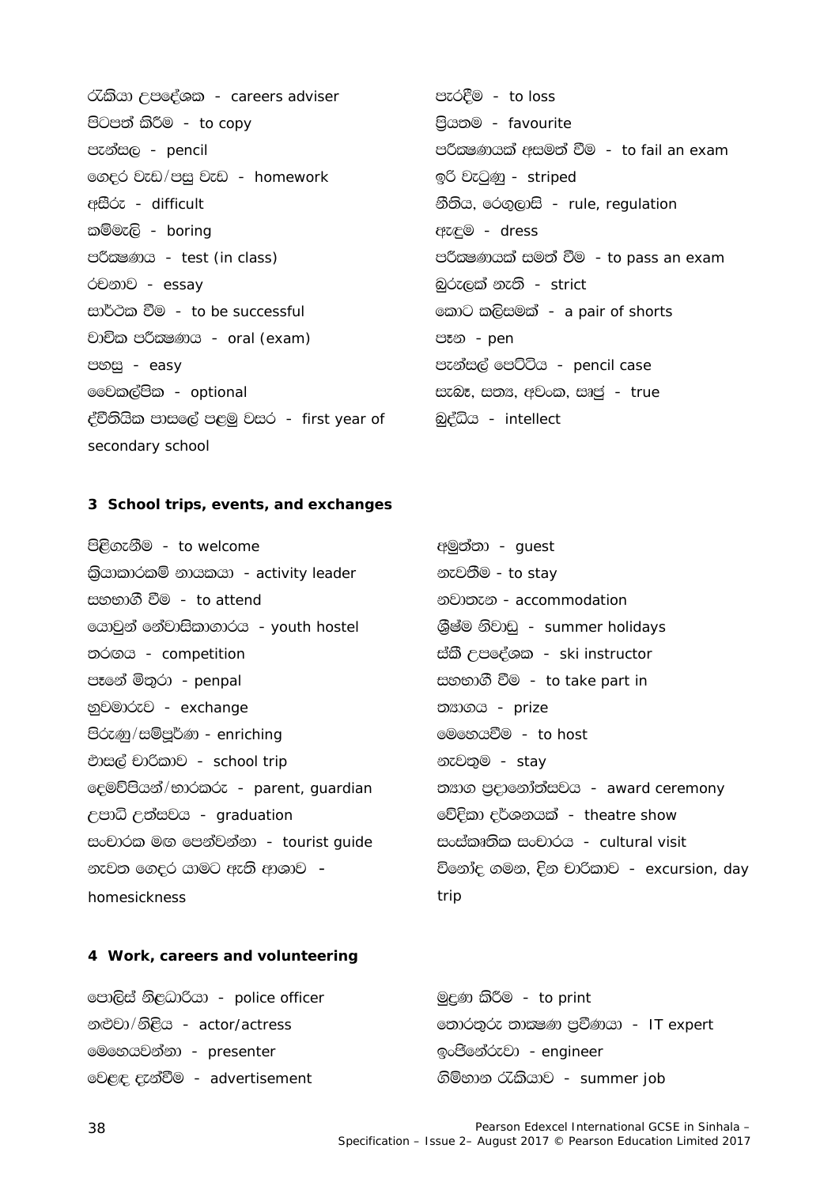රැකියා උපදේශක - careers adviser

පිටපත් කිරීම - to copy

පැන්සල - pencil

ගෙදර වැඩ/පසු වැඩ - homework

අසීරු - difficult

කම්මැලි - boring

පරීක්ෂණය - test (in class)

රචනාව - essay

සාර්ථක වීම - to be successful

වාචික පරීක්ෂණය - oral (exam)

පහසු - easy

වෛකල්පික - optional

ද්විතියික පාසලේ පළමු වසර - first year of secondary school

පැරදීම - to loss

ප්‍රියතම - favourite

පරීක්ෂණයක් අසමත් වීම - to fail an exam

ඉරි වැටුණු - striped

නීතිය, රෙගුලාසි - rule, regulation

ඇඳුම - dress

පරීක්ෂණයක් සමත් වීම - to pass an exam

බුරුලක් නැති - strict

කොට කලිසමක් - a pair of shorts

පෑන - pen

පැන්සල් පෙට්ටිය - pencil case

සැබෑ, සත්‍ය, අවංක, ඍජු - true

බුද්ධිය - intellect

### 3 School trips, events, and exchanges

පිළිගැනීම - to welcome

ක්‍රියාකාරකම් නායකයා - activity leader

සහභාගී වීම - to attend

යොවුන් නේවාසිකාගාරය - youth hostel

තරඟය - competition

පෑනේ මිතුරා - penpal

හුවමාරුව - exchange

පිරුණු/සම්පූර්ණ - enriching

පාසල් චාරිකාව - school trip

දෙමව්පියන්/භාරකරු - parent, guardian

උපාධි උත්සවය - graduation

සංචාරක මග පෙන්වන්නා - tourist guide

නැවත ගෙදර යාමට ඇති ආශාව - homesickness

අමුත්තා - guest

නැවතීම - to stay

නවාතැන - accommodation

ග්‍රීෂ්ම නිවාඩු - summer holidays

ස්කී උපදේශක - ski instructor

සහභාගී වීම - to take part in

ත්‍යාගය - prize

මෙහෙයවීම - to host

නැවතුම - stay

ත්‍යාග ප්‍රදානෝත්සවය - award ceremony

වේදිකා දර්ශනයක් - theatre show

සංස්කෘතික සංචාරය - cultural visit

විනෝද ගමන, දින චාරිකාව - excursion, day trip

### 4 Work, careers and volunteering

පොලිස් නිළධාරියා - police officer

නළුවා/නිළිය - actor/actress

මෙහෙයවන්නා - presenter

වෙළඳ දැන්වීම - advertisement

මුද්‍රණ කිරීම - to print

තොරතුරු තාක්ෂණ ප්‍රවීණයා - IT expert

ඉංජිනේරුවා - engineer

ගිම්හාන රැකියාව - summer job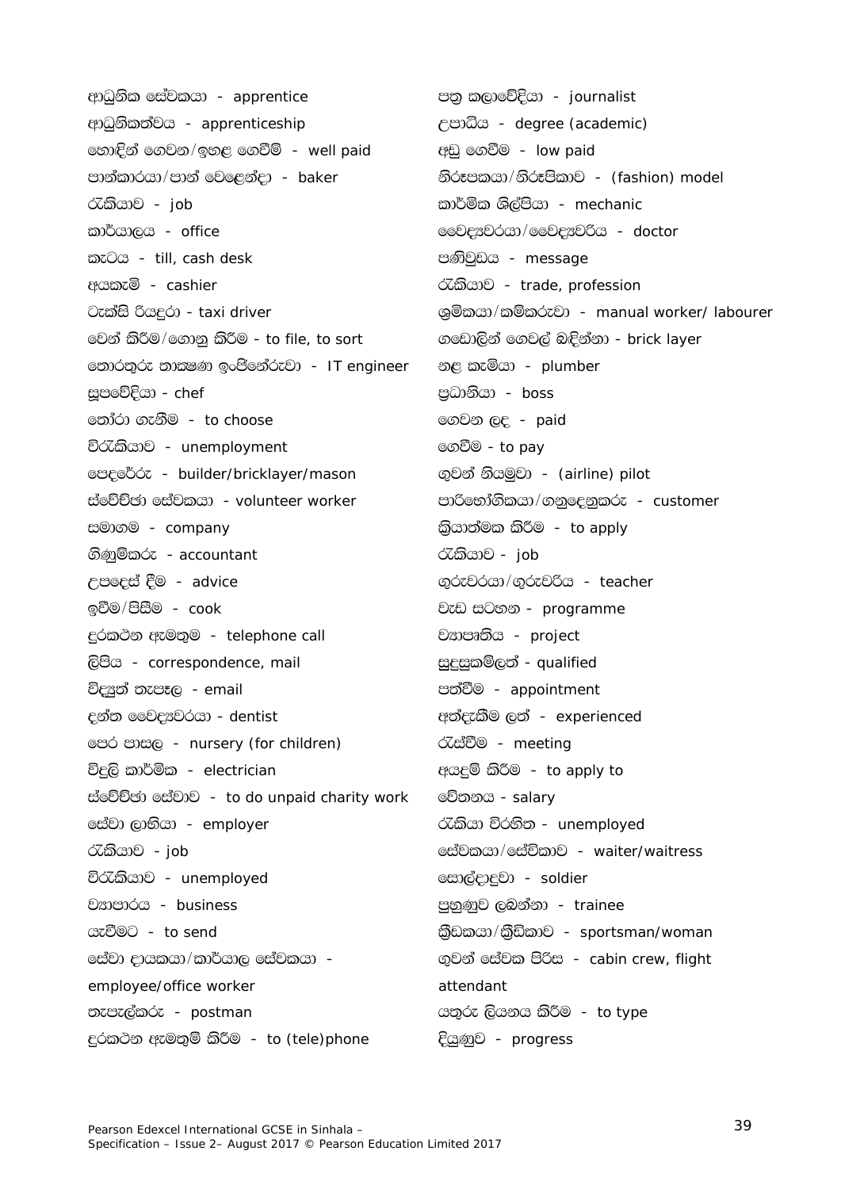ආධුනික සේවකයා - apprentice
ආධුනිකත්වය - apprenticeship
හොඳින් ගෙවන/ඉහළ ගෙවීම් - well paid
පාන්කාරයා/පාන් වෙළෙන්දා - baker
රැකියාව - job
කාර්යාලය - office
කැටය - till, cash desk
අයකැමි - cashier
ටැක්සි රියදුරා - taxi driver
වෙන් කිරීම/ගොනු කිරීම - to file, to sort
තොරතුරු තාක්ෂණ ඉංජිනේරුවා - IT engineer
සූපවේදියා - chef
තෝරා ගැනීම - to choose
විරැකියාව - unemployment
පෙදරේරු - builder/bricklayer/mason
ස්වේච්ඡා සේවකයා - volunteer worker
සමාගම - company
ගිණුම්කරු - accountant
උපදෙස් දීම - advice
ඉවීම/පිසීම - cook
දුරකථන ඇමතුම - telephone call
ලිපිය - correspondence, mail
විද්‍යුත් තැපෑල - email
දන්ත වෛද්‍යවරයා - dentist
පෙර පාසල - nursery (for children)
විදුලි කාර්මික - electrician
ස්වේච්ඡා සේවාව - to do unpaid charity work
සේවා ලාභියා - employer
රැකියාව - job
විරැකියාව - unemployed
ව්‍යාපාරය - business
යැවීමට - to send
සේවා දායකයා/කාර්යාල සේවකයා - employee/office worker
තැපැල්කරු - postman
දුරකථන ඇමතුම් කිරීම - to (tele)phone
පත්‍ර කලාවේදියා - journalist
උපාධිය - degree (academic)
අඩු ගෙවීම - low paid
නිරූපකයා/නිරූපිකාව - (fashion) model
කාර්මික ශිල්පියා - mechanic
වෛද්‍යවරයා/වෛද්‍යවරිය - doctor
පණිවුඩය - message
රැකියාව - trade, profession
ශ්‍රමිකයා/කම්කරුවා - manual worker/ labourer
ගඩොලින් ගෙවල් බඳින්නා - brick layer
නළ කැමියා - plumber
ප්‍රධානියා - boss
ගෙවන ලද - paid
ගෙවීම - to pay
ගුවන් නියමුවා - (airline) pilot
පාරිභෝගිකයා/ගනුදෙනුකරු - customer
ක්‍රියාත්මක කිරීම - to apply
රැකියාව - job
ගුරුවරයා/ගුරුවරිය - teacher
වැඩ සටහන - programme
ව්‍යාපෘතිය - project
සුදුසුකම්ලත් - qualified
පත්වීම - appointment
අත්දැකීම ලත් - experienced
රැස්වීම - meeting
අයදුම් කිරීම - to apply to
වේතනය - salary
රැකියා විරහිත - unemployed
සේවකයා/සේවිකාව - waiter/waitress
සොල්දාදුවා - soldier
පුහුණුව ලබන්නා - trainee
ක්‍රීඩකයා/ක්‍රීඩිකාව - sportsman/woman
ගුවන් සේවක පිරිස - cabin crew, flight attendant
යතුරු ලියනය කිරීම - to type
දියුණුව - progress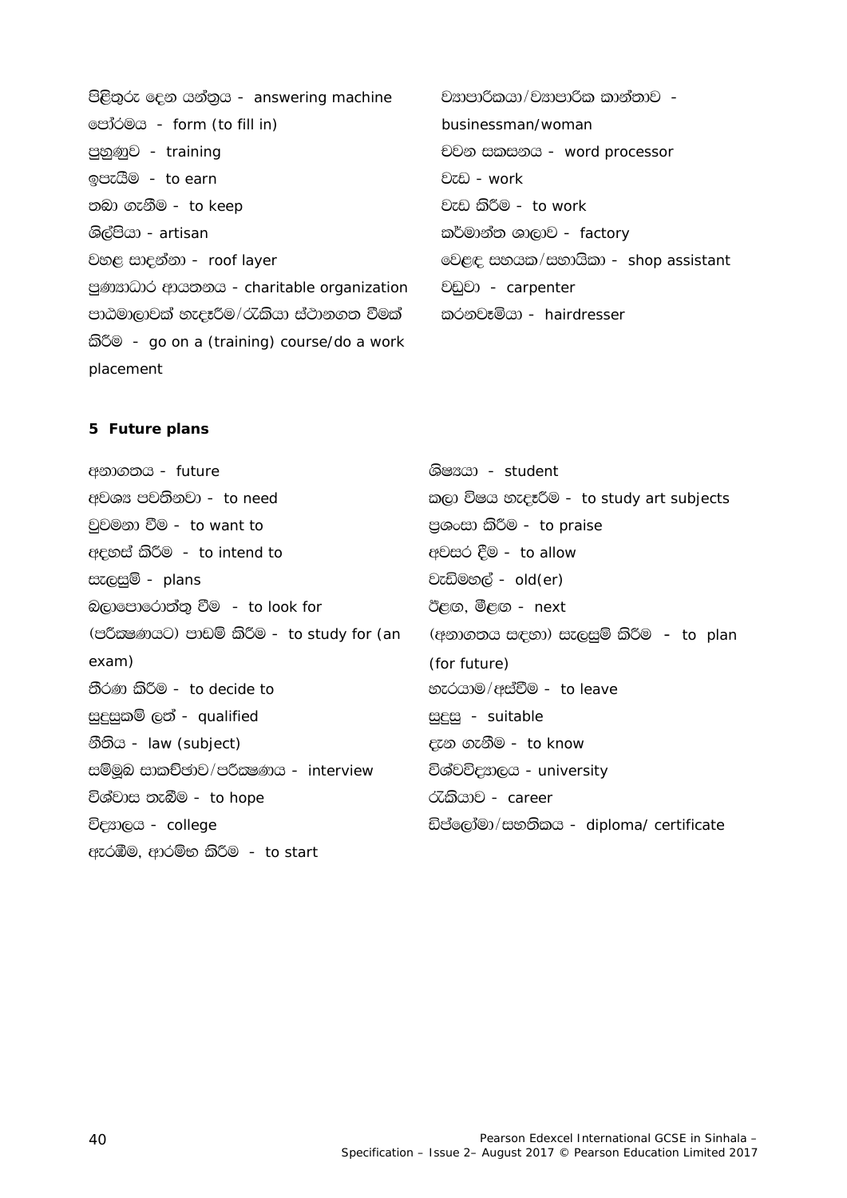පිළිතුරු දෙන යන්ත්‍රය - answering machine

පෝරමය - form (to fill in)

පුහුණුව - training

ඉපැයීම - to earn

තබා ගැනීම - to keep

ශිල්පියා - artisan

වහළ සාදන්නා - roof layer

පුණ්‍යාධාර ආයතනය - charitable organization

පාඨමාලාවක් හැදෑරීම/රැකියා ස්ථානගත වීමක් කිරීම - go on a (training) course/do a work placement

ව්‍යාපාරිකයා/ව්‍යාපාරික කාන්තාව - businessman/woman

වචන සකසනය - word processor

වැඩ - work

වැඩ කිරීම - to work

කර්මාන්ත ශාලාව - factory

වෙළඳ සහයක/සහායිකා - shop assistant

වඩුවා - carpenter

කරනවෑමියා - hairdresser

**5 Future plans**

අනාගතය - future

අවශ්‍ය පවතිනවා - to need

වුවමනා වීම - to want to

අදහස් කිරීම - to intend to

සැලසුම් - plans

බලාපොරොත්තු වීම - to look for

(පරීක්ෂණයට) පාඩම් කිරීම - to study for (an exam)

තීරණ කිරීම - to decide to

සුදුසුකම් ලත් - qualified

නීතිය - law (subject)

සම්මුඛ සාකච්ඡාව/පරීක්ෂණය - interview

විශ්වාස තැබීම - to hope

විද්‍යාලය - college

ඇරඹීම, ආරම්භ කිරීම - to start

ශිෂ්‍යයා - student

කලා විෂය හැදෑරීම - to study art subjects

ප්‍රශංසා කිරීම - to praise

අවසර දීම - to allow

වැඩිමහල් - old(er)

ඊළඟ, මීළඟ - next

(අනාගතය සඳහා) සැලසුම් කිරීම - to plan (for future)

හැරයාම/අස්වීම - to leave

සුදුසු - suitable

දැන ගැනීම - to know

විශ්වවිද්‍යාලය - university

රැකියාව - career

ඩිප්ලෝමා/සහතිකය - diploma/ certificate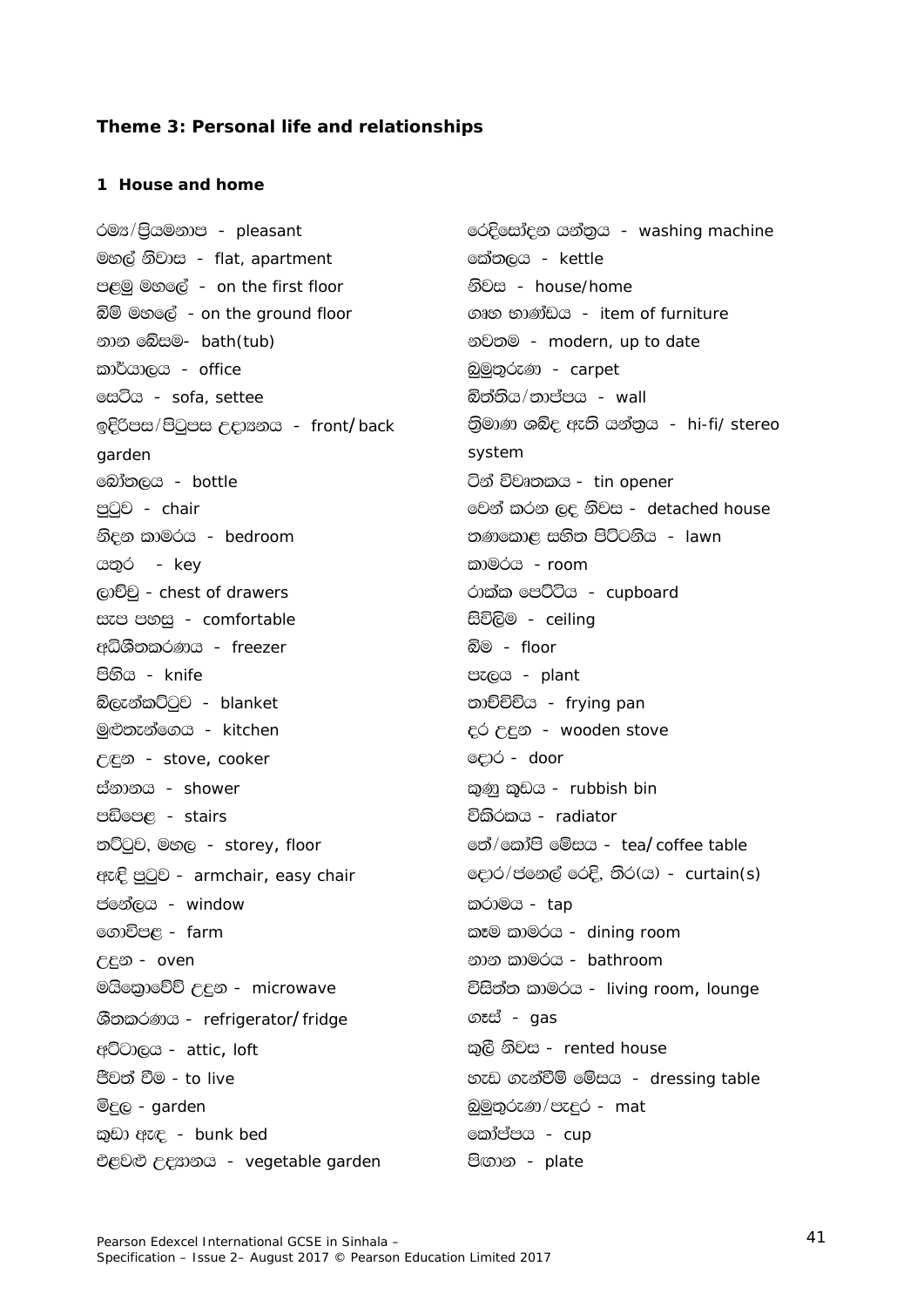### Theme 3: Personal life and relationships

#### 1 House and home

රම්‍ය/ප්‍රියමනාප - pleasant
මහල් නිවාස - flat, apartment
පළමු මහලේ - on the first floor
බිම් මහලේ - on the ground floor
නාන බේසම- bath(tub)
කාර්යාලය - office
සෙටිය - sofa, settee
ඉදිරිපස/පිටුපස උද්‍යානය - front/back garden
බෝතලය - bottle
පුටුව - chair
නිදන කාමරය - bedroom
යතුර - key
ලාච්චු - chest of drawers
සැප පහසු - comfortable
අධිශීතකරණය - freezer
පිහිය - knife
බ්ලැන්කට්ටුව - blanket
මුළුතැන්ගෙය - kitchen
උඳුන - stove, cooker
ස්නානය - shower
පඩිපෙළ - stairs
තට්ටුව, මහල - storey, floor
ඇඳි පුටුව - armchair, easy chair
ජනේලය - window
ගොවිපළ - farm
උදුන - oven
මයික්‍රොවේව් උදුන - microwave
ශීතකරණය - refrigerator/fridge
අට්ටාලය - attic, loft
ජීවත් වීම - to live
මිදුල - garden
කුඩා ඇඳ - bunk bed
එළවළු උද්‍යානය - vegetable garden
රෙදිසෝදන යන්ත්‍රය - washing machine
කේතලය - kettle
නිවස - house/home
ගෘහ භාණ්ඩය - item of furniture
නවතම - modern, up to date
බුමුතුරුණ - carpet
බිත්තිය/තාප්පය - wall
ත්‍රිමාණ ශබ්ද ඇති යන්ත්‍රය - hi-fi/ stereo system
ටින් විවෘතකය - tin opener
වෙන් කරන ලද නිවස - detached house
තණකොළ සහිත පිට්ටනිය - lawn
කාමරය - room
රාක්ක පෙට්ටිය - cupboard
සිවිලිම - ceiling
බිම - floor
පැලය - plant
තාච්චිචිය - frying pan
දර උදුන - wooden stove
දොර - door
කුණු කූඩය - rubbish bin
විකිරකය - radiator
තේ/කෝපි මේසය - tea/coffee table
දොර/ජනෙල් රෙදි, තිර(ය) - curtain(s)
කරාමය - tap
කෑම කාමරය - dining room
නාන කාමරය - bathroom
විසිත්ත කාමරය - living room, lounge
ගෑස් - gas
කුලී නිවස - rented house
හැඩ ගැන්වීම් මේසය - dressing table
බුමුතුරුණ/පැදුර - mat
කෝප්පය - cup
පිඟාන - plate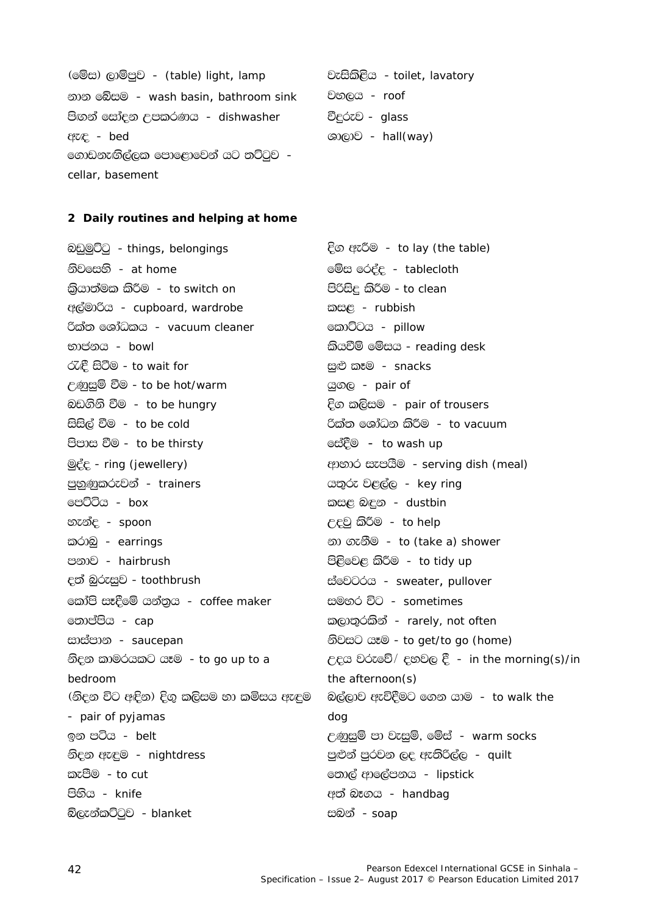(මේස) ලාම්පුව - (table) light, lamp
නාන බේසම - wash basin, bathroom sink
පිඟන් සෝදන උපකරණය - dishwasher
ඇඳ - bed
ගොඩනැගිල්ලක පොළොවෙන් යට තට්ටුව - cellar, basement
වැසිකිළිය - toilet, lavatory
වහලය - roof
වීදුරුව - glass
ශාලාව - hall(way)

**2 Daily routines and helping at home**

බඩුමුට්ටු - things, belongings
නිවසෙහි - at home
ක්‍රියාත්මක කිරීම - to switch on
අල්මාරිය - cupboard, wardrobe
රික්ත ශෝධකය - vacuum cleaner
භාජනය - bowl
රැඳී සිටීම - to wait for
උණුසුම් වීම - to be hot/warm
බඩගිනි වීම - to be hungry
සීසිල් වීම - to be cold
පිපාස වීම - to be thirsty
මුද්ද - ring (jewellery)
පුහුණුකරුවන් - trainers
පෙට්ටිය - box
හැන්ද - spoon
කරාබු - earrings
පනාව - hairbrush
දත් බුරුසුව - toothbrush
කෝපි සෑදීමේ යන්ත්‍රය - coffee maker
තොප්පිය - cap
සාස්පාන - saucepan
නිදන කාමරයකට යෑම - to go up to a bedroom
(නිදන විට අඳින) දිගු කලිසම හා කමිසය ඇඳුම - pair of pyjamas
ඉන පටිය - belt
නිදන ඇඳුම - nightdress
කැපීම - to cut
පිහිය - knife
බ්ලැන්කට්ටුව - blanket
දිග ඇරීම - to lay (the table)
මේස රෙද්ද - tablecloth
පිරිසිදු කිරීම - to clean
කසළ - rubbish
කොට්ටය - pillow
කියවීම් මේසය - reading desk
සුළු කෑම - snacks
යුගල - pair of
දිග කලිසම - pair of trousers
රික්ත ශෝධන කිරීම - to vacuum
සේදීම - to wash up
ආහාර සැපයීම - serving dish (meal)
යතුරු වළල්ල - key ring
කසළ බඳුන - dustbin
උදවු කිරීම - to help
නා ගැනීම - to (take a) shower
පිළිවෙළ කිරීම - to tidy up
ස්වෙටරය - sweater, pullover
සමහර විට - sometimes
කලාතුරකින් - rarely, not often
නිවසට යෑම - to get/to go (home)
උදය වරුවේ/ දහවල දී - in the morning(s)/in the afternoon(s)
බල්ලාව ඇවිදීමට ගෙන යාම - to walk the dog
උණුසුම් පා වැසුම්, මේස් - warm socks
පුළුන් පුරවන ලද ඇතිරිල්ල - quilt
තොල් ආලේපනය - lipstick
අත් බෑගය - handbag
සබන් - soap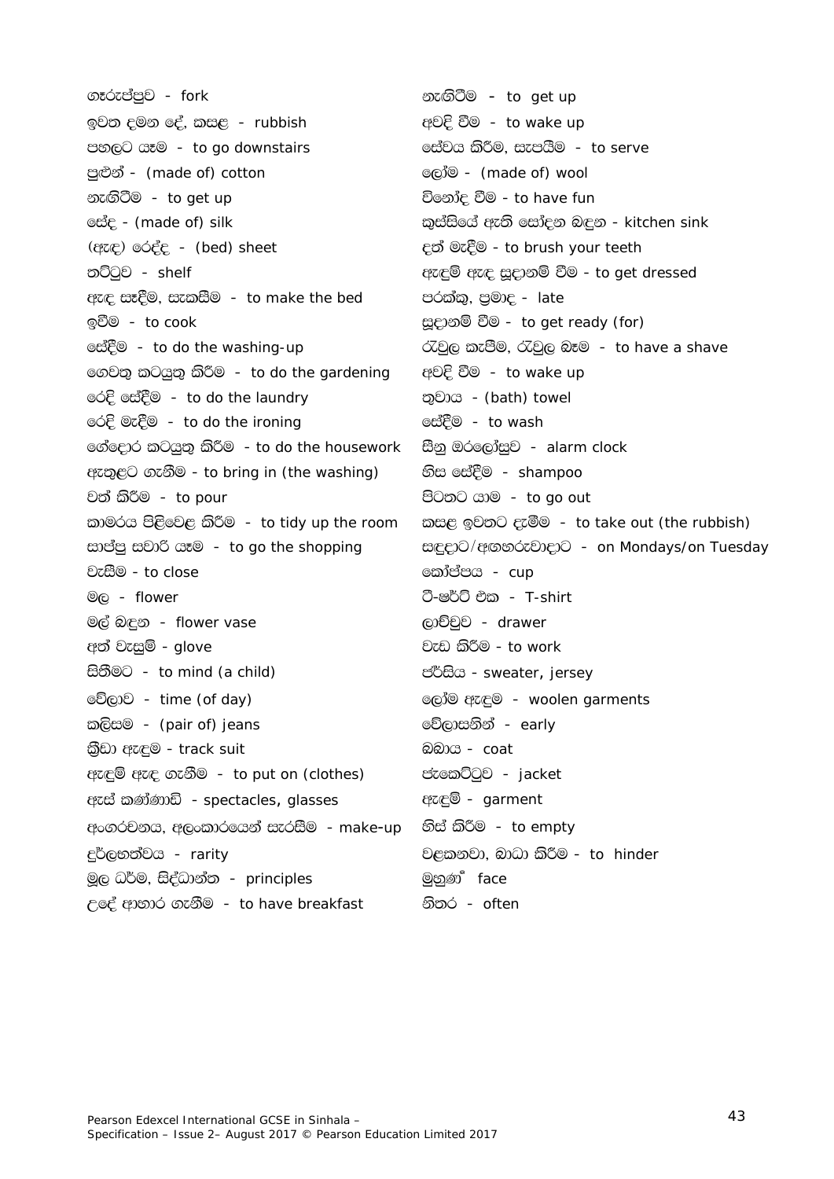ගෑරුප්පුව - fork
ඉවත දමන දේ, කසළ - rubbish
පහලට යෑම - to go downstairs
පුළුන් - (made of) cotton
නැගිටීම - to get up
සේද - (made of) silk
(ඇඳ) රෙද්ද - (bed) sheet
තට්ටුව - shelf
ඇඳ සෑදීම, සැකසීම - to make the bed
ඉවීම - to cook
සේදීම - to do the washing-up
ගෙවතු කටයුතු කිරීම - to do the gardening
රෙදි සේදීම - to do the laundry
රෙදි මැදීම - to do the ironing
ගේදොර කටයුතු කිරීම - to do the housework
ඇතුළට ගැනීම - to bring in (the washing)
වත් කිරීම - to pour
කාමරය පිළිවෙළ කිරීම - to tidy up the room
සාප්පු සවාරි යෑම - to go the shopping
වැසීම - to close
මල - flower
මල් බඳුන - flower vase
අත් වැසුම් - glove
සිතීමට - to mind (a child)
වේලාව - time (of day)
කලිසම - (pair of) jeans
ක්‍රීඩා ඇඳුම - track suit
ඇඳුම් ඇඳ ගැනීම - to put on (clothes)
ඇස් කණ්ණාඩි - spectacles, glasses
අංගරචනය, අලංකාරයෙන් සැරසීම - make-up
දුර්ලභත්වය - rarity
මූල ධර්ම, සිද්ධාන්ත - principles
උදේ ආහාර ගැනීම - to have breakfast
නැගිටීම - to get up
අවදි වීම - to wake up
සේවය කිරීම, සැපයීම - to serve
ලෝම - (made of) wool
විනෝද වීම - to have fun
කුස්සියේ ඇති සෝදන බඳුන - kitchen sink
දත් මැදීම - to brush your teeth
ඇඳුම් ඇඳ සූදානම් වීම - to get dressed
පරක්කු, ප්‍රමාද - late
සූදානම් වීම - to get ready (for)
රැවුල කැපීම, රැවුල බෑම - to have a shave
අවදි වීම - to wake up
තුවාය - (bath) towel
සේදීම - to wash
සීනු ඔරලෝසුව - alarm clock
හිස සේදීම - shampoo
පිටතට යාම - to go out
කසළ ඉවතට දැමීම - to take out (the rubbish)
සඳුදාට/අඟහරුවාදාට - on Mondays/on Tuesday
කෝප්පය - cup
ටී-ෂර්ට් එක - T-shirt
ලාච්චුව - drawer
වැඩ කිරීම - to work
ජර්සිය - sweater, jersey
ලෝම ඇඳුම - woolen garments
වේලාසනින් - early
බබාය - coat
ජැකට්ටුව - jacket
ඇඳුම් - garment
හිස් කිරීම - to empty
වළකනවා, බාධා කිරීම - to hinder
මුහුණ - face
නිතර - often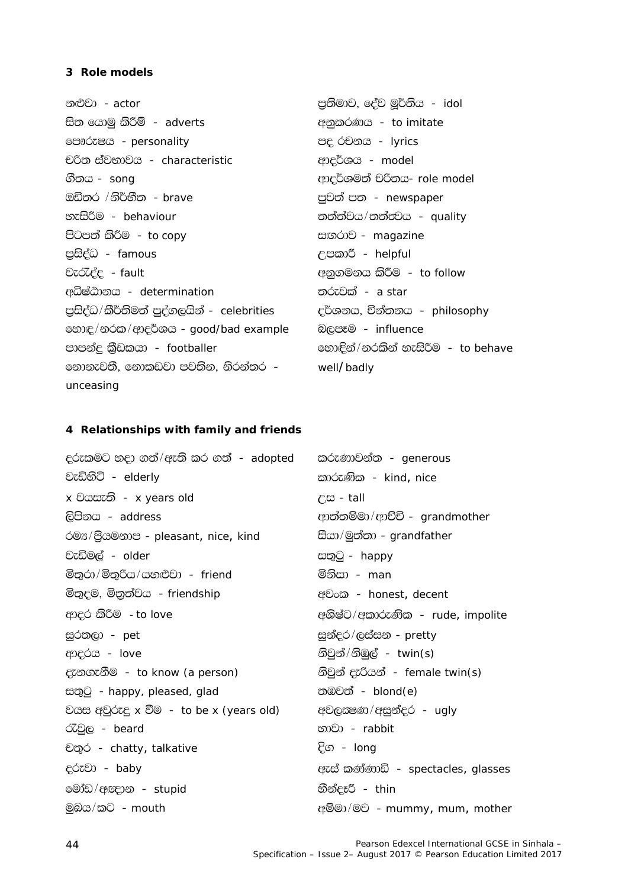### 3 Role models

නළුවා - actor

සිත යොමු කිරීම් - adverts

පෞරුෂය - personality

චරිත ස්වභාවය - characteristic

ගීතය - song

ඔඩිතර /නිර්භීත - brave

හැසිරීම - behaviour

පිටපත් කිරීම - to copy

ප්‍රසිද්ධ - famous

වැරැද්ද - fault

අධිෂ්ඨානය - determination

ප්‍රසිද්ධ/කීර්තිමත් පුද්ගලයින් - celebrities

හොඳ/නරක/ආදර්ශය - good/bad example

පාපන්දු ක්‍රීඩකයා - footballer

නොනැවතී, නොකඩවා පවතින, නිරන්තර - unceasing

ප්‍රතිමාව, දේව මූර්තිය - idol

අනුකරණය - to imitate

පද රචනය - lyrics

ආදර්ශය - model

ආදර්ශමත් චරිතය- role model

පුවත් පත - newspaper

තත්ත්වය/තත්වය - quality

සඟරාව - magazine

උපකාරී - helpful

අනුගමනය කිරීම - to follow

තරුවක් - a star

දර්ශනය, චින්තනය - philosophy

බලපෑම - influence

හොඳින්/නරකින් හැසිරීම - to behave well/ badly

### 4 Relationships with family and friends

දරුකමට හදා ගත්/ඇති කර ගත් - adopted

වැඩිහිටි - elderly

x වයසැති - x years old

ලිපිනය - address

රම්‍ය/ප්‍රියමනාප - pleasant, nice, kind

වැඩිමල් - older

මිතුරා/මිතුරිය/යහළුවා - friend

මිතුදම, මිත්‍රත්වය - friendship

ආදර කිරීම - to love

සුරතලා - pet

ආදරය - love

දැනගැනීම - to know (a person)

සතුටු - happy, pleased, glad

වයස අවුරුදු x වීම - to be x (years old)

රැවුල - beard

චතුර - chatty, talkative

දරුවා - baby

මෝඩ/අඥාන - stupid

මුඛය/කට - mouth

කරුණාවන්ත - generous

කාරුණික - kind, nice

උස - tall

ආත්තම්මා/ආච්චි - grandmother

සීයා/මුත්තා - grandfather

සතුටු - happy

මිනිසා - man

අවංක - honest, decent

අශිෂ්ට/අකාරුණික - rude, impolite

සුන්දර/ලස්සන - pretty

නිවුන්/නිඹුල් - twin(s)

නිවුන් දැරියන් - female twin(s)

තඹවත් - blond(e)

අවලක්ෂණ/අසුන්දර - ugly

හාවා - rabbit

දිග - long

ඇස් කණ්ණාඩි - spectacles, glasses

හීන්දෑරි - thin

අම්මා/මව - mummy, mum, mother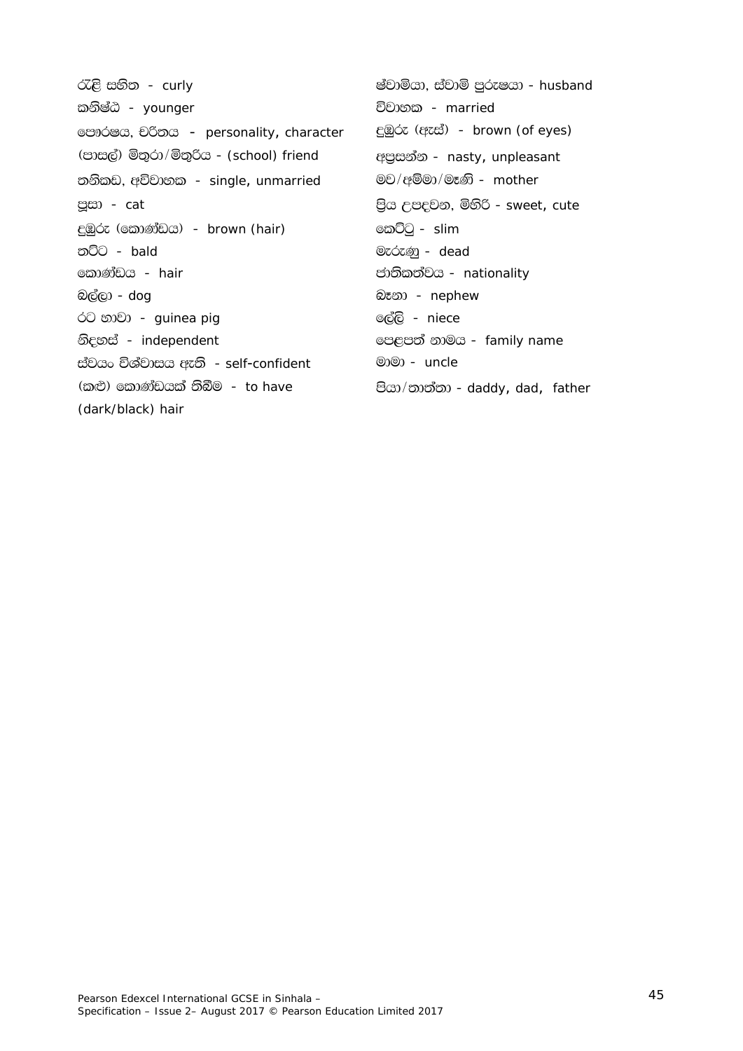රැළි සහිත - curly

කනිෂ්ඨ - younger

පෞරුෂය, චරිතය - personality, character

(පාසල්) මිතුරා/මිතුරිය - (school) friend

තනිකඩ, අවිවාහක - single, unmarried

පූසා - cat

දුඹුරු (කොණ්ඩය) - brown (hair)

තට්ට - bald

කොණ්ඩය - hair

බල්ලා - dog

රට හාවා - guinea pig

නිදහස් - independent

ස්වයං විශ්වාසය ඇති - self-confident

(කළු) කොණ්ඩයක් තිබීම - to have (dark/black) hair

ස්වාමියා, ස්වාමි පුරුෂයා - husband

විවාහක - married

දුඹුරු (ඇස්) - brown (of eyes)

අප්‍රසන්න - nasty, unpleasant

මව/අම්මා/මෑණි - mother

ප්‍රිය උපදවන, මිහිරි - sweet, cute

කෙට්ටු - slim

මැරුණු - dead

ජාතිකත්වය - nationality

බෑනා - nephew

ලේලි - niece

පෙළපත් නාමය - family name

මාමා - uncle

පියා/තාත්තා - daddy, dad, father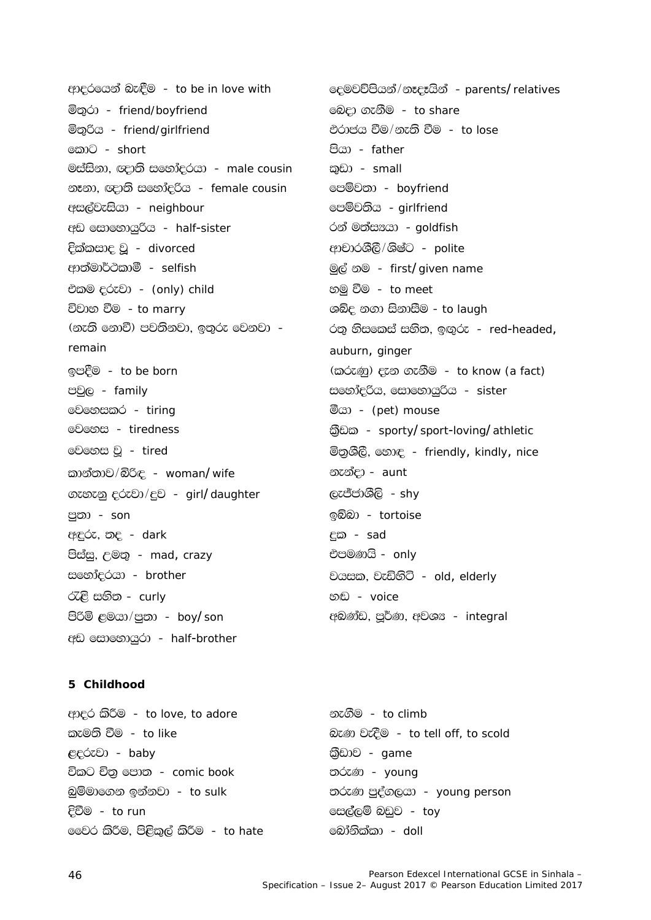ආදරයෙන් බැඳීම - to be in love with
මිතුරා - friend/boyfriend
මිතුරිය - friend/girlfriend
කොට - short
මස්සිනා, ඥාති සහෝදරයා - male cousin
නෑනා, ඥාති සහෝදරිය - female cousin
අසල්වැසියා - neighbour
අඩ සොහොයුරිය - half-sister
දික්කසාද වූ - divorced
ආත්මාර්ථකාමී - selfish
එකම දරුවා - (only) child
විවාහ වීම - to marry
(නැති නොවී) පවතිනවා, ඉතුරු වෙනවා - remain
ඉපදීම - to be born
පවුල - family
වෙහෙසකර - tiring
වෙහෙස - tiredness
වෙහෙස වූ - tired
කාන්තාව/බිරිඳ - woman/wife
ගැහැනු දරුවා/දුව - girl/daughter
පුතා - son
අඳුරු, තද - dark
පිස්සු, උමතු - mad, crazy
සහෝදරයා - brother
රැළි සහිත - curly
පිරිමි ළමයා/පුතා - boy/son
අඩ සොහොයුරා - half-brother

දෙමව්පියන්/නෑදෑයින් - parents/relatives
බෙදා ගැනීම - to share
එරාජය වීම/නැති වීම - to lose
පියා - father
කුඩා - small
පෙම්වතා - boyfriend
පෙම්වතිය - girlfriend
රන් මත්ස්‍යයා - goldfish
ආචාරශීලී/ශිෂ්ට - polite
මුල් නම - first/given name
හමු වීම - to meet
ශබ්ද නගා සිනාසීම - to laugh
රතු හිසකෙස් සහිත, ඉඟුරු - red-headed, auburn, ginger
(කරුණු) දැන ගැනීම - to know (a fact)
සහෝදරිය, සොහොයුරිය - sister
මීයා - (pet) mouse
ක්‍රීඩක - sporty/sport-loving/athletic
මිත්‍රශීලී, හොඳ - friendly, kindly, nice
නැන්දා - aunt
ලැජ්ජාශීලී - shy
ඉබ්බා - tortoise
දුක - sad
එපමණයි - only
වයසක, වැඩිහිටි - old, elderly
හඬ - voice
අඛණ්ඩ, පූර්ණ, අවශ්‍ය - integral

**5 Childhood**

ආදර කිරීම - to love, to adore
කැමති වීම - to like
ළදරුවා - baby
විකට චිත්‍ර පොත - comic book
බුම්මාගෙන ඉන්නවා - to sulk
දිවීම - to run
වෛර කිරීම, පිළිකුල් කිරීම - to hate

නැගීම - to climb
බැණ වැදීම - to tell off, to scold
ක්‍රීඩාව - game
තරුණ - young
තරුණ පුද්ගලයා - young person
සෙල්ලම් බඩුව - toy
බෝනික්කා - doll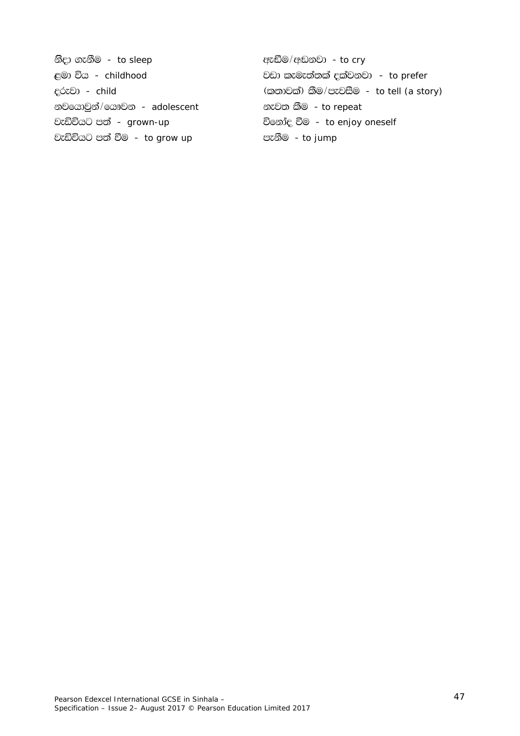නිදා ගැනීම - to sleep
ළමා විය - childhood
දරුවා - child
නවයොවුන්/යෞවන - adolescent
වැඩිවියට පත් - grown-up
වැඩිවියට පත් වීම - to grow up

ඇඬීම/අඬනවා - to cry
වඩා කැමැත්තක් දක්වනවා - to prefer
(කතාවක්) කීම/පැවසීම - to tell (a story)
නැවත කීම - to repeat
විනෝද වීම - to enjoy oneself
පැනීම - to jump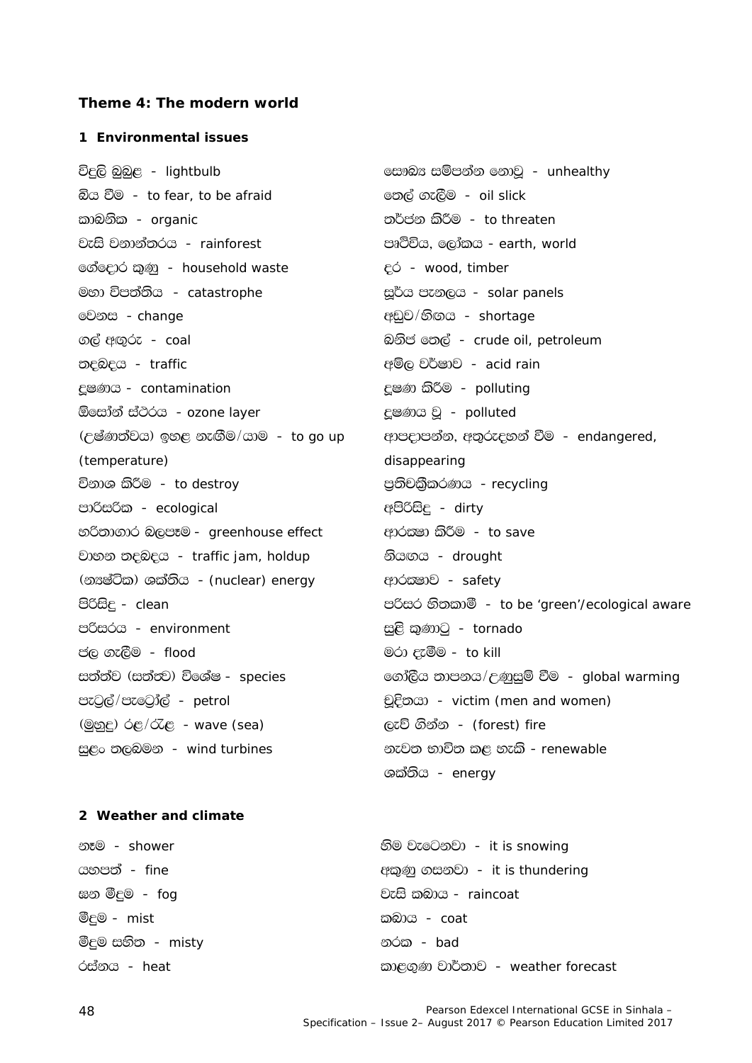### Theme 4: The modern world

#### 1 Environmental issues

විදුලි බුබුළ - lightbulb
බිය වීම - to fear, to be afraid
කාබනික - organic
වැසි වනාන්තරය - rainforest
ගේදොර කුණු - household waste
මහා විපත්තිය - catastrophe
වෙනස - change
ගල් අඟුරු - coal
තදබදය - traffic
දූෂණය - contamination
ඕසෝන් ස්ථරය - ozone layer
(උෂ්ණත්වය) ඉහළ නැගීම/යාම - to go up (temperature)
විනාශ කිරීම - to destroy
පාරිසරික - ecological
හරිතාගාර බලපෑම - greenhouse effect
වාහන තදබදය - traffic jam, holdup
(න්‍යෂ්ටික) ශක්තිය - (nuclear) energy
පිරිසිදු - clean
පරිසරය - environment
ජල ගැලීම - flood
සත්ත්ව (සත්ත්ව) විශේෂ - species
පැට්‍රල්/පැට්‍රෝල් - petrol
(මුහුදු) රළ/රැළ - wave (sea)
සුළං තලබමන - wind turbines
සෞඛ්‍ය සම්පන්න නොවූ - unhealthy
තෙල් ගැලීම - oil slick
තර්ජන කිරීම - to threaten
පෘථිවිය, ලෝකය - earth, world
දර - wood, timber
සූර්ය පැනලය - solar panels
අඩුව/හිඟය - shortage
ඛනිජ තෙල් - crude oil, petroleum
අම්ල වර්ෂාව - acid rain
දූෂණ කිරීම - polluting
දූෂණය වූ - polluted
ආපදාපන්න, අතුරුදහන් වීම - endangered, disappearing
ප්‍රතිචක්‍රීකරණය - recycling
අපිරිසිදු - dirty
ආරක්ෂා කිරීම - to save
නියඟය - drought
ආරක්ෂාව - safety
පරිසර හිතකාමී - to be 'green'/ecological aware
සුළි කුණාටු - tornado
මරා දැමීම - to kill
ගෝලීය තාපනය/උණුසුම් වීම - global warming
වූදිතයා - victim (men and women)
ලැව් ගින්න - (forest) fire
නැවත භාවිත කළ හැකි - renewable
ශක්තිය - energy

#### 2 Weather and climate

නෑම - shower
යහපත් - fine
ඝන මීදුම - fog
මීදුම - mist
මීදුම සහිත - misty
රස්නය - heat
හිම වැටෙනවා - it is snowing
අකුණු ගසනවා - it is thundering
වැසි කබාය - raincoat
කබාය - coat
නරක - bad
කාලගුණ වාර්තාව - weather forecast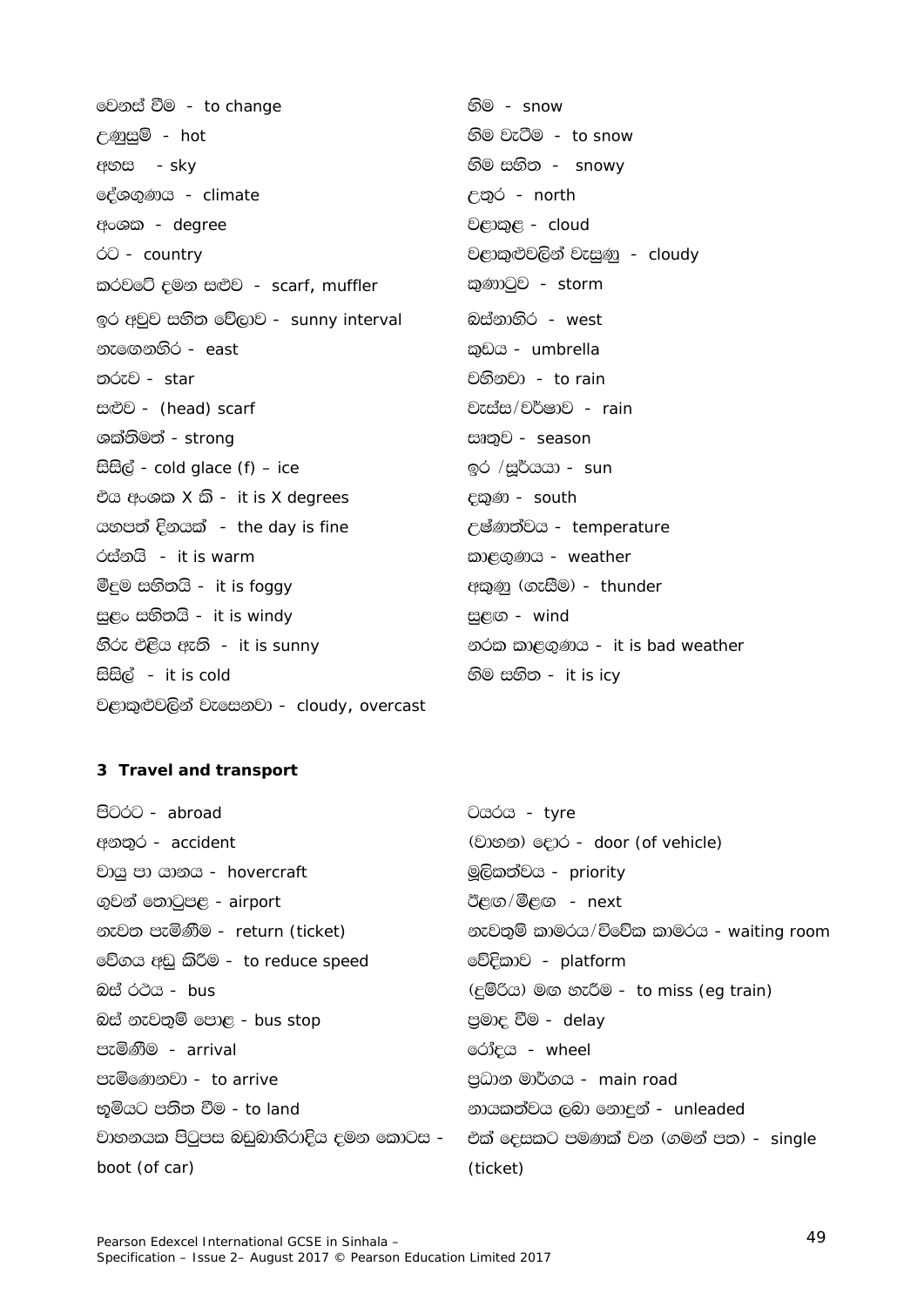වෙනස් වීම - to change

උණුසුම් - hot

අහස - sky

දේශගුණය - climate

අංශක - degree

රට - country

කරවටේ දමන සළුව - scarf, muffler

ඉර අවුව සහිත වේලාව - sunny interval

නැගෙනහිර - east

තරුව - star

සළුව - (head) scarf

ශක්තිමත් - strong

සිසිල් - cold glace (f) – ice

එය අංශක X කි - it is X degrees

යහපත් දිනයක් - the day is fine

රස්නයි - it is warm

මීදුම සහිතයි - it is foggy

සුළං සහිතයි - it is windy

හිරු එළිය ඇති - it is sunny

සිසිල් - it is cold

වළාකුළුවලින් වැසෙනවා - cloudy, overcast

හිම - snow

හිම වැටීම - to snow

හිම සහිත - snowy

උතුර - north

වළාකුළ - cloud

වළාකුළුවලින් වැසුණු - cloudy

කුණාටුව - storm

බස්නාහිර - west

කුඩය - umbrella

වහිනවා - to rain

වැස්ස/වර්ෂාව - rain

ඍතුව - season

ඉර /සූර්යයා - sun

දකුණ - south

උෂ්ණත්වය - temperature

කාළගුණය - weather

අකුණු (ගැසීම) - thunder

සුළඟ - wind

නරක කාළගුණය - it is bad weather

හිම සහිත - it is icy

### 3 Travel and transport

පිටරට - abroad

අනතුර - accident

වායු පා යානය - hovercraft

ගුවන් තොටුපළ - airport

නැවත පැමිණීම - return (ticket)

වේගය අඩු කිරීම - to reduce speed

බස් රථය - bus

බස් නැවතුම් පොළ - bus stop

පැමිණීම - arrival

පැමිණෙනවා - to arrive

භූමියට පතිත වීම - to land

වාහනයක පිටුපස බඩුබාහිරාදිය දමන කොටස - boot (of car)

ටයරය - tyre

(වාහන) දොර - door (of vehicle)

මූලිකත්වය - priority

ඊළඟ/මීළඟ - next

නැවතුම් කාමරය/විවේක කාමරය - waiting room

වේදිකාව - platform

(දුම්රිය) මඟ හැරීම - to miss (eg train)

ප්‍රමාද වීම - delay

රෝදය - wheel

ප්‍රධාන මාර්ගය - main road

නායකත්වය ලබා නොදුන් - unleaded

එක් දෙසකට පමණක් වන (ගමන් පත) - single (ticket)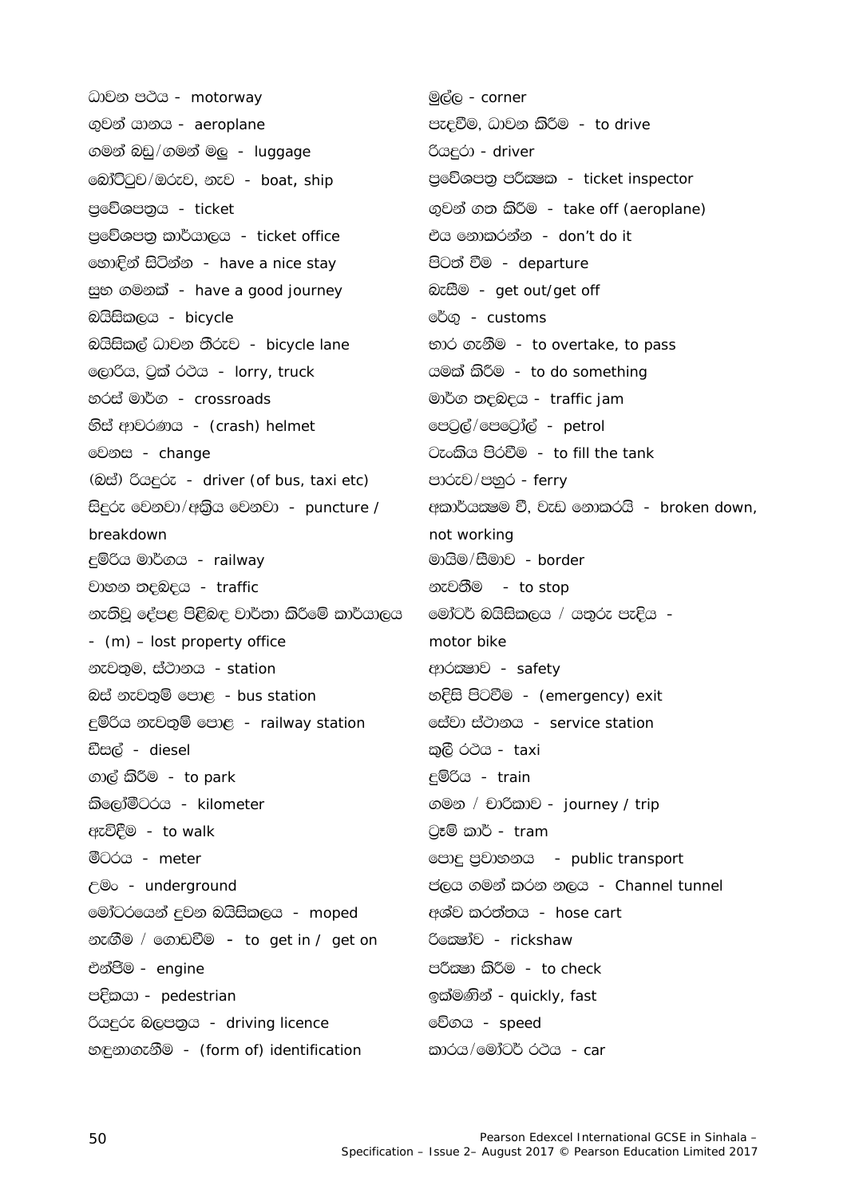ධාවන පථය - motorway
ගුවන් යානය - aeroplane
ගමන් බඩු/ගමන් මලු - luggage
බෝට්ටුව/ඔරුව, නැව - boat, ship
ප්‍රවේශපත්‍රය - ticket
ප්‍රවේශපත්‍ර කාර්යාලය - ticket office
හොඳින් සිටින්න - have a nice stay
සුභ ගමනක් - have a good journey
බයිසිකලය - bicycle
බයිසිකල් ධාවන තීරුව - bicycle lane
ලොරිය, ට්‍රක් රථය - lorry, truck
හරස් මාර්ග - crossroads
හිස් ආවරණය - (crash) helmet
වෙනස - change
(බස්) රියදුරු - driver (of bus, taxi etc)
සිදුරු වෙනවා/අක්‍රිය වෙනවා - puncture / breakdown
දුම්රිය මාර්ගය - railway
වාහන තදබදය - traffic
නැතිවූ දේපළ පිළිබඳ වාර්තා කිරීමේ කාර්යාලය - (m) – lost property office
නැවතුම, ස්ථානය - station
බස් නැවතුම් පොළ - bus station
දුම්රිය නැවතුම් පොළ - railway station
ඩීසල් - diesel
ගාල් කිරීම - to park
කිලෝමීටරය - kilometer
ඇවිදීම - to walk
මීටරය - meter
උමං - underground
මෝටරයෙන් දුවන බයිසිකලය - moped
නැගීම / ගොඩවීම - to get in / get on
එන්ජිම - engine
පදිකයා - pedestrian
රියදුරු බලපත්‍රය - driving licence
හඳුනාගැනීම - (form of) identification
මුල්ල - corner
පැදවීම, ධාවන කිරීම - to drive
රියදුරා - driver
ප්‍රවේශපත්‍ර පරීක්ෂක - ticket inspector
ගුවන් ගත කිරීම - take off (aeroplane)
එය නොකරන්න - don’t do it
පිටත් වීම - departure
බැසීම - get out/get off
රේගු - customs
භාර ගැනීම - to overtake, to pass
යමක් කිරීම - to do something
මාර්ග තදබදය - traffic jam
පෙට්‍රල්/පෙට්‍රෝල් - petrol
ටැංකිය පිරවීම - to fill the tank
පාරුව/පහුර - ferry
අකාර්යක්ෂම වී, වැඩ නොකරයි - broken down, not working
මායිම/සීමාව - border
නැවතීම - to stop
මෝටර් බයිසිකලය / යතුරු පැදිය - motor bike
ආරක්ෂාව - safety
හදිසි පිටවීම - (emergency) exit
සේවා ස්ථානය - service station
කුලී රථය - taxi
දුම්රිය - train
ගමන / චාරිකාව - journey / trip
ට්‍රෑම් කාර් - tram
පොදු ප්‍රවාහනය - public transport
ජලය ගමන් කරන නලය - Channel tunnel
අශ්ව කරත්තය - hose cart
රික්ෂෝව - rickshaw
පරීක්ෂා කිරීම - to check
ඉක්මණින් - quickly, fast
වේගය - speed
කාරය/මෝටර් රථය - car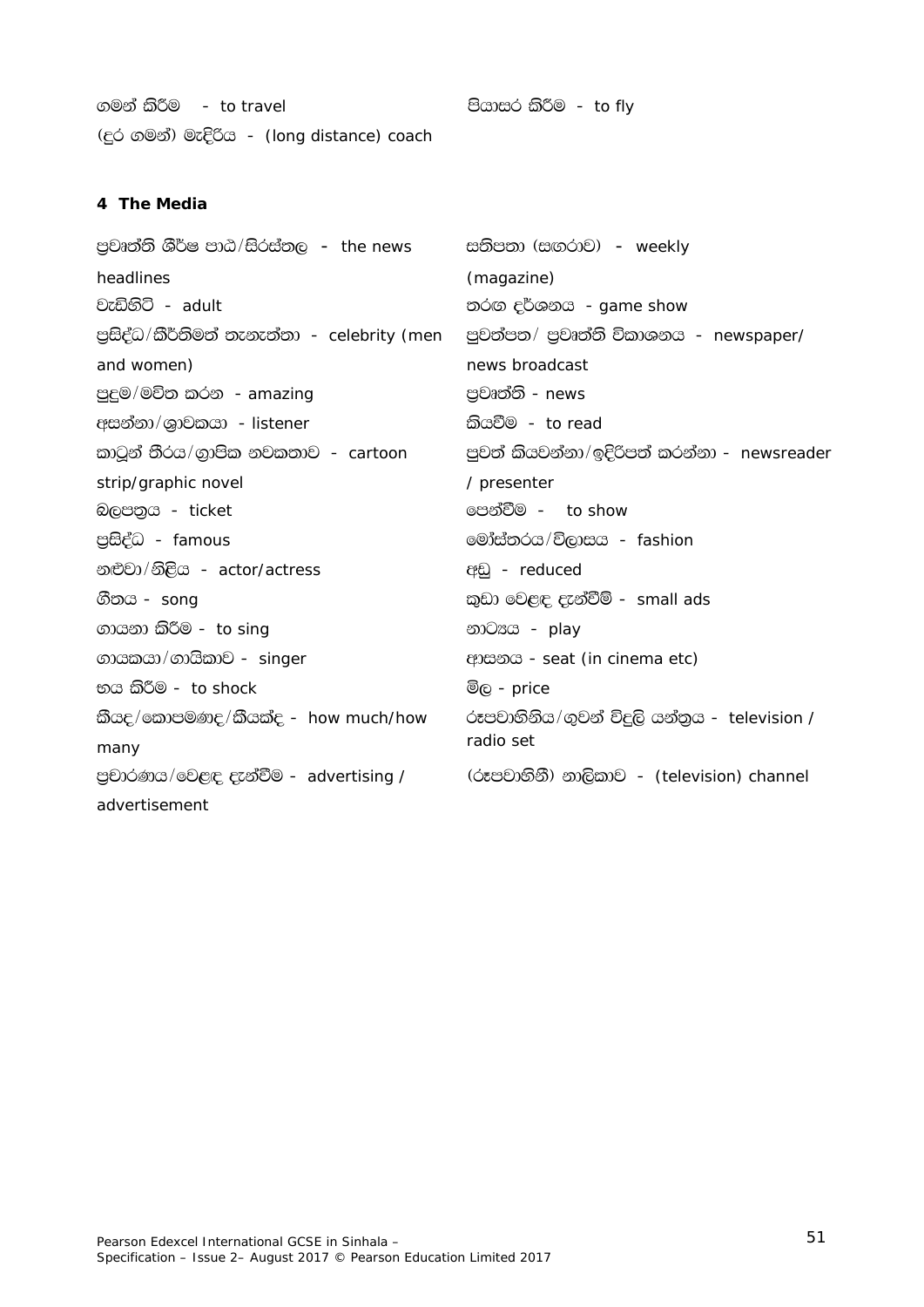ගමන් කිරීම - to travel

පියාසර කිරීම - to fly

(දුර ගමන්) මැදිරිය - (long distance) coach

**4 The Media**

ප්‍රවෘත්ති ශීර්ෂ පාඨ/සිරස්තල - the news headlines

වැඩිහිටි - adult

ප්‍රසිද්ධ/කීර්තිමත් තැනැත්තා - celebrity (men and women)

පුදුම/මවිත කරන - amazing

අසන්නා/ශ්‍රාවකයා - listener

කාටූන් තීරය/ග්‍රාපික නවකතාව - cartoon strip/graphic novel

බලපත්‍රය - ticket

ප්‍රසිද්ධ - famous

නළුවා/නිළිය - actor/actress

ගීතය - song

ගායනා කිරීම - to sing

ගායකයා/ගායිකාව - singer

භය කිරීම - to shock

කීයද/කොපමණද/කීයක්ද - how much/how many

ප්‍රචාරණය/වෙළඳ දැන්වීම - advertising / advertisement

සතිපතා (සඟරාව) - weekly (magazine)

තරඟ දර්ශනය - game show

පුවත්පත/ ප්‍රවෘත්ති විකාශනය - newspaper/ news broadcast

ප්‍රවෘත්ති - news

කියවීම - to read

පුවත් කියවන්නා/ඉදිරිපත් කරන්නා - newsreader / presenter

පෙන්වීම - to show

මෝස්තරය/විලාසය - fashion

අඩු - reduced

කුඩා වෙළඳ දැන්වීම් - small ads

නාට්‍යය - play

ආසනය - seat (in cinema etc)

මිල - price

රූපවාහිනිය/ගුවන් විදුලි යන්ත්‍රය - television / radio set

(රූපවාහිනී) නාලිකාව - (television) channel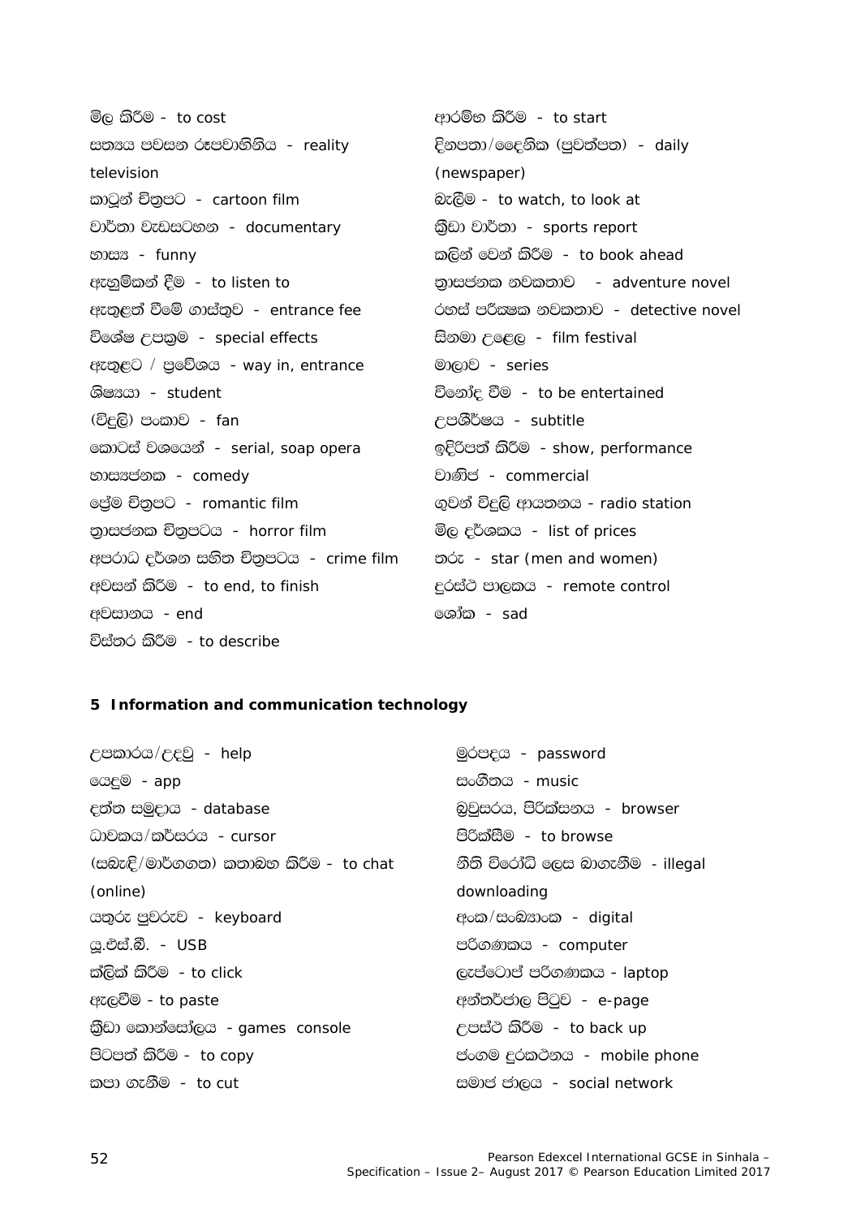මිල කිරීම - to cost

සත්‍යය පවසන රූපවාහිනිය - reality television

කාටූන් චිත්‍රපට - cartoon film

වාර්තා වැඩසටහන - documentary

හාස්‍ය - funny

ඇහුම්කන් දීම - to listen to

ඇතුළත් වීමේ ගාස්තුව - entrance fee

විශේෂ උපක්‍රම - special effects

ඇතුළට / ප්‍රවේශය - way in, entrance

ශිෂ්‍යයා - student

(විදුලි) පංකාව - fan

කොටස් වශයෙන් - serial, soap opera

හාස්‍යජනක - comedy

ප්‍රේම චිත්‍රපට - romantic film

ත්‍රාසජනක චිත්‍රපටය - horror film

අපරාධ දර්ශන සහිත චිත්‍රපටය - crime film

අවසන් කිරීම - to end, to finish

අවසානය - end

විස්තර කිරීම - to describe

ආරම්භ කිරීම - to start

දිනපතා/දෛනික (පුවත්පත) - daily (newspaper)

බැලීම - to watch, to look at

ක්‍රීඩා වාර්තා - sports report

කලින් වෙන් කිරීම - to book ahead

ත්‍රාසජනක නවකතාව - adventure novel

රහස් පරීක්ෂක නවකතාව - detective novel

සිනමා උළෙල - film festival

මාලාව - series

විනෝද වීම - to be entertained

උපශීර්ෂය - subtitle

ඉදිරිපත් කිරීම - show, performance

වාණිජ - commercial

ගුවන් විදුලි ආයතනය - radio station

මිල දර්ශකය - list of prices

තරු - star (men and women)

දුරස්ථ පාලකය - remote control

ශෝක - sad

## 5 Information and communication technology

උපකාරය/උදවු - help

යෙදුම - app

දත්ත සමුදාය - database

ධාවකය/කර්සරය - cursor

(සබැඳි/මාර්ගගත) කතාබහ කිරීම - to chat (online)

යතුරු පුවරුව - keyboard

යූ.එස්.බී. - USB

ක්ලික් කිරීම - to click

ඇලවීම - to paste

ක්‍රීඩා කොන්සෝලය - games console

පිටපත් කිරීම - to copy

කපා ගැනීම - to cut

මුරපදය - password

සංගීතය - music

බ්‍රවුසරය, පිරික්සනය - browser

පිරික්සීම - to browse

නීති විරෝධී ලෙස බාගැනීම - illegal downloading

අංක/සංඛ්‍යාංක - digital

පරිගණකය - computer

ලැප්ටොප් පරිගණකය - laptop

අන්තර්ජාල පිටුව - e-page

උපස්ථ කිරීම - to back up

ජංගම දුරකථනය - mobile phone

සමාජ ජාලය - social network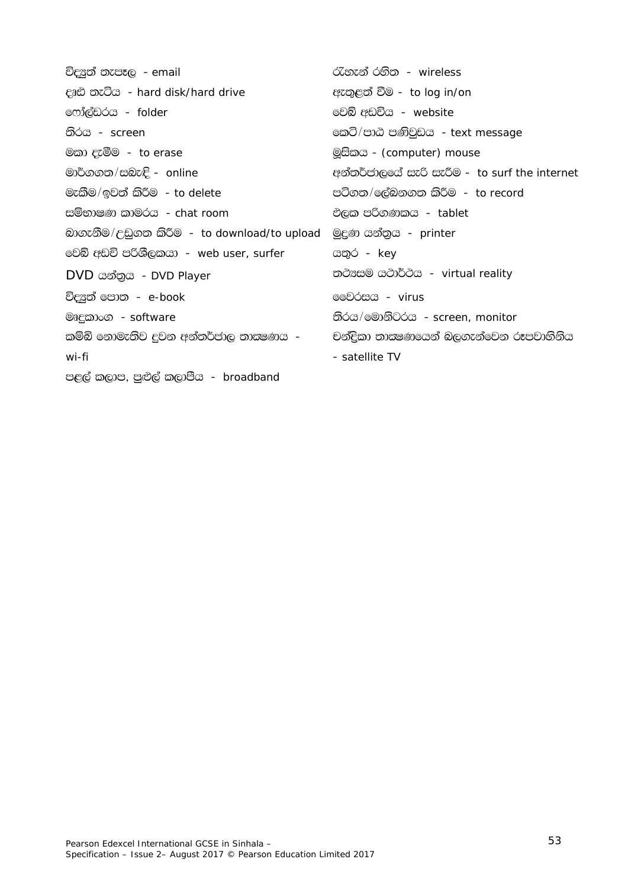විද්‍යුත් තැපෑල - email

දෘඪ තැටිය - hard disk/hard drive

ෆෝල්ඩරය - folder

තිරය - screen

මකා දැමීම - to erase

මාර්ගගත/සබැඳි - online

මැකීම/ඉවත් කිරීම - to delete

සම්භාෂණ කාමරය - chat room

බාගැනීම/උඩුගත කිරීම - to download/to upload

වෙබ් අඩවි පරිශීලකයා - web user, surfer

DVD යන්ත්‍රය - DVD Player

විද්‍යුත් පොත - e-book

මෘදුකාංග - software

කම්බි නොමැතිව දුවන අන්තර්ජාල තාක්ෂණය - wi-fi

පළල් කලාප, පුළුල් කලාපීය - broadband

රැහැන් රහිත - wireless

ඇතුළත් වීම - to log in/on

වෙබ් අඩවිය - website

කෙටි/පාඨ පණිවුඩය - text message

මූසිකය - (computer) mouse

අන්තර්ජාලයේ සැරි සැරීම - to surf the internet

පටිගත/ලේඛනගත කිරීම - to record

ඵලක පරිගණකය - tablet

මුද්‍රණ යන්ත්‍රය - printer

යතුර - key

තථ්‍යසම යථාර්ථය - virtual reality

වෛරසය - virus

තිරය/මොනිටරය - screen, monitor

චන්ද්‍රිකා තාක්ෂණයෙන් බලගැන්වෙන රූපවාහිනිය - satellite TV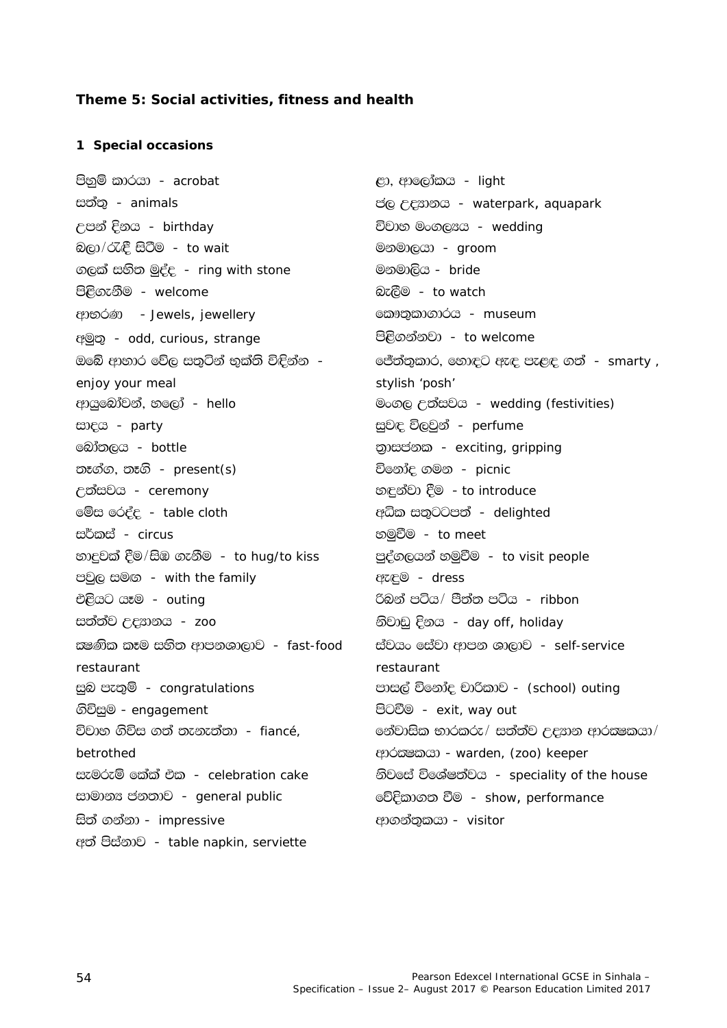**Theme 5: Social activities, fitness and health**

**1 Special occasions**

පිහුම් කාරයා - acrobat

සත්තු - animals

උපන් දිනය - birthday

බලා/රැඳී සිටීම - to wait

ගලක් සහිත මුද්ද - ring with stone

පිළිගැනීම - welcome

ආභරණ - Jewels, jewellery

අමුතු - odd, curious, strange

ඔබේ ආහාර වේල සතුටින් භුක්ති විඳින්න - enjoy your meal

ආයුබෝවන්, හලෝ - hello

සාදය - party

බෝතලය - bottle

තෑග්ග, තෑගි - present(s)

උත්සවය - ceremony

මේස රෙද්ද - table cloth

සර්කස් - circus

හාදුවක් දීම/සිඹ ගැනීම - to hug/to kiss

පවුල සමඟ - with the family

එළියට යෑම - outing

සත්ත්ව උද්‍යානය - zoo

ක්ෂණික කෑම සහිත ආපනශාලාව - fast-food restaurant

සුබ පැතුම් - congratulations

ගිවිසුම - engagement

විවාහ ගිවිස ගත් තැනැත්තා - fiancé, betrothed

සැමරුම් කේක් එක - celebration cake

සාමාන්‍ය ජනතාව - general public

සිත් ගන්නා - impressive

අත් පිස්නාව - table napkin, serviette

ළා, ආලෝකය - light

ජල උද්‍යානය - waterpark, aquapark

විවාහ මංගල්‍යය - wedding

මනමාලයා - groom

මනමාලිය - bride

බැලීම - to watch

කෞතුකාගාරය - museum

පිළිගන්නවා - to welcome

ජේත්තුකාර, හොඳට ඇඳ පැළඳ ගත් - smarty , stylish 'posh'

මංගල උත්සවය - wedding (festivities)

සුවඳ විලවුන් - perfume

ත්‍රාසජනක - exciting, gripping

විනෝද ගමන - picnic

හඳුන්වා දීම - to introduce

අධික සතුටටපත් - delighted

හමුවීම - to meet

පුද්ගලයන් හමුවීම - to visit people

ඇඳුම - dress

රිබන් පටිය/ පීත්ත පටිය - ribbon

නිවාඩු දිනය - day off, holiday

ස්වයං සේවා ආපන ශාලාව - self-service restaurant

පාසල් විනෝද චාරිකාව - (school) outing

පිටවීම - exit, way out

නේවාසික භාරකරු/ සත්ත්ව උද්‍යාන ආරක්ෂකයා/ ආරක්ෂකයා - warden, (zoo) keeper

නිවසේ විශේෂත්වය - speciality of the house

වේදිකාගත වීම - show, performance

ආගන්තුකයා - visitor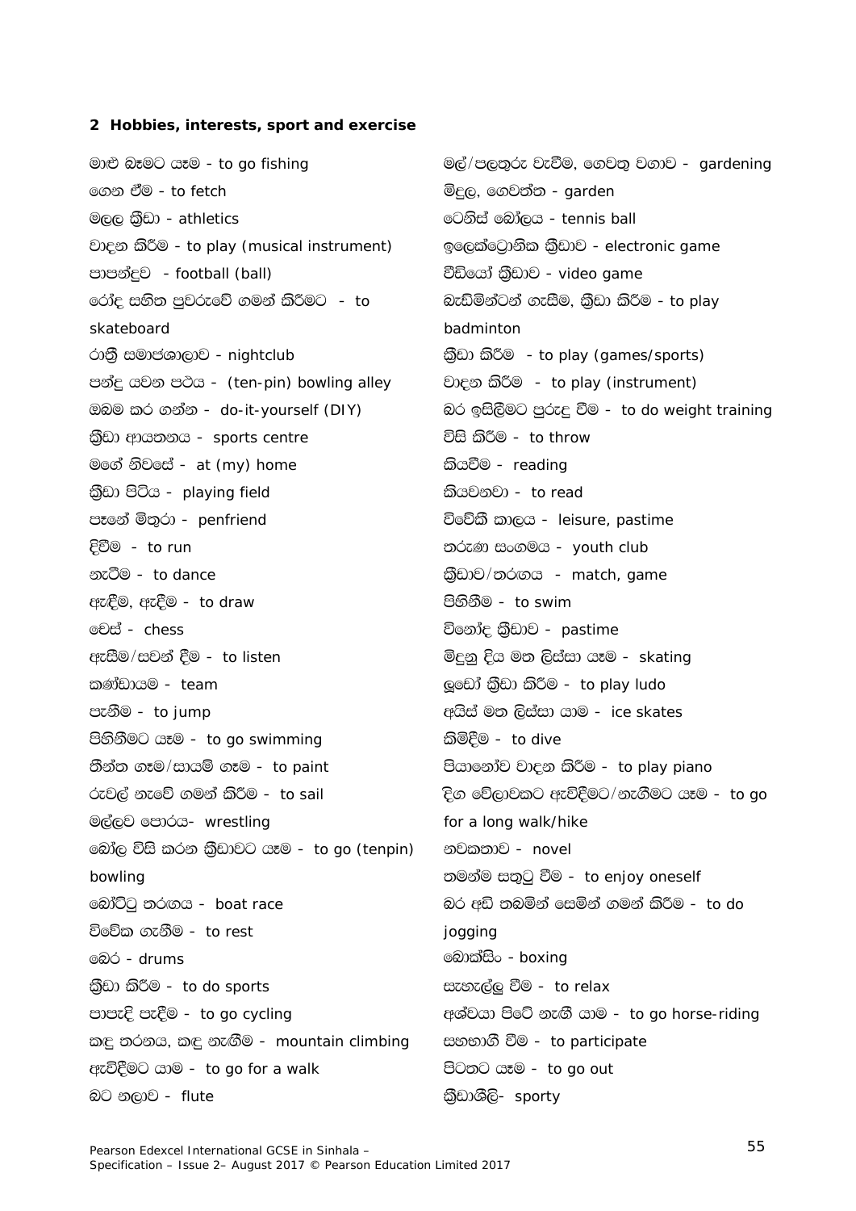## 2 Hobbies, interests, sport and exercise

මාළු බෑමට යෑම - to go fishing

ගෙන ඒම - to fetch

මලල ක්‍රීඩා - athletics

වාදන කිරීම - to play (musical instrument)

පාපන්දුව - football (ball)

රෝද සහිත පුවරුවේ ගමන් කිරීමට - to skateboard

රාත්‍රී සමාජශාලාව - nightclub

පන්දු යවන පථය - (ten-pin) bowling alley

ඔබම කර ගන්න - do-it-yourself (DIY)

ක්‍රීඩා ආයතනය - sports centre

මගේ නිවසේ - at (my) home

ක්‍රීඩා පිටිය - playing field

පෑනේ මිතුරා - penfriend

දිවීම - to run

නැටීම - to dance

ඇඳීම, ඇදීම - to draw

චෙස් - chess

ඇසීම/සවන් දීම - to listen

කණ්ඩායම - team

පැනීම - to jump

පිහිනීමට යෑම - to go swimming

තීන්ත ගෑම/සායම් ගෑම - to paint

රුවල් නැවේ ගමන් කිරීම - to sail

මල්ලව පොරය- wrestling

බෝල විසි කරන ක්‍රීඩාවට යෑම - to go (tenpin) bowling

බෝට්ටු තරඟය - boat race

විවේක ගැනීම - to rest

බෙර - drums

ක්‍රීඩා කිරීම - to do sports

පාපැදි පැදීම - to go cycling

කඳු තරනය, කඳු නැගීම - mountain climbing

ඇවිදීමට යාම - to go for a walk

බට නලාව - flute

මල්/පලතුරු වැවීම, ගෙවතු වගාව - gardening

මිදුල, ගෙවත්ත - garden

ටෙනිස් බෝලය - tennis ball

ඉලෙක්ට්‍රොනික ක්‍රීඩාව - electronic game

වීඩියෝ ක්‍රීඩාව - video game

බැඩ්මින්ටන් ගැසීම, ක්‍රීඩා කිරීම - to play badminton

ක්‍රීඩා කිරීම - to play (games/sports)

වාදන කිරීම - to play (instrument)

බර ඉසිලීමට පුරුදු වීම - to do weight training

විසි කිරීම - to throw

කියවීම - reading

කියවනවා - to read

විවේකී කාලය - leisure, pastime

තරුණ සංගමය - youth club

ක්‍රීඩාව/තරඟය - match, game

පිහිනීම - to swim

විනෝද ක්‍රීඩාව - pastime

මිදුනු දිය මත ලිස්සා යෑම - skating

ලූඩෝ ක්‍රීඩා කිරීම - to play ludo

අයිස් මත ලිස්සා යාම - ice skates

කිමිදීම - to dive

පියානෝව වාදන කිරීම - to play piano

දිග වේලාවකට ඇවිදීමට/නැගීමට යෑම - to go for a long walk/hike

නවකතාව - novel

තමන්ම සතුටු වීම - to enjoy oneself

බර අඩි තබමින් සෙමින් ගමන් කිරීම - to do jogging

බොක්සිං - boxing

සැහැල්ලු වීම - to relax

අශ්වයා පිටේ නැගී යාම - to go horse-riding

සහභාගී වීම - to participate

පිටතට යෑම - to go out

ක්‍රීඩාශීලි- sporty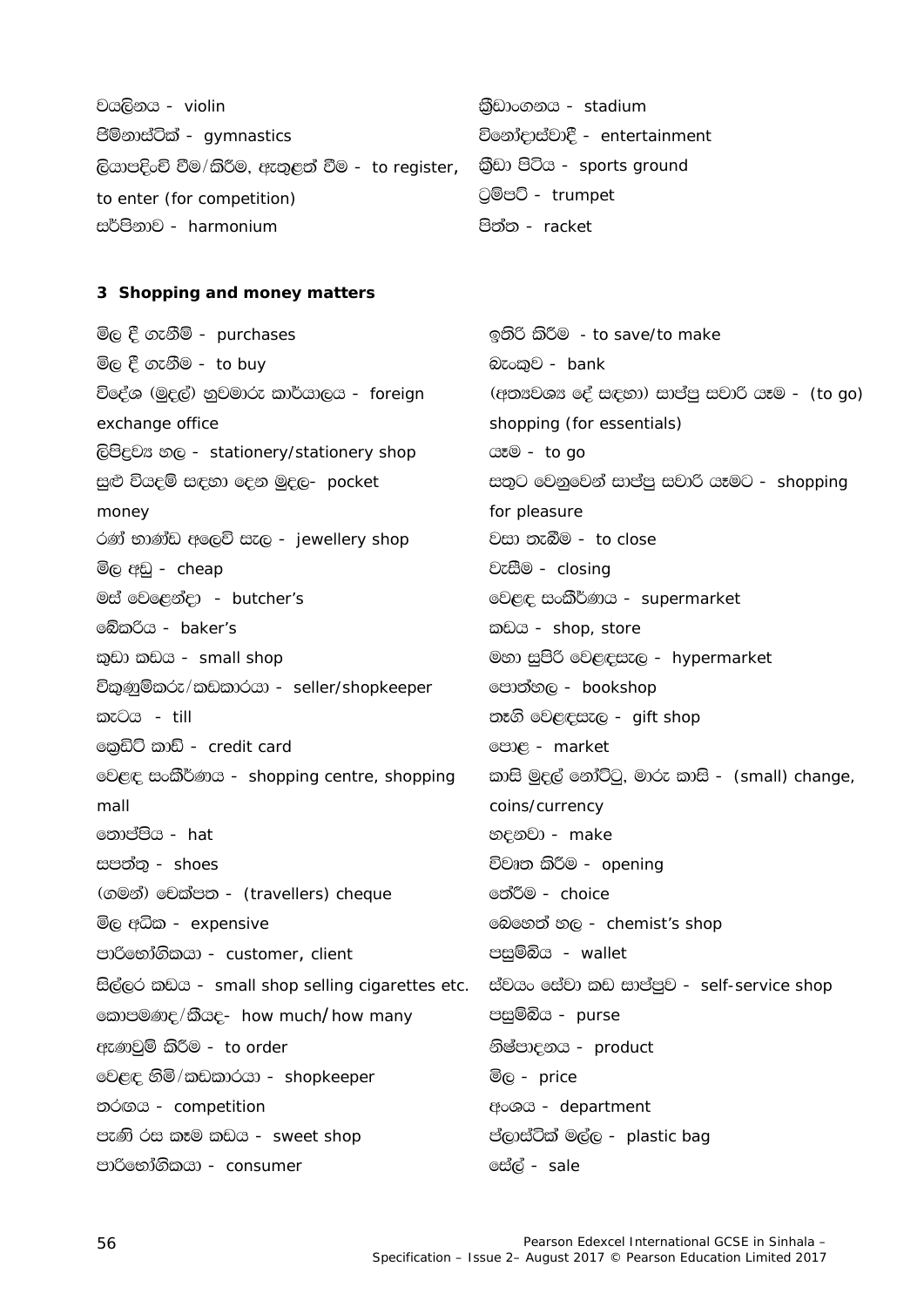වයලිනය - violin

ජිම්නාස්ටික් - gymnastics

ලියාපදිංචි වීම/කිරීම, ඇතුළත් වීම - to register, to enter (for competition)

සර්පිනාව - harmonium

ක්‍රීඩාංගනය - stadium

විනෝදාස්වාදී - entertainment

ක්‍රීඩා පිටිය - sports ground

ට්‍රම්පට් - trumpet

පිත්ත - racket

**3 Shopping and money matters**

මිල දී ගැනීම් - purchases

මිල දී ගැනීම - to buy

විදේශ (මුදල්) හුවමාරු කාර්යාලය - foreign exchange office

ලිපිද්‍රව්‍ය හල - stationery/stationery shop

සුළු වියදම් සඳහා දෙන මුදල- pocket money

රණ් භාණ්ඩ අලෙවි සැල - jewellery shop

මිල අඩු - cheap

මස් වෙළෙන්දා - butcher's

බේකරිය - baker's

කුඩා කඩය - small shop

විකුණුම්කරු/කඩකාරයා - seller/shopkeeper

කැටය - till

ක්‍රෙඩිට් කාඩ් - credit card

වෙළඳ සංකීර්ණය - shopping centre, shopping mall

තොප්පිය - hat

සපත්තු - shoes

(ගමන්) චෙක්පත - (travellers) cheque

මිල අධික - expensive

පාරිභෝගිකයා - customer, client

සිල්ලර කඩය - small shop selling cigarettes etc.

කොපමණද/කීයද- how much/how many

ඇණවුම් කිරීම - to order

වෙළඳ හිමි/කඩකාරයා - shopkeeper

තරගය - competition

පැණි රස කෑම කඩය - sweet shop

පාරිභෝගිකයා - consumer

ඉතිරි කිරීම - to save/to make

බැංකුව - bank

(අත්‍යවශ්‍ය දේ සඳහා) සාප්පු සවාරි යෑම - (to go) shopping (for essentials)

යෑම - to go

සතුට වෙනුවෙන් සාප්පු සවාරි යෑමට - shopping for pleasure

වසා තැබීම - to close

වැසීම - closing

වෙළඳ සංකීර්ණය - supermarket

කඩය - shop, store

මහා සුපිරි වෙළඳසැල - hypermarket

පොත්හල - bookshop

තෑගි වෙළඳසැල - gift shop

පොළ - market

කාසි මුදල් නෝට්ටු, මාරු කාසි - (small) change, coins/currency

හදනවා - make

විවෘත කිරීම - opening

තේරීම - choice

බෙහෙත් හල - chemist's shop

පසුම්බිය - wallet

ස්වයං සේවා කඩ සාප්පුව - self-service shop

පසුම්බිය - purse

නිෂ්පාදනය - product

මිල - price

අංශය - department

ප්ලාස්ටික් මල්ල - plastic bag

සේල් - sale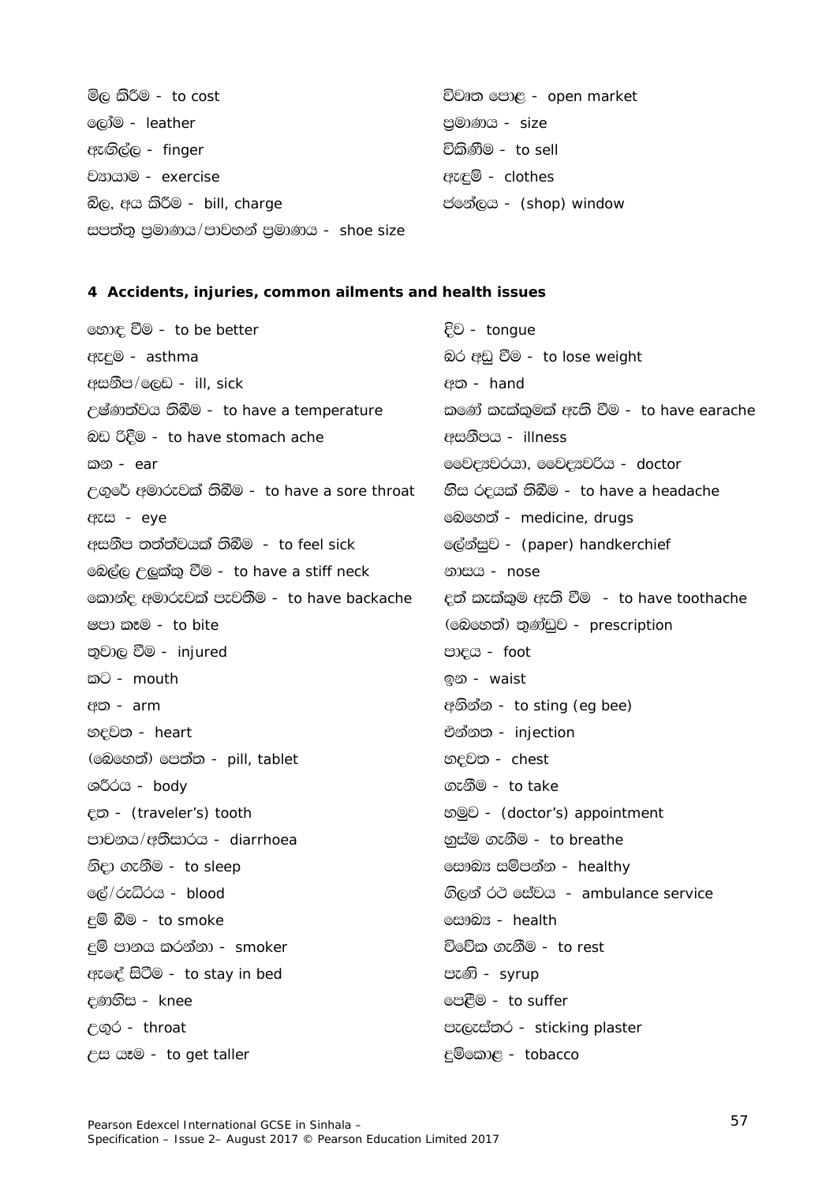මිල කිරීම - to cost

ලෝම - leather

ඇඟිල්ල - finger

ව්‍යායාම - exercise

බිල, අය කිරීම - bill, charge

සපත්තු ප්‍රමාණය/පාවහන් ප්‍රමාණය - shoe size

විවෘත පොළ - open market

ප්‍රමාණය - size

විකිණීම - to sell

ඇඳුම් - clothes

ජනේලය - (shop) window

### 4 Accidents, injuries, common ailments and health issues

හොඳ වීම - to be better

ඇදුම - asthma

අසනීප/ලෙඩ - ill, sick

උෂ්ණත්වය තිබීම - to have a temperature

බඩ රිදීම - to have stomach ache

කන - ear

උගුරේ අමාරුවක් තිබීම - to have a sore throat

ඇස - eye

අසනීප තත්ත්වයක් තිබීම - to feel sick

බෙල්ල උලුක්කු වීම - to have a stiff neck

කොන්ද අමාරුවක් පැවතීම - to have backache

ඝපා කෑම - to bite

තුවාල වීම - injured

කට - mouth

අත - arm

හදවත - heart

(බෙහෙත්) පෙත්ත - pill, tablet

ශරීරය - body

දත - (traveler's) tooth

පාචනය/අතිසාරය - diarrhoea

නිදා ගැනීම - to sleep

ලේ/රුධිරය - blood

දුම් බීම - to smoke

දුම් පානය කරන්නා - smoker

ඇඳේ සිටීම - to stay in bed

දණහිස - knee

උගුර - throat

උස යෑම - to get taller

දිව - tongue

බර අඩු වීම - to lose weight

අත - hand

කණේ කැක්කුමක් ඇති වීම - to have earache

අසනීපය - illness

වෛද්‍යවරයා, වෛද්‍යවරිය - doctor

හිස රදයක් තිබීම - to have a headache

බෙහෙත් - medicine, drugs

ලේන්සුව - (paper) handkerchief

නාසය - nose

දත් කැක්කුම ඇති වීම - to have toothache

(බෙහෙත්) තුණ්ඩුව - prescription

පාදය - foot

ඉන - waist

අනින්න - to sting (eg bee)

එන්නත - injection

හදවත - chest

ගැනීම - to take

හමුව - (doctor's) appointment

හුස්ම ගැනීම - to breathe

සෞඛ්‍ය සම්පන්න - healthy

ගිලන් රථ සේවය - ambulance service

සෞඛ්‍ය - health

විවේක ගැනීම - to rest

පැණි - syrup

පෙළීම - to suffer

පැලැස්තර - sticking plaster

දුම්කොළ - tobacco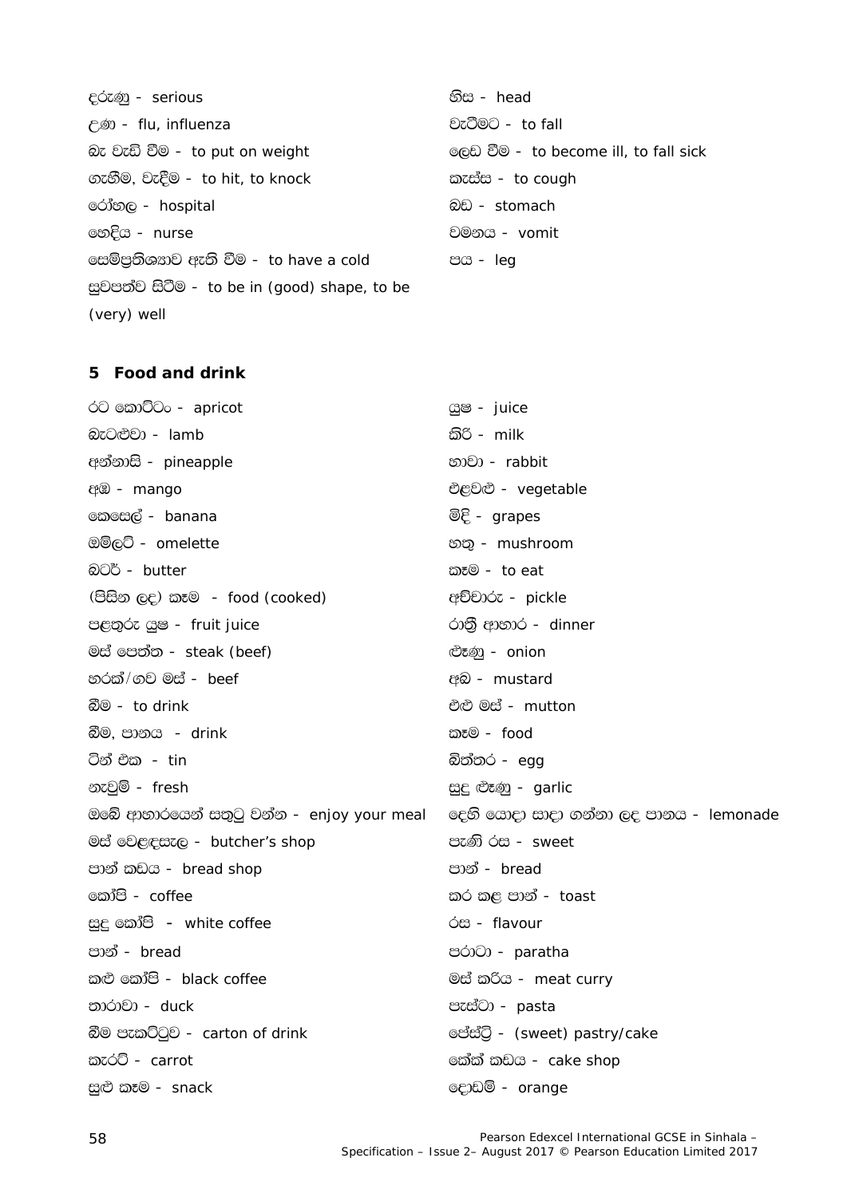දරුණු - serious

උණ - flu, influenza

බෑ වැඩි වීම - to put on weight

ගැහීම, වැදීම - to hit, to knock

රෝහල - hospital

හෙදිය - nurse

සෙම්ප්‍රතිශ්‍යාව ඇති වීම - to have a cold

සුවපත්ව සිටීම - to be in (good) shape, to be (very) well

හිස - head

වැටීමට - to fall

ලෙඩ වීම - to become ill, to fall sick

කැස්ස - to cough

බඩ - stomach

වමනය - vomit

පය - leg

## 5 Food and drink

රට කොට්ටං - apricot

බැටළුවා - lamb

අන්නාසි - pineapple

අඹ - mango

කෙසෙල් - banana

ඔම්ලට් - omelette

බටර් - butter

(පිසින ලද) කෑම - food (cooked)

පළතුරු යුෂ - fruit juice

මස් පෙත්ත - steak (beef)

හරක්/ගව මස් - beef

බීම - to drink

බීම, පානය - drink

ටින් එක - tin

නැවුම් - fresh

ඔබේ ආහාරයෙන් සතුටු වන්න - enjoy your meal

මස් වෙළඳසැල - butcher’s shop

පාන් කඩය - bread shop

කෝපි - coffee

සුදු කෝපි - white coffee

පාන් - bread

කළු කෝපි - black coffee

තාරාවා - duck

බීම පැකට්ටුව - carton of drink

කැරට් - carrot

සුළු කෑම - snack

යුෂ - juice

කිරි - milk

හාවා - rabbit

එළවළු - vegetable

මිදි - grapes

හතු - mushroom

කෑම - to eat

අච්චාරු - pickle

රාත්‍රී ආහාර - dinner

ළූණු - onion

අබ - mustard

එළු මස් - mutton

කෑම - food

බිත්තර - egg

සුදු ළූණු - garlic

දෙහි යොදා සාදා ගන්නා ලද පානය - lemonade

පැණි රස - sweet

පාන් - bread

කර කළ පාන් - toast

රස - flavour

පරාටා - paratha

මස් කරිය - meat curry

පැස්ටා - pasta

පේස්ට්‍රි - (sweet) pastry/cake

කේක් කඩය - cake shop

දොඩම් - orange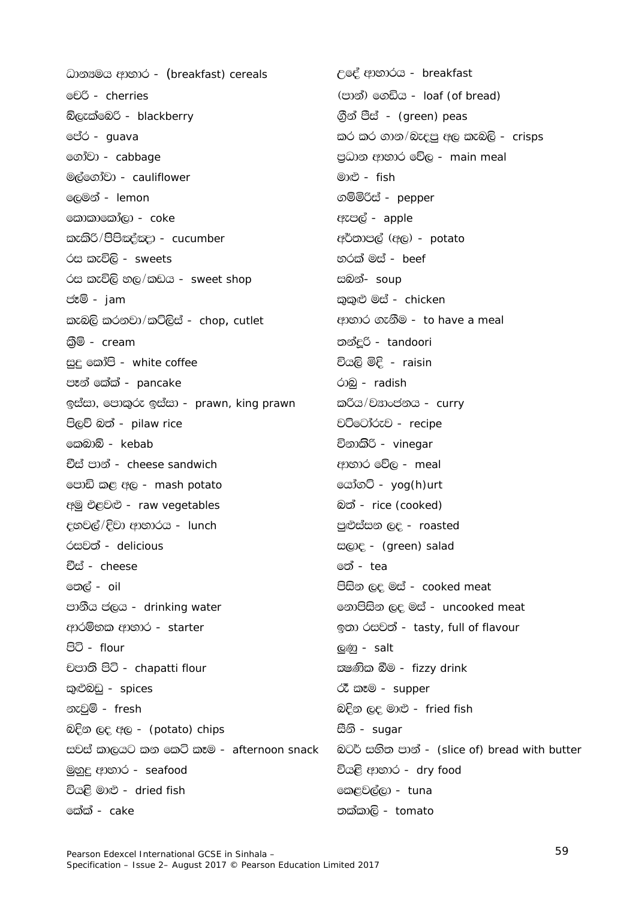ධාන්‍යමය ආහාර - (breakfast) cereals

චෙරි - cherries

බ්ලැක්බෙරි - blackberry

පේර - guava

ගෝවා - cabbage

මල්ගෝවා - cauliflower

ලෙමන් - lemon

කොකාකෝලා - coke

කැකිරි/පිපිඤ්ඤා - cucumber

රස කැවිලි - sweets

රස කැවිලි හල/කඩය - sweet shop

ජෑම් - jam

කැබලි කරනවා/කට්ලිස් - chop, cutlet

ක්‍රීම් - cream

සුදු කෝපි - white coffee

පෑන් කේක් - pancake

ඉස්සා, පොකුරු ඉස්සා - prawn, king prawn

පිලව් බත් - pilaw rice

කෙබාබ් - kebab

චීස් පාන් - cheese sandwich

පොඩි කළ අල - mash potato

අමු එළවළු - raw vegetables

දහවල්/දිවා ආහාරය - lunch

රසවත් - delicious

චීස් - cheese

තෙල් - oil

පානීය ජලය - drinking water

ආරම්භක ආහාර - starter

පිටි - flour

චපාති පිටි - chapatti flour

කුළුබඩු - spices

නැවුම් - fresh

බදින ලද අල - (potato) chips

සවස් කාලයට කන කෙටි කෑම - afternoon snack

මුහුදු ආහාර - seafood

වියළි මාළු - dried fish

කේක් - cake

උදේ ආහාරය - breakfast

(පාන්) ගෙඩිය - loaf (of bread)

ග්‍රීන් පීස් - (green) peas

කර කර ගාන/බැදපු අල කැබලි - crisps

ප්‍රධාන ආහාර වේල - main meal

මාළු - fish

ගම්මිරිස් - pepper

ඇපල් - apple

අර්තාපල් (අල) - potato

හරක් මස් - beef

සබන්- soup

කුකුළු මස් - chicken

ආහාර ගැනීම - to have a meal

තන්දූරි - tandoori

වියලි මිදි - raisin

රාබු - radish

කරිය/ව්‍යාංජනය - curry

වට්ටෝරුව - recipe

විනාකිරි - vinegar

ආහාර වේල - meal

යෝගට් - yog(h)urt

බත් - rice (cooked)

පුළුස්සන ලද - roasted

සලාද - (green) salad

තේ - tea

පිසින ලද මස් - cooked meat

නොපිසින ලද මස් - uncooked meat

ඉතා රසවත් - tasty, full of flavour

ලුණු - salt

ක්‍ෂණික බීම - fizzy drink

රෑ කෑම - supper

බදින ලද මාළු - fried fish

සීනි - sugar

බටර් සහිත පාන් - (slice of) bread with butter

වියළි ආහාර - dry food

කෙළවල්ලා - tuna

තක්කාලි - tomato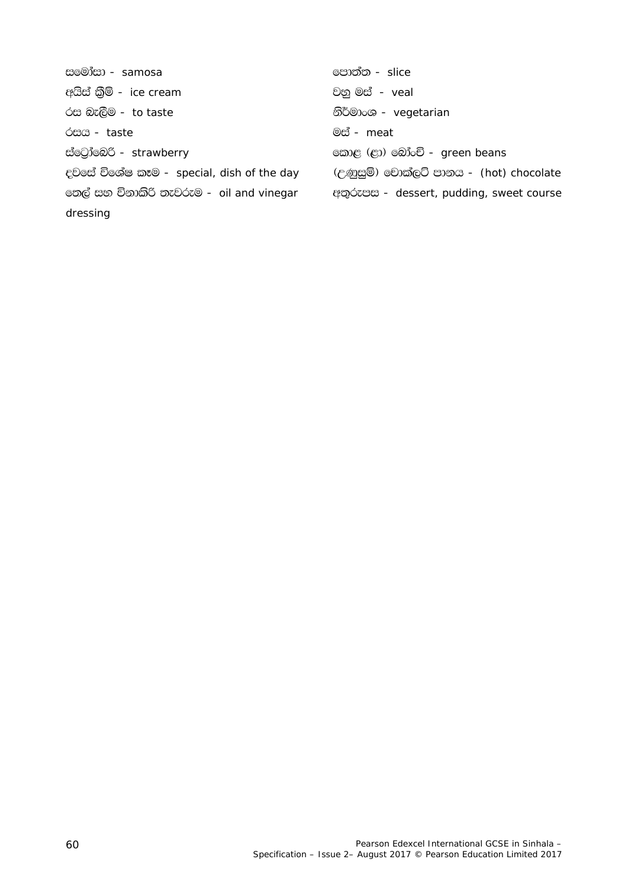සමෝසා - samosa

අයිස් ක්‍රීම් - ice cream

රස බැලීම - to taste

රසය - taste

ස්ට්‍රෝබෙරි - strawberry

දවසේ විශේෂ කෑම - special, dish of the day

තෙල් සහ විනාකිරි තැවරුම - oil and vinegar dressing

පොත්ත - slice

වහු මස් - veal

නිර්මාංශ - vegetarian

මස් - meat

කොළ (ළා) බෝංචි - green beans

(උණුසුම්) චොක්ලට් පානය - (hot) chocolate

අතුරුපස - dessert, pudding, sweet course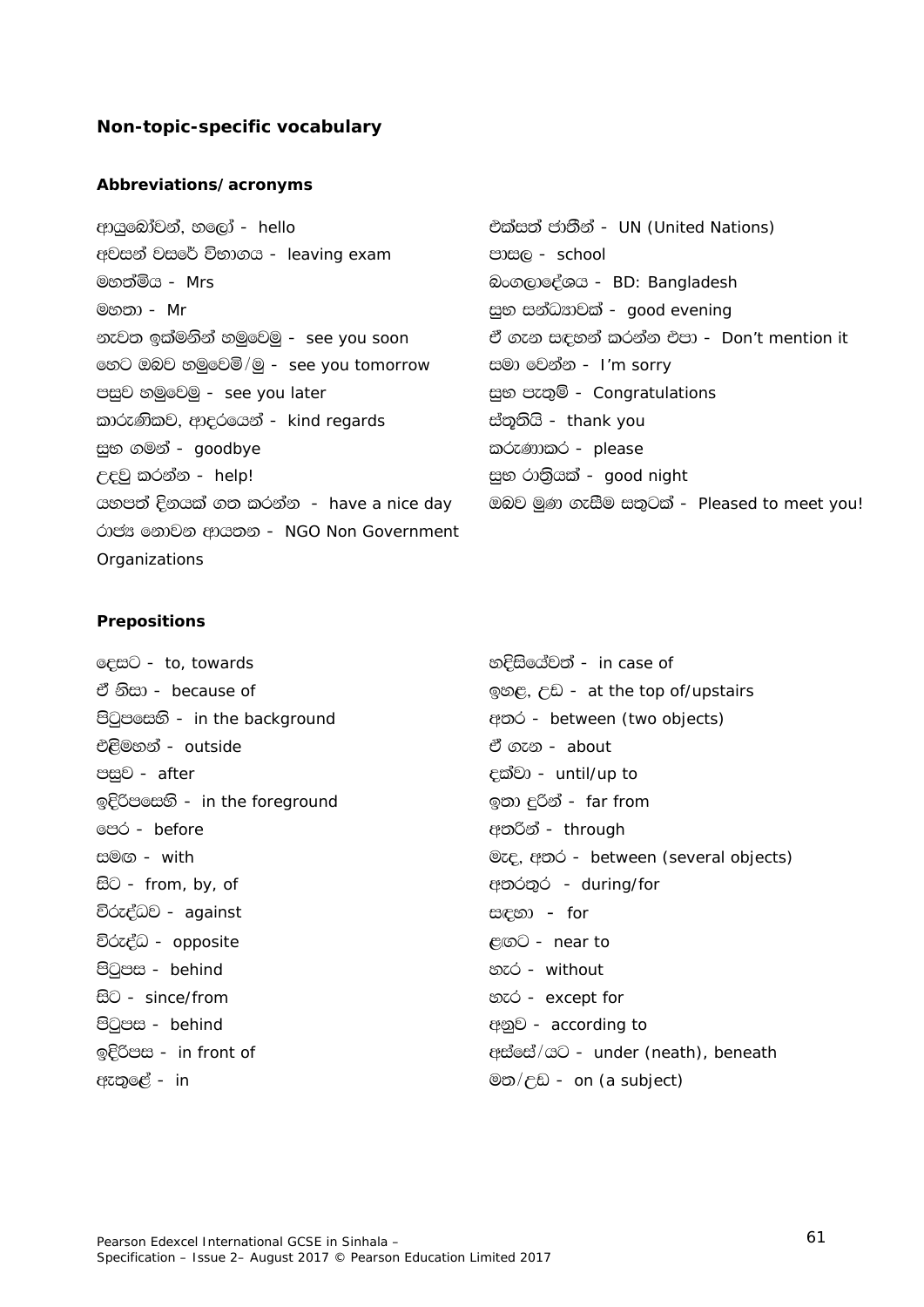## Non-topic-specific vocabulary

### Abbreviations/acronyms

ආයුබෝවන්, හලෝ - hello
අවසන් වසරේ විභාගය - leaving exam
මහත්මිය - Mrs
මහතා - Mr
නැවත ඉක්මනින් හමුවෙමු - see you soon
හෙට ඔබව හමුවෙමි/මු - see you tomorrow
පසුව හමුවෙමු - see you later
කාරුණිකව, ආදරයෙන් - kind regards
සුභ ගමන් - goodbye
උදවු කරන්න - help!
යහපත් දිනයක් ගත කරන්න - have a nice day
රාජ්‍ය නොවන ආයතන - NGO Non Government Organizations
එක්සත් ජාතීන් - UN (United Nations)
පාසල - school
බංගලාදේශය - BD: Bangladesh
සුභ සන්ධ්‍යාවක් - good evening
ඒ ගැන සඳහන් කරන්න එපා - Don't mention it
සමා වෙන්න - I'm sorry
සුභ පැතුම් - Congratulations
ස්තුතියි - thank you
කරුණාකර - please
සුභ රාත්‍රියක් - good night
ඔබව මුණ ගැසීම සතුටක් - Pleased to meet you!

### Prepositions

දෙසට - to, towards
ඒ නිසා - because of
පිටුපසෙහි - in the background
එළිමහන් - outside
පසුව - after
ඉදිරිපසෙහි - in the foreground
පෙර - before
සමඟ - with
සිට - from, by, of
විරුද්ධව - against
විරුද්ධ - opposite
පිටුපස - behind
සිට - since/from
පිටුපස - behind
ඉදිරිපස - in front of
ඇතුළේ - in
හදිසියේවත් - in case of
ඉහළ, උඩ - at the top of/upstairs
අතර - between (two objects)
ඒ ගැන - about
දක්වා - until/up to
ඉතා දුරින් - far from
අතරින් - through
මැද, අතර - between (several objects)
අතරතුර - during/for
සඳහා - for
ළඟට - near to
හැර - without
හැර - except for
අනුව - according to
අස්සේ/යට - under (neath), beneath
මත/උඩ - on (a subject)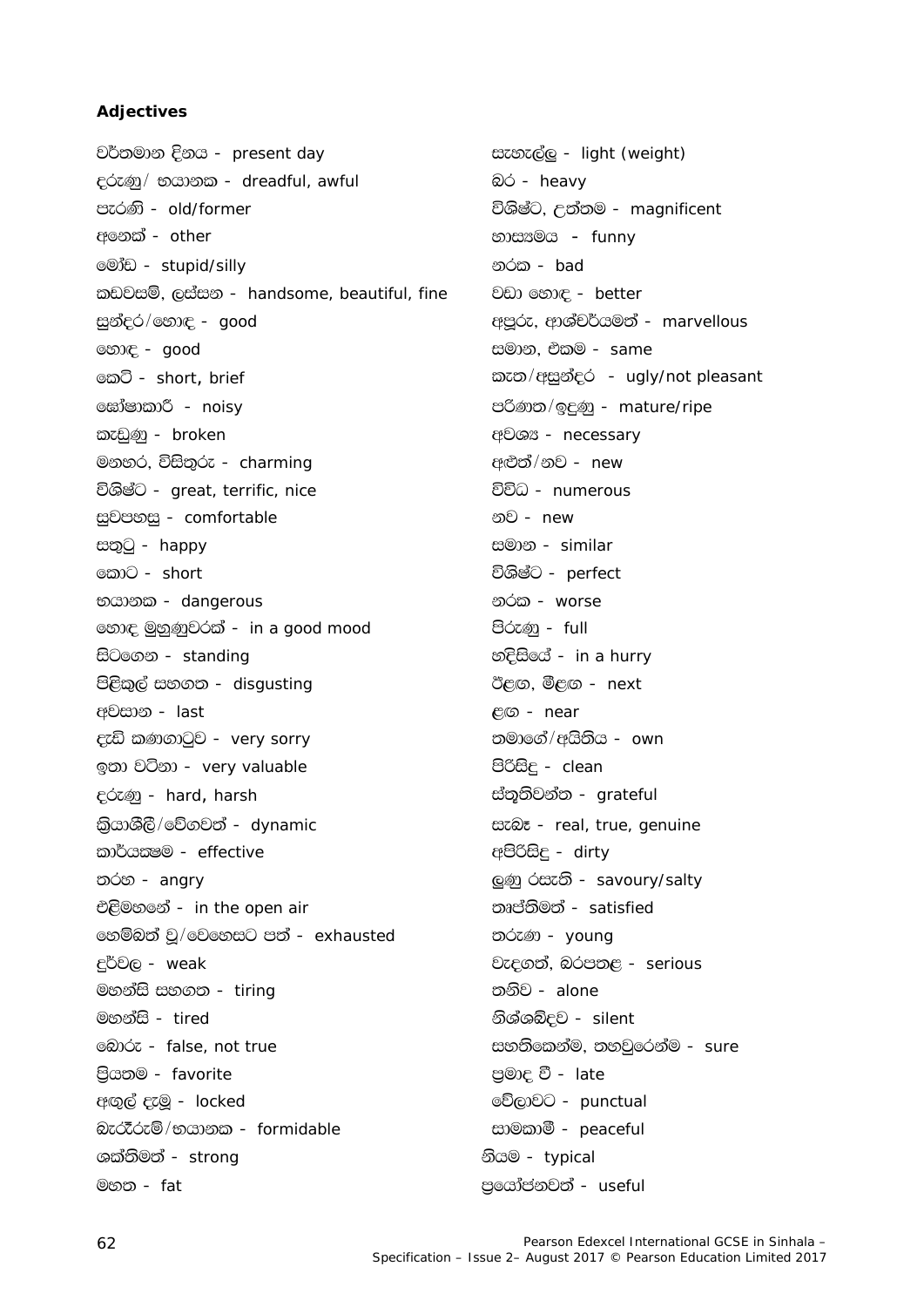**Adjectives**

වර්තමාන දිනය - present day
දරුණු/ භයානක - dreadful, awful
පැරණි - old/former
අනෙක් - other
මෝඩ - stupid/silly
කඩවසම්, ලස්සන - handsome, beautiful, fine
සුන්දර/හොඳ - good
හොඳ - good
කෙටි - short, brief
ඝෝෂාකාරී - noisy
කැඩුණු - broken
මනහර, විසිතුරු - charming
විශිෂ්ට - great, terrific, nice
සුවපහසු - comfortable
සතුටු - happy
කොට - short
භයානක - dangerous
හොඳ මුහුණුවරක් - in a good mood
සිටගෙන - standing
පිළිකුල් සහගත - disgusting
අවසාන - last
දැඩි කණගාටුව - very sorry
ඉතා වටිනා - very valuable
දරුණු - hard, harsh
ක්‍රියාශීලී/වේගවත් - dynamic
කාර්යක්ෂම - effective
තරහ - angry
එළිමහනේ - in the open air
හෙම්බත් වූ/වෙහෙසට පත් - exhausted
දුර්වල - weak
මහන්සි සහගත - tiring
මහන්සි - tired
බොරු - false, not true
ප්‍රියතම - favorite
අගුල් දැමූ - locked
බැරෑරුම්/භයානක - formidable
ශක්තිමත් - strong
මහත - fat
සැහැල්ලු - light (weight)
බර - heavy
විශිෂ්ට, උත්තම - magnificent
හාස්‍යමය - funny
නරක - bad
වඩා හොඳ - better
අපූරු, ආශ්චර්යමත් - marvellous
සමාන, එකම - same
කැත/අසුන්දර - ugly/not pleasant
පරිණත/ඉදුණු - mature/ripe
අවශ්‍ය - necessary
අළුත්/නව - new
විවිධ - numerous
නව - new
සමාන - similar
විශිෂ්ට - perfect
නරක - worse
පිරුණු - full
හදිසියේ - in a hurry
ඊළඟ, මීළඟ - next
ළඟ - near
තමාගේ/අයිතිය - own
පිරිසිදු - clean
ස්තුතිවන්ත - grateful
සැබෑ - real, true, genuine
අපිරිසිදු - dirty
ලුණු රසැති - savoury/salty
තෘප්තිමත් - satisfied
තරුණ - young
වැදගත්, බරපතළ - serious
තනිව - alone
නිශ්ශබ්දව - silent
සහතිකෙන්ම, තහවුරෙන්ම - sure
ප්‍රමාද වී - late
වේලාවට - punctual
සාමකාමී - peaceful
නියම - typical
ප්‍රයෝජනවත් - useful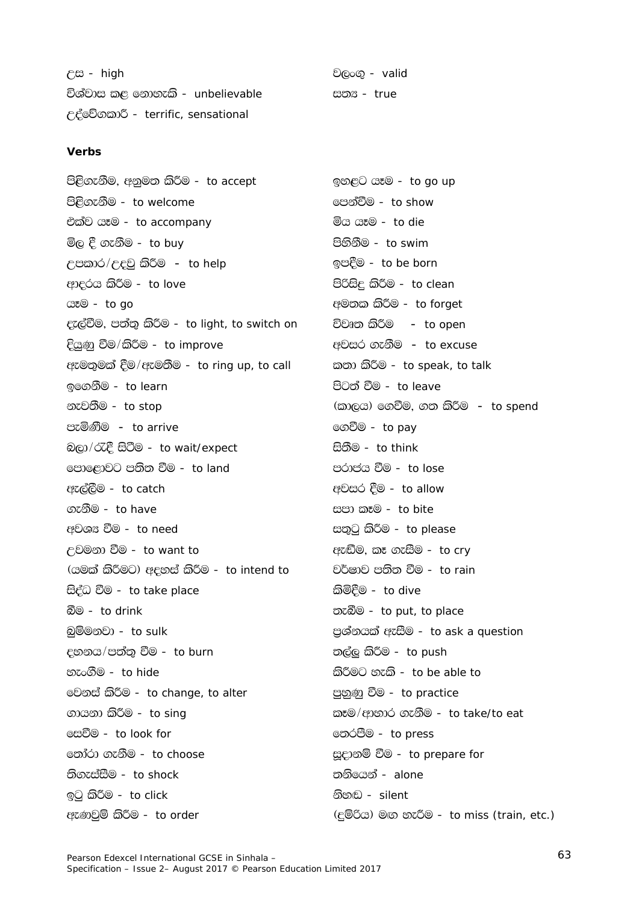උස - high

විශ්වාස කළ නොහැකි - unbelievable

උද්වේගකාරී - terrific, sensational

වලංගු - valid

සත්‍ය - true

**Verbs**

පිළිගැනීම, අනුමත කිරීම - to accept

පිළිගැනීම - to welcome

එක්ව යෑම - to accompany

මිල දී ගැනීම - to buy

උපකාර/උදවු කිරීම - to help

ආදරය කිරීම - to love

යෑම - to go

දැල්වීම, පත්තු කිරීම - to light, to switch on

දියුණු වීම/කිරීම - to improve

ඇමතුමක් දීම/ඇමතීම - to ring up, to call

ඉගෙනීම - to learn

නැවතීම - to stop

පැමිණීම - to arrive

බලා/රැඳී සිටීම - to wait/expect

පොළොවට පතිත වීම - to land

ඇල්ලීම - to catch

ගැනීම - to have

අවශ්‍ය වීම - to need

උවමනා වීම - to want to

(යමක් කිරීමට) අදහස් කිරීම - to intend to

සිද්ධ වීම - to take place

බීම - to drink

බුම්මනවා - to sulk

දහනය/පත්තු වීම - to burn

හැංගීම - to hide

වෙනස් කිරීම - to change, to alter

ගායනා කිරීම - to sing

සෙවීම - to look for

තෝරා ගැනීම - to choose

තිගැස්සීම - to shock

ඉටු කිරීම - to click

ඇණවුම් කිරීම - to order

ඉහළට යෑම - to go up

පෙන්වීම - to show

මිය යෑම - to die

පිහිනීම - to swim

ඉපදීම - to be born

පිරිසිදු කිරීම - to clean

අමතක කිරීම - to forget

විවෘත කිරීම - to open

අවසර ගැනීම - to excuse

කතා කිරීම - to speak, to talk

පිටත් වීම - to leave

(කාලය) ගෙවීම, ගත කිරීම - to spend

ගෙවීම - to pay

සිතීම - to think

පරාජය වීම - to lose

අවසර දීම - to allow

සපා කෑම - to bite

සතුටු කිරීම - to please

ඇඬීම, කෑ ගැසීම - to cry

වර්ෂාව පතිත වීම - to rain

කිමිදීම - to dive

තැබීම - to put, to place

ප්‍රශ්නයක් ඇසීම - to ask a question

තල්ලු කිරීම - to push

කිරීමට හැකි - to be able to

පුහුණු වීම - to practice

කෑම/ආහාර ගැනීම - to take/to eat

තෙරපීම - to press

සූදානම් වීම - to prepare for

තනියෙන් - alone

නිහඬ - silent

(දුම්රිය) මග හැරීම - to miss (train, etc.)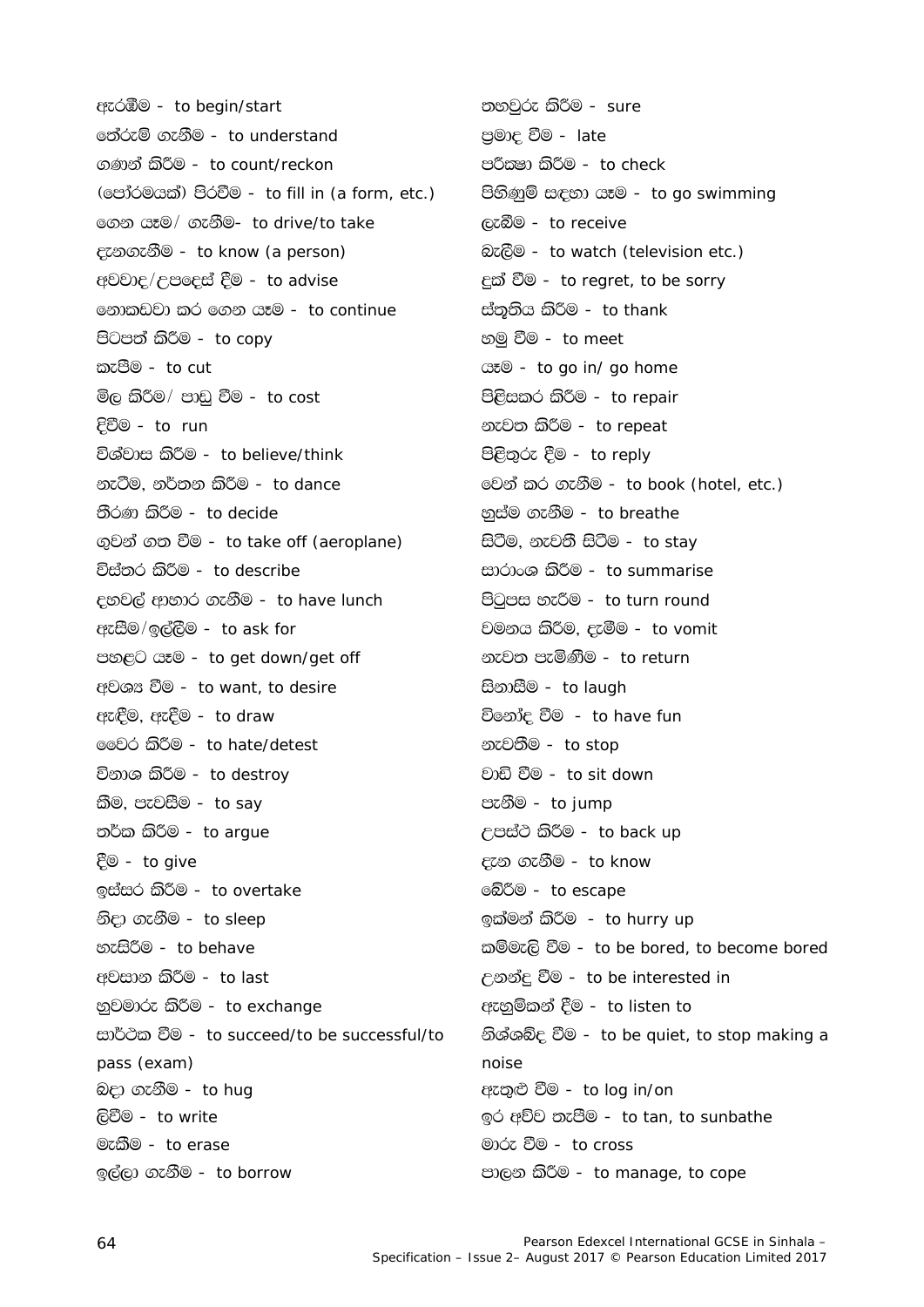ඇරඹීම - to begin/start

තේරුම් ගැනීම - to understand

ගණන් කිරීම - to count/reckon

(පෝරමයක්) පිරවීම - to fill in (a form, etc.)

ගෙන යෑම/ ගැනීම- to drive/to take

දැනගැනීම - to know (a person)

අවවාද/උපදෙස් දීම - to advise

නොකඩවා කර ගෙන යෑම - to continue

පිටපත් කිරීම - to copy

කැපීම - to cut

මිල කිරීම/ පාඩු වීම - to cost

දිවීම - to run

විශ්වාස කිරීම - to believe/think

නැටීම, නර්තන කිරීම - to dance

තීරණ කිරීම - to decide

ගුවන් ගත වීම - to take off (aeroplane)

විස්තර කිරීම - to describe

දහවල් ආහාර ගැනීම - to have lunch

ඇසීම/ඉල්ලීම - to ask for

පහළට යෑම - to get down/get off

අවශ්‍ය වීම - to want, to desire

ඇඳීම, ඇදීම - to draw

වෛර කිරීම - to hate/detest

විනාශ කිරීම - to destroy

කීම, පැවසීම - to say

තර්ක කිරීම - to argue

දීම - to give

ඉස්සර කිරීම - to overtake

නිදා ගැනීම - to sleep

හැසිරීම - to behave

අවසාන කිරීම - to last

හුවමාරු කිරීම - to exchange

සාර්ථක වීම - to succeed/to be successful/to pass (exam)

බදා ගැනීම - to hug

ලිවීම - to write

මැකීම - to erase

ඉල්ලා ගැනීම - to borrow

තහවුරු කිරීම - sure

ප්‍රමාද වීම - late

පරීක්ෂා කිරීම - to check

පිහිණුම් සඳහා යෑම - to go swimming

ලැබීම - to receive

බැලීම - to watch (television etc.)

දුක් වීම - to regret, to be sorry

ස්තුතිය කිරීම - to thank

හමු වීම - to meet

යෑම - to go in/ go home

පිළිසකර කිරීම - to repair

නැවත කිරීම - to repeat

පිළිතුරු දීම - to reply

වෙන් කර ගැනීම - to book (hotel, etc.)

හුස්ම ගැනීම - to breathe

සිටීම, නැවතී සිටීම - to stay

සාරාංශ කිරීම - to summarise

පිටුපස හැරීම - to turn round

වමනය කිරීම, දැමීම - to vomit

නැවත පැමිණීම - to return

සිනාසීම - to laugh

විනෝද වීම - to have fun

නැවතීම - to stop

වාඩි වීම - to sit down

පැනීම - to jump

උපස්ථ කිරීම - to back up

දැන ගැනීම - to know

බේරීම - to escape

ඉක්මන් කිරීම - to hurry up

කම්මැලි වීම - to be bored, to become bored

උනන්දු වීම - to be interested in

ඇහුම්කන් දීම - to listen to

නිශ්ශබ්ද වීම - to be quiet, to stop making a noise

ඇතුළු වීම - to log in/on

ඉර අව්ව තැපීම - to tan, to sunbathe

මාරු වීම - to cross

පාලන කිරීම - to manage, to cope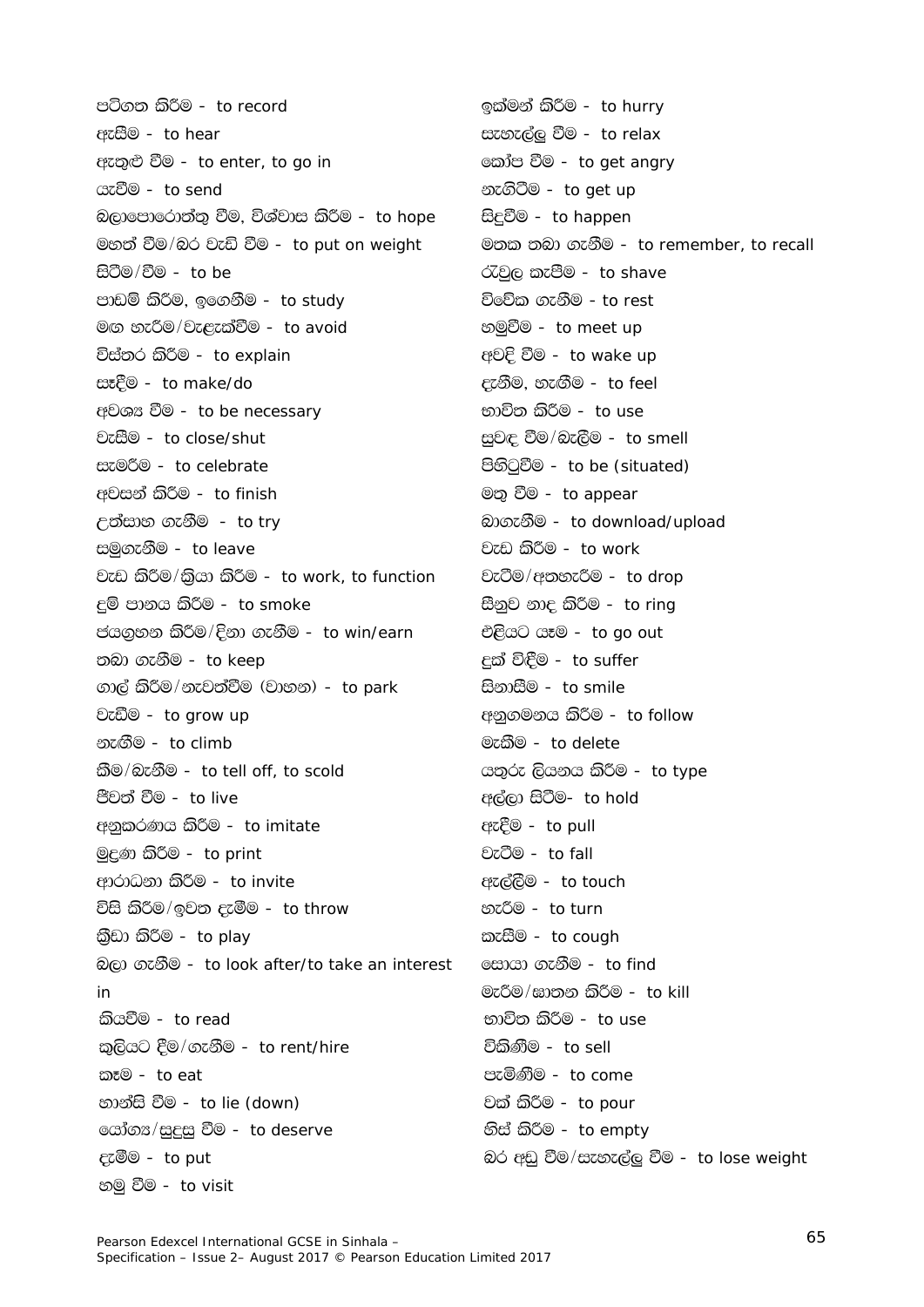පටිගත කිරීම - to record
ඇසීම - to hear
ඇතුළු වීම - to enter, to go in
යැවීම - to send
බලාපොරොත්තු වීම, විශ්වාස කිරීම - to hope
මහත් වීම/බර වැඩි වීම - to put on weight
සිටීම/වීම - to be
පාඩම් කිරීම, ඉගෙනීම - to study
මඟ හැරීම/වැළැක්වීම - to avoid
විස්තර කිරීම - to explain
සෑදීම - to make/do
අවශ්‍ය වීම - to be necessary
වැසීම - to close/shut
සැමරීම - to celebrate
අවසන් කිරීම - to finish
උත්සාහ ගැනීම - to try
සමුගැනීම - to leave
වැඩ කිරීම/ක්‍රියා කිරීම - to work, to function
දුම් පානය කිරීම - to smoke
ජයග්‍රහණ කිරීම/දිනා ගැනීම - to win/earn
තබා ගැනීම - to keep
ගාල් කිරීම/නැවත්වීම (වාහන) - to park
වැඩීම - to grow up
නැගීම - to climb
කීම/බැනීම - to tell off, to scold
ජීවත් වීම - to live
අනුකරණය කිරීම - to imitate
මුද්‍රණ කිරීම - to print
ආරාධනා කිරීම - to invite
විසි කිරීම/ඉවත දැමීම - to throw
ක්‍රීඩා කිරීම - to play
බලා ගැනීම - to look after/to take an interest in
කියවීම - to read
කුලියට දීම/ගැනීම - to rent/hire
කෑම - to eat
හාන්සි වීම - to lie (down)
යෝග්‍ය/සුදුසු වීම - to deserve
දැමීම - to put
හමු වීම - to visit
ඉක්මන් කිරීම - to hurry
සැහැල්ලු වීම - to relax
කෝප වීම - to get angry
නැගිටීම - to get up
සිදුවීම - to happen
මතක තබා ගැනීම - to remember, to recall
රැවුල කැපීම - to shave
විවේක ගැනීම - to rest
හමුවීම - to meet up
අවදි වීම - to wake up
දැනීම, හැඟීම - to feel
භාවිත කිරීම - to use
සුවඳ වීම/බැලීම - to smell
පිහිටුවීම - to be (situated)
මතු වීම - to appear
බාගැනීම - to download/upload
වැඩ කිරීම - to work
වැටීම/අතහැරීම - to drop
සීනුව නාද කිරීම - to ring
එළියට යෑම - to go out
දුක් විඳීම - to suffer
සිනාසීම - to smile
අනුගමනය කිරීම - to follow
මැකීම - to delete
යතුරු ලියනය කිරීම - to type
අල්ලා සිටීම- to hold
ඇදීම - to pull
වැටීම - to fall
ඇල්ලීම - to touch
හැරීම - to turn
කැසීම - to cough
සොයා ගැනීම - to find
මැරීම/ඝාතන කිරීම - to kill
භාවිත කිරීම - to use
විකිණීම - to sell
පැමිණීම - to come
වක් කිරීම - to pour
හිස් කිරීම - to empty
බර අඩු වීම/සැහැල්ලු වීම - to lose weight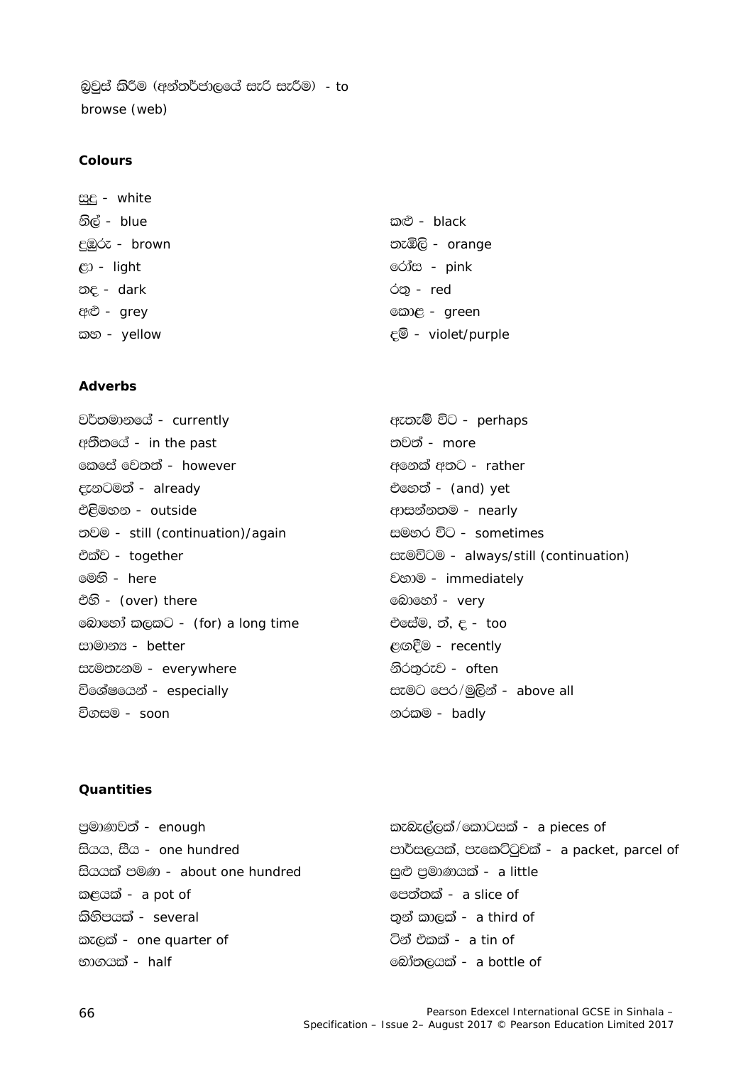බ්‍රවුස් කිරීම (අන්තර්ජාලයේ සැරි සැරීම) - to browse (web)

**Colours**

සුදු - white

නිල් - blue

දුඹුරු - brown

ළා - light

තද - dark

අළු - grey

කහ - yellow

කළු - black

තැඹිලි - orange

රෝස - pink

රතු - red

කොළ - green

දම් - violet/purple

**Adverbs**

වර්තමානයේ - currently

අතීතයේ - in the past

කෙසේ වෙතත් - however

දැනටමත් - already

එළිමහන - outside

තවම - still (continuation)/again

එක්ව - together

මෙහි - here

එහි - (over) there

බොහෝ කලකට - (for) a long time

සාමාන්‍ය - better

සැමතැනම - everywhere

විශේෂයෙන් - especially

විගසම - soon

ඇතැම් විට - perhaps

තවත් - more

අනෙක් අතට - rather

එහෙත් - (and) yet

ආසන්නතම - nearly

සමහර විට - sometimes

සැමවිටම - always/still (continuation)

වහාම - immediately

බොහෝ - very

එසේම, ත්, ද - too

ළඟදීම - recently

නිරතුරුව - often

සැමට පෙර/මුලින් - above all

නරකම - badly

**Quantities**

ප්‍රමාණවත් - enough

සියය, සීය - one hundred

සියයක් පමණ - about one hundred

කළයක් - a pot of

කිහිපයක් - several

කැලක් - one quarter of

භාගයක් - half

කැබැල්ලක්/කොටසක් - a pieces of

පාර්සලයක්, පැකෙට්ටුවක් - a packet, parcel of

සුළු ප්‍රමාණයක් - a little

පෙත්තක් - a slice of

තුන් කාලක් - a third of

ටින් එකක් - a tin of

බෝතලයක් - a bottle of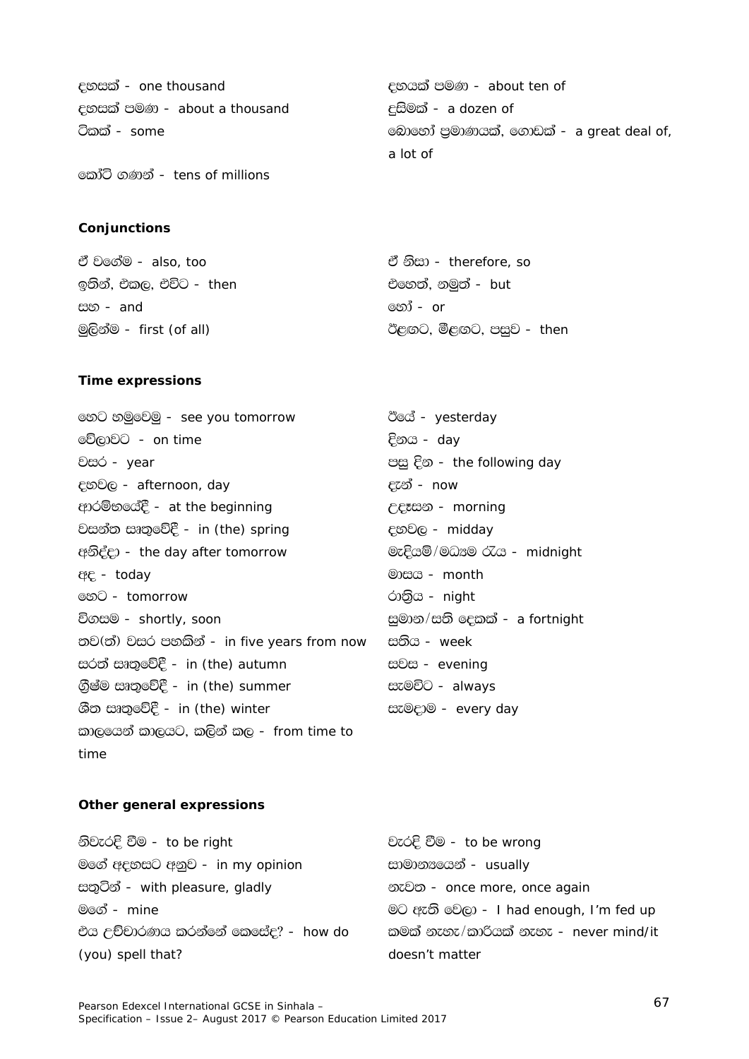දහසක් - one thousand

දහසක් පමණ - about a thousand

ටිකක් - some

කෝටි ගණන් - tens of millions

දහයක් පමණ - about ten of

දුසිමක් - a dozen of

බොහෝ ප්‍රමාණයක්, ගොඩක් - a great deal of, a lot of

**Conjunctions**

ඒ වගේම - also, too

ඉතින්, එකල, එවිට - then

සහ - and

මුලින්ම - first (of all)

ඒ නිසා - therefore, so

එහෙත්, නමුත් - but

හෝ - or

ඊළඟට, මීළඟට, පසුව - then

**Time expressions**

හෙට හමුවෙමු - see you tomorrow

වේලාවට - on time

වසර - year

දහවල - afternoon, day

ආරම්භයේදී - at the beginning

වසන්ත ඍතුවේදී - in (the) spring

අනිද්දා - the day after tomorrow

අද - today

හෙට - tomorrow

විගසම - shortly, soon

තව(ත්) වසර පහකින් - in five years from now

සරත් ඍතුවේදී - in (the) autumn

ග්‍රීෂ්ම ඍතුවේදී - in (the) summer

ශීත ඍතුවේදී - in (the) winter

කාලයෙන් කාලයට, කලින් කල - from time to time

ඊයේ - yesterday

දිනය - day

පසු දින - the following day

දැන් - now

උදෑසන - morning

දහවල - midday

මැදියම්/මධ්‍යම රැය - midnight

මාසය - month

රාත්‍රිය - night

සුමාන/සති දෙකක් - a fortnight

සතිය - week

සවස - evening

සැමවිට - always

සැමදාම - every day

**Other general expressions**

නිවැරදි වීම - to be right

මගේ අදහසට අනුව - in my opinion

සතුටින් - with pleasure, gladly

මගේ - mine

එය උච්චාරණය කරන්නේ කෙසේද? - how do (you) spell that?

වැරදි වීම - to be wrong

සාමාන්‍යයෙන් - usually

නැවත - once more, once again

මට ඇති වෙලා - I had enough, I'm fed up

කමක් නැහැ/කාරියක් නැහැ - never mind/it doesn't matter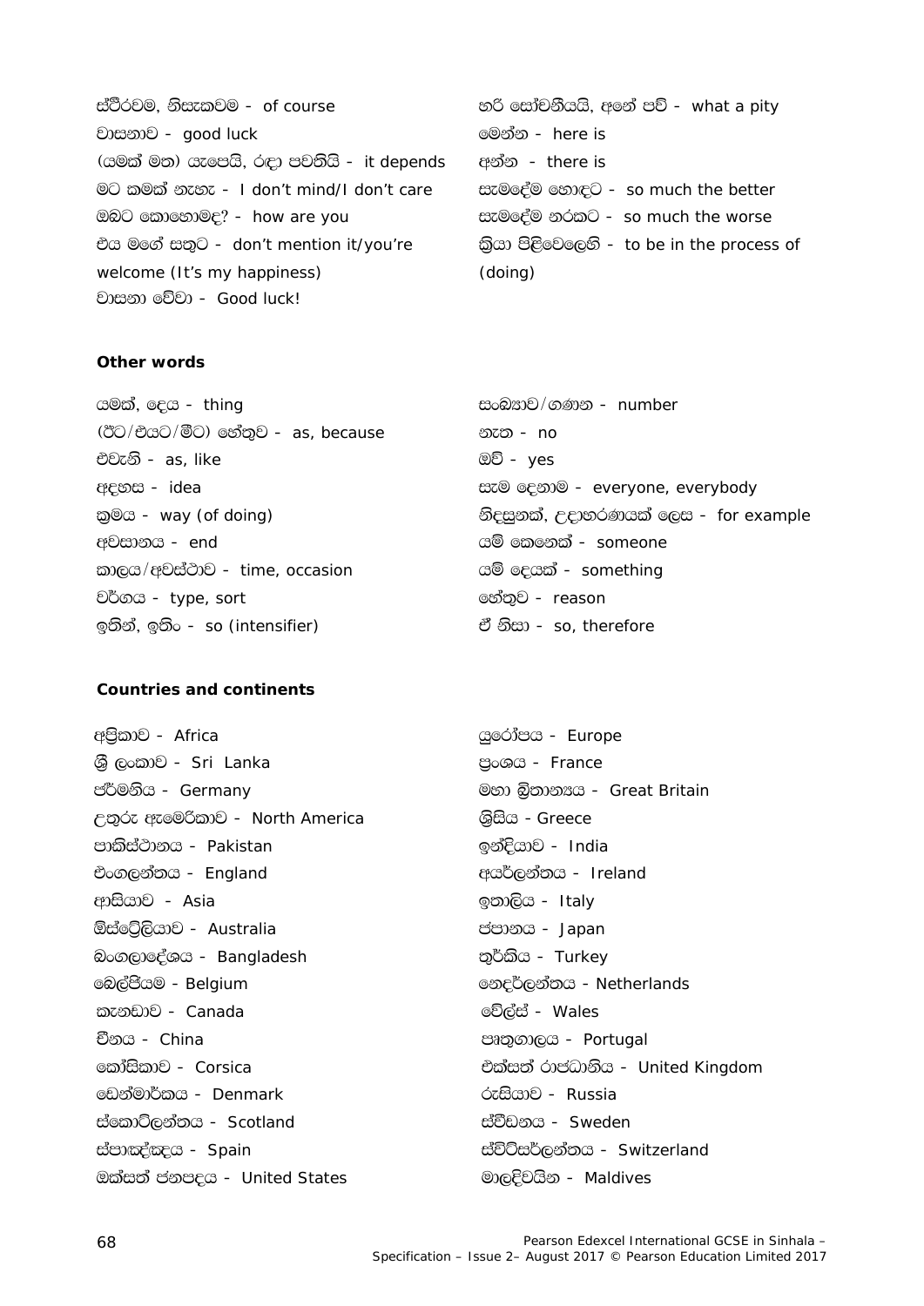ස්ථිරවම, නිසැකවම - of course

වාසනාව - good luck

(යමක් මත) යැපෙයි, රඳා පවතියි - it depends

මට කමක් නැහැ - I don't mind/I don't care

ඔබට කොහොමද? - how are you

එය මගේ සතුට - don't mention it/you're welcome (It's my happiness)

වාසනා වේවා - Good luck!

හරි සෝචනීයයි, අනේ පව් - what a pity

මෙන්න - here is

අන්න - there is

සැමදේම හොඳට - so much the better

සැමදේම නරකට - so much the worse

ක්‍රියා පිළිවෙලෙහි - to be in the process of (doing)

**Other words**

යමක්, දෙය - thing

(ඊට/එයට/මීට) හේතුව - as, because

එවැනි - as, like

අදහස - idea

ක්‍රමය - way (of doing)

අවසානය - end

කාලය/අවස්ථාව - time, occasion

වර්ගය - type, sort

ඉතින්, ඉතිං - so (intensifier)

සංඛ්‍යාව/ගණන - number

නැත - no

ඔව් - yes

සැම දෙනාම - everyone, everybody

නිදසුනක්, උදාහරණයක් ලෙස - for example

යම් කෙනෙක් - someone

යම් දෙයක් - something

හේතුව - reason

ඒ නිසා - so, therefore

**Countries and continents**

අප්‍රිකාව - Africa

ශ්‍රී ලංකාව - Sri Lanka

ජර්මනිය - Germany

උතුරු ඇමෙරිකාව - North America

පාකිස්ථානය - Pakistan

එංගලන්තය - England

ආසියාව - Asia

ඕස්ට්‍රේලියාව - Australia

බංගලාදේශය - Bangladesh

බෙල්ජියම - Belgium

කැනඩාව - Canada

චීනය - China

කෝසිකාව - Corsica

ඩෙන්මාර්කය - Denmark

ස්කොට්ලන්තය - Scotland

ස්පාඤ්ඤය - Spain

ඔක්සත් ජනපදය - United States

යුරෝපය - Europe

ප්‍රංශය - France

මහා බ්‍රිතාන්‍යය - Great Britain

ග්‍රීසිය - Greece

ඉන්දියාව - India

අයර්ලන්තය - Ireland

ඉතාලිය - Italy

ජපානය - Japan

තුර්කිය - Turkey

නෙදර්ලන්තය - Netherlands

වේල්ස් - Wales

පෘතුගාලය - Portugal

එක්සත් රාජධානිය - United Kingdom

රුසියාව - Russia

ස්වීඩනය - Sweden

ස්විට්සර්ලන්තය - Switzerland

මාලදිවයින - Maldives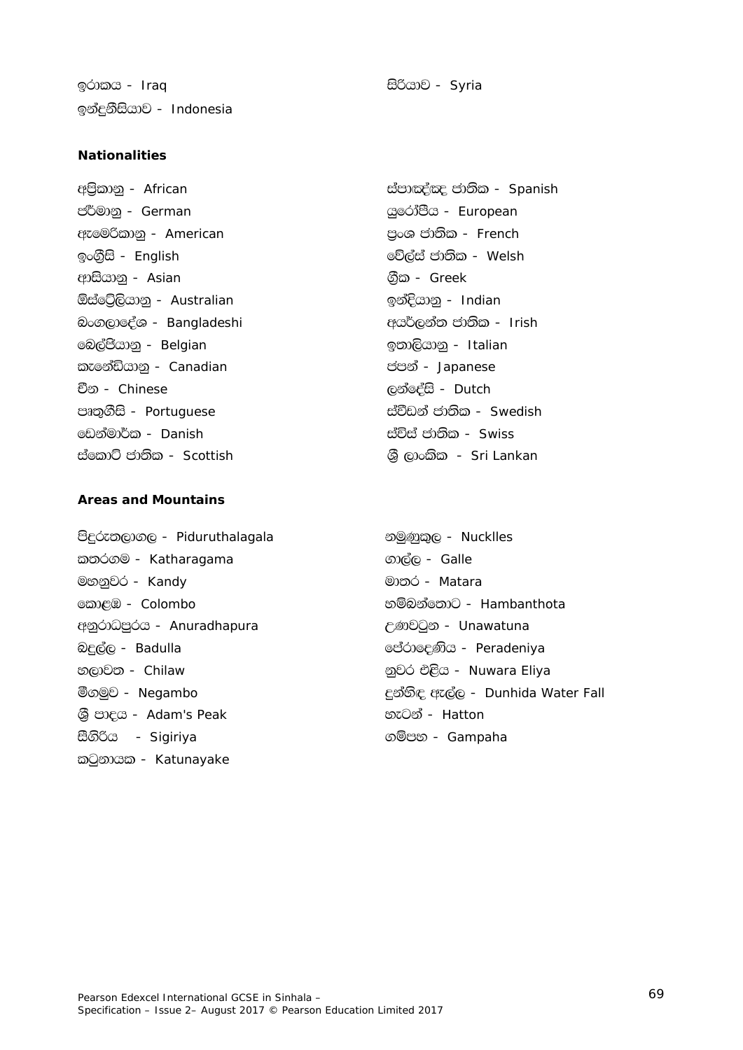ඉරාකය - Iraq

ඉන්දුනීසියාව - Indonesia

සිරියාව - Syria

**Nationalities**

අප්‍රිකානු - African

ජර්මානු - German

ඇමෙරිකානු - American

ඉංග්‍රීසි - English

ආසියානු - Asian

ඕස්ට්‍රේලියානු - Australian

බංගලාදේශ - Bangladeshi

බෙල්ජියානු - Belgian

කැනේඩියානු - Canadian

චීන - Chinese

පෘතුගීසි - Portuguese

ඩෙන්මාර්ක - Danish

ස්කොට් ජාතික - Scottish

ස්පාඤ්ඤ ජාතික - Spanish

යුරෝපීය - European

ප්‍රංශ ජාතික - French

වේල්ස් ජාතික - Welsh

ග්‍රීක - Greek

ඉන්දියානු - Indian

අයර්ලන්ත ජාතික - Irish

ඉතාලියානු - Italian

ජපන් - Japanese

ලන්දේසි - Dutch

ස්වීඩන් ජාතික - Swedish

ස්විස් ජාතික - Swiss

ශ්‍රී ලාංකික - Sri Lankan

**Areas and Mountains**

පිදුරුතලාගල - Piduruthalagala

කතරගම - Katharagama

මහනුවර - Kandy

කොළඹ - Colombo

අනුරාධපුරය - Anuradhapura

බදුල්ල - Badulla

හලාවත - Chilaw

මීගමුව - Negambo

ශ්‍රී පාදය - Adam's Peak

සීගිරිය - Sigiriya

කටුනායක - Katunayake

නමුණුකුල - Nucklles

ගාල්ල - Galle

මාතර - Matara

හම්බන්තොට - Hambanthota

උණවටුන - Unawatuna

පේරාදෙණිය - Peradeniya

නුවර එළිය - Nuwara Eliya

දුන්හිඳ ඇල්ල - Dunhida Water Fall

හැටන් - Hatton

ගම්පහ - Gampaha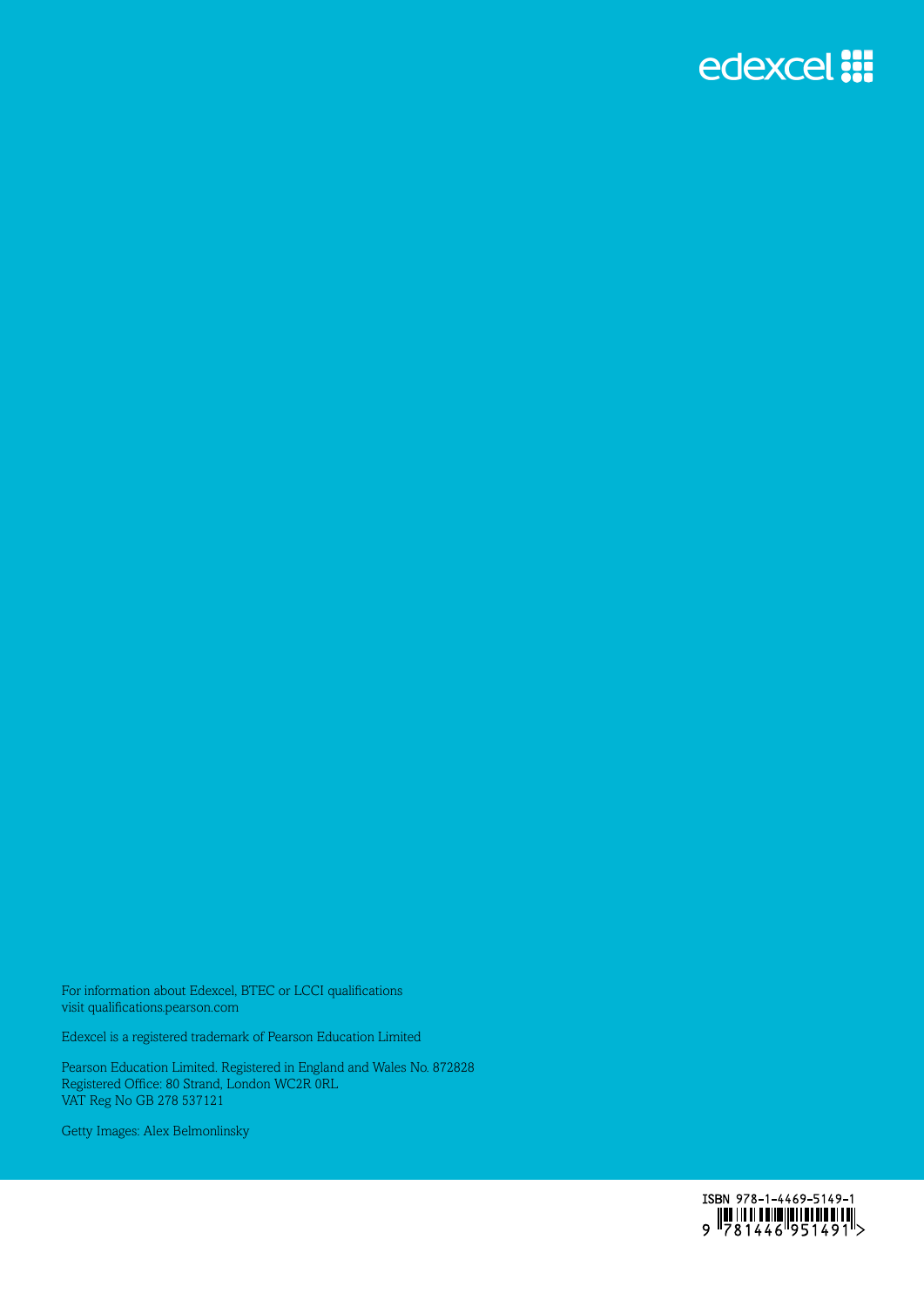edexcel

For information about Edexcel, BTEC or LCCI qualifications
visit qualifications.pearson.com

Edexcel is a registered trademark of Pearson Education Limited

Pearson Education Limited. Registered in England and Wales No. 872828
Registered Office: 80 Strand, London WC2R 0RL
VAT Reg No GB 278 537121

Getty Images: Alex Belmonlinsky

ISBN 978-1-4469-5149-1

9 781446 951491 >